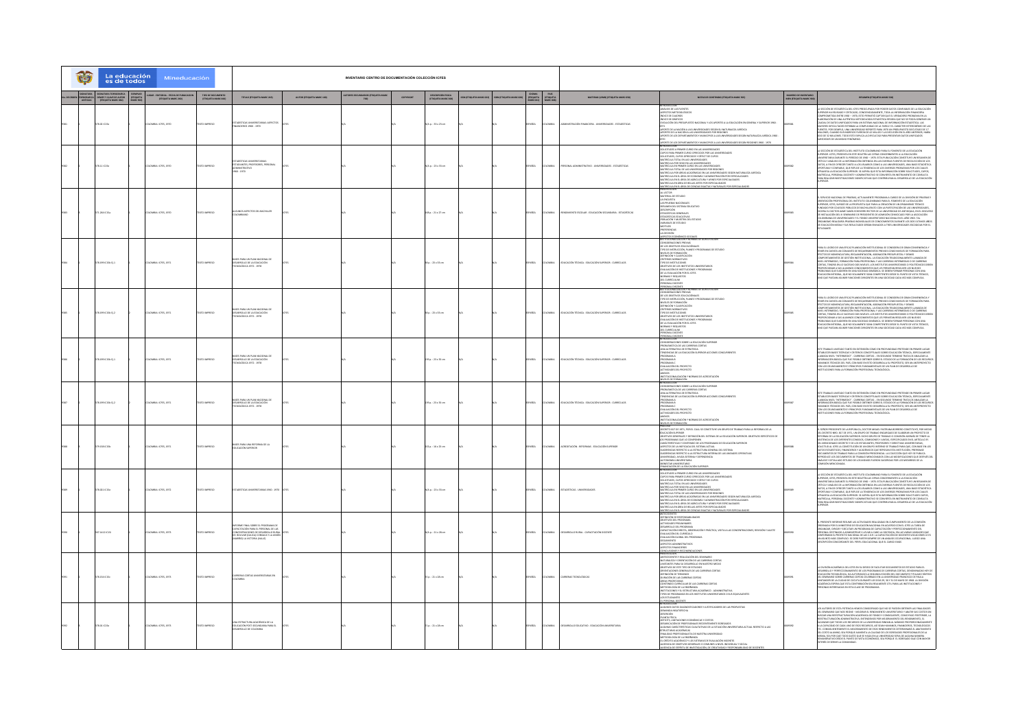# INVENTARIO CENTRO DE DOCUMENTACIÓN COLECCIÓN ICFES

| TÍTULO (ETIQUETA MARC 245) | AUTOR (ETIQUETA MARC 100) | CIUDAD - EDITORIAL - FECHA DE PUBLICACIÓN (ETIQUETA MARC 260) | TIPO DE DOCUMENTO | IDIOMA | PAÍS | MATERIAS (ETIQUETA MARC 650) |
|---|---|---|---|---|---|---|
| ESTADISTICAS UNIVERSITARIAS ASPECTOS FINANCIEROS 1960 - 1970 | ICFES | COLOMBIA : ICFES, 1970 | TEXTO IMPRESO | ESPAÑOL | COLOMBIA | ADMINISTRACIÓN FINANCIERA - UNIVERSIDADES - ESTADISTICAS |
| ESTADISTICAS UNIVERSITARIAS: ESTUDIANTES, PROFESORES, PERSONAL ADMINISTRATIVO 1960 - 1970 | ICFES | COLOMBIA : ICFES, 1970 | TEXTO IMPRESO | ESPAÑOL | COLOMBIA | PERSONAL ADMINISTRATIVO - UNIVERSIDADES - ESTADISTICAS |
| ALGUNOS ASPECTOS DEL BACHILLER COLOMBIANO | ICFES | COLOMBIA : ICFES, 1970 | TEXTO IMPRESO | ESPAÑOL | COLOMBIA | RENDIMIENTO ESCOLAR - EDUCACIÓN SECUNDARIA - ESTADISTICAS |
| BASES PARA UN PLAN NACIONAL DE DESARROLLO DE LA EDUCACIÓN TECNOLÓGICA 1971 - 1978 | ICFES | COLOMBIA : ICFES, 1971 | TEXTO IMPRESO | ESPAÑOL | COLOMBIA | EDUCACIÓN TÉCNICA - EDUCACIÓN SUPERIOR - CURRÍCULOS |
| BASES PARA UN PLAN NACIONAL DE DESARROLLO DE LA EDUCACIÓN TECNOLÓGICA 1971 - 1978 | ICFES | COLOMBIA : ICFES, 1971 | TEXTO IMPRESO | ESPAÑOL | COLOMBIA | EDUCACIÓN TÉCNICA - EDUCACIÓN SUPERIOR - CURRÍCULOS |
| BASES PARA UN PLAN NACIONAL DE DESARROLLO DE LA EDUCACIÓN TECNOLÓGICA 1971 - 1978 | ICFES | COLOMBIA : ICFES, 1971 | TEXTO IMPRESO | ESPAÑOL | COLOMBIA | EDUCACIÓN TÉCNICA - EDUCACIÓN SUPERIOR - CURRÍCULOS |
| BASES PARA UN PLAN NACIONAL DE DESARROLLO DE LA EDUCACIÓN TECNOLÓGICA 1971 - 1978 | ICFES | COLOMBIA : ICFES, 1971 | TEXTO IMPRESO | ESPAÑOL | COLOMBIA | EDUCACIÓN TÉCNICA - EDUCACIÓN SUPERIOR - CURRÍCULOS |
| BASES PARA UNA REFORMA DE LA EDUCACIÓN SUPERIOR | ICFES | COLOMBIA : ICFES, 1971 | TEXTO IMPRESO | ESPAÑOL | COLOMBIA | ACREDITACIÓN - REFORMAS - EDUCACIÓN SUPERIOR |
| ESTADISTICAS UNIVERSITARIAS 1960 - 1970 | ICFES | COLOMBIA : ICFES, 1971 | TEXTO IMPRESO | ESPAÑOL | COLOMBIA | ESTADISTICAS - UNIVERSIDADES |
| INFORME FINAL SOBRE EL PROGRAMA DE CAPACITACIÓN PARA EL PERSONAL DE LAS CONCENTRACIONES DE DESARROLLO RURAL | ICFES | COLOMBIA : ICFES, 1971 | TEXTO IMPRESO | ESPAÑOL | COLOMBIA | DESARROLLO RURAL - CAPACITACIÓN DOCENTE |
| CARRERAS CORTAS UNIVERSITARIAS EN COLOMBIA | ICFES | COLOMBIA : ICFES, 1971 | TEXTO IMPRESO | ESPAÑOL | COLOMBIA | CARRERAS TECNOLÓGICAS |
| UNA ESTRUCTURA ACADÉMICA DE LA EDUCACIÓN POST-SECUNDARIA PARA EL DESARROLLO DE COLOMBIA | ICFES | COLOMBIA : ICFES, 1971 | TEXTO IMPRESO | ESPAÑOL | COLOMBIA | DESARROLLO EDUCATIVO - EDUCACIÓN UNIVERSITARIA |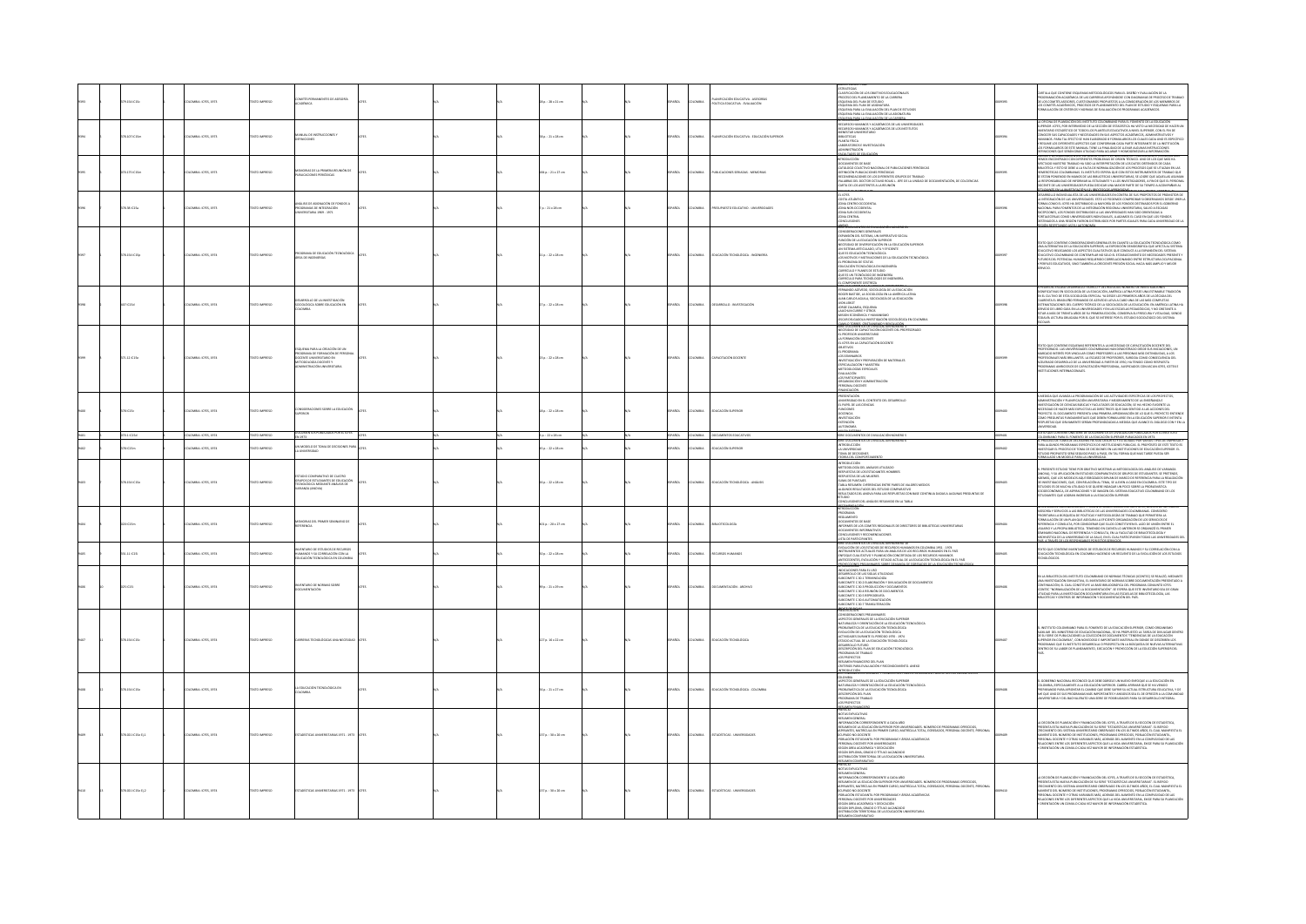| Título | Pie de imprenta | Tipo | Autor | Idioma | País | Descriptores |
|---|---|---|---|---|---|---|
| COMITÉS PERMANENTES DE ASESORÍA ACADÉMICA | COLOMBIA: ICFES, 1979 | TEXTO IMPRESO | ICFES | ESPAÑOL | COLOMBIA | PLANIFICACIÓN EDUCATIVA - ASESORÍAS POLÍTICA EDUCATIVA - EVALUACIÓN |
| MANUAL DE INSTRUCCIONES Y DEFINICIONES | COLOMBIA: ICFES, 1979 | TEXTO IMPRESO | ICFES | ESPAÑOL | COLOMBIA | PLANIFICACIÓN EDUCATIVA - EDUCACIÓN SUPERIOR |
| MEMORIAS DE LA PRIMERA REUNIÓN DE PUBLICACIONES PERIÓDICAS | COLOMBIA: ICFES, 1979 | TEXTO IMPRESO | ICFES | ESPAÑOL | COLOMBIA | PUBLICACIONES SERIADAS - MEMORIAS |
| ANÁLISIS DE ASIGNACIÓN DE FONDOS A PROGRAMAS DE INTEGRACIÓN UNIVERSITARIA 1969 - 1976 | COLOMBIA: ICFES, 1979 | TEXTO IMPRESO | ICFES | ESPAÑOL | COLOMBIA | PRESUPUESTO EDUCATIVO - UNIVERSIDADES |
| PROGRAMA DE EDUCACIÓN TECNOLÓGICA ÁREA DE INGENIERÍA | COLOMBIA: ICFES, 1979 | TEXTO IMPRESO | ICFES | ESPAÑOL | COLOMBIA | EDUCACIÓN TECNOLÓGICA - INGENIERÍA |
| DESARROLLO DE LA INVESTIGACIÓN SOCIOLÓGICA SOBRE EDUCACIÓN EN COLOMBIA | COLOMBIA: ICFES, 1979 | TEXTO IMPRESO | ICFES | ESPAÑOL | COLOMBIA | DESARROLLO - INVESTIGACIÓN |
| ESQUEMA PARA LA CREACIÓN DE UN PROGRAMA DE FORMACIÓN DE PERSONAL DOCENTE UNIVERSITARIO EN METODOLOGÍA DOCENTE Y ADMINISTRACIÓN UNIVERSITARIA | COLOMBIA: ICFES, 1979 | TEXTO IMPRESO | ICFES | ESPAÑOL | COLOMBIA | CAPACITACIÓN DOCENTE |
| CONSIDERACIONES SOBRE LA EDUCACIÓN SUPERIOR | COLOMBIA: ICFES, 1979 | TEXTO IMPRESO | ICFES | ESPAÑOL | COLOMBIA | EDUCACIÓN SUPERIOR |
| DOCUMENTOS PUBLICADOS POR EL ICFES EN 1973 | COLOMBIA: ICFES, 1979 | TEXTO IMPRESO | ICFES | ESPAÑOL | COLOMBIA | DOCUMENTOS EDUCATIVOS |
| UN MODELO DE TOMA DE DECISIONES PARA LA UNIVERSIDAD | COLOMBIA: ICFES, 1979 | TEXTO IMPRESO | ICFES | ESPAÑOL | COLOMBIA | EDUCACIÓN SUPERIOR |
| ESTUDIO COMPARATIVO DE CUATRO GRUPOS DE ESTUDIANTES DE EDUCACIÓN TECNOLÓGICA MEDIANTE ANÁLISIS DE VARIANZA (ANOVA) | COLOMBIA: ICFES, 1979 | TEXTO IMPRESO | ICFES | ESPAÑOL | COLOMBIA | EDUCACIÓN TECNOLÓGICA - ANÁLISIS |
| MEMORIAS DEL PRIMER SEMINARIO DE REFERENCIA | COLOMBIA: ICFES, 1979 | TEXTO IMPRESO | ICFES | ESPAÑOL | COLOMBIA | BIBLIOTECOLOGÍA |
| INVENTARIO DE ESTUDIOS DE RECURSOS HUMANOS Y SU CORRELACIÓN CON LA EDUCACIÓN TECNOLÓGICA EN COLOMBIA | COLOMBIA: ICFES, 1979 | TEXTO IMPRESO | ICFES | ESPAÑOL | COLOMBIA | RECURSOS HUMANOS |
| INVENTARIO DE NORMAS SOBRE DOCUMENTACIÓN | COLOMBIA: ICFES, 1979 | TEXTO IMPRESO | ICFES | ESPAÑOL | COLOMBIA | DOCUMENTACIÓN - ARCHIVO |
| CARRERAS TECNOLÓGICAS UNA NECESIDAD | COLOMBIA: ICFES, 1979 | TEXTO IMPRESO | ICFES | ESPAÑOL | COLOMBIA | EDUCACIÓN TECNOLÓGICA |
| LA EDUCACIÓN TECNOLÓGICA EN COLOMBIA | COLOMBIA: ICFES, 1979 | TEXTO IMPRESO | ICFES | ESPAÑOL | COLOMBIA | EDUCACIÓN TECNOLÓGICA - COLOMBIA |
| ESTADÍSTICAS UNIVERSITARIAS 1971 - 1972 | COLOMBIA: ICFES, 1979 | TEXTO IMPRESO | ICFES | ESPAÑOL | COLOMBIA | ESTADÍSTICAS - UNIVERSIDADES |
| ESTADÍSTICAS UNIVERSITARIAS 1971 - 1972 | COLOMBIA: ICFES, 1979 | TEXTO IMPRESO | ICFES | ESPAÑOL | COLOMBIA | ESTADÍSTICAS - UNIVERSIDADES |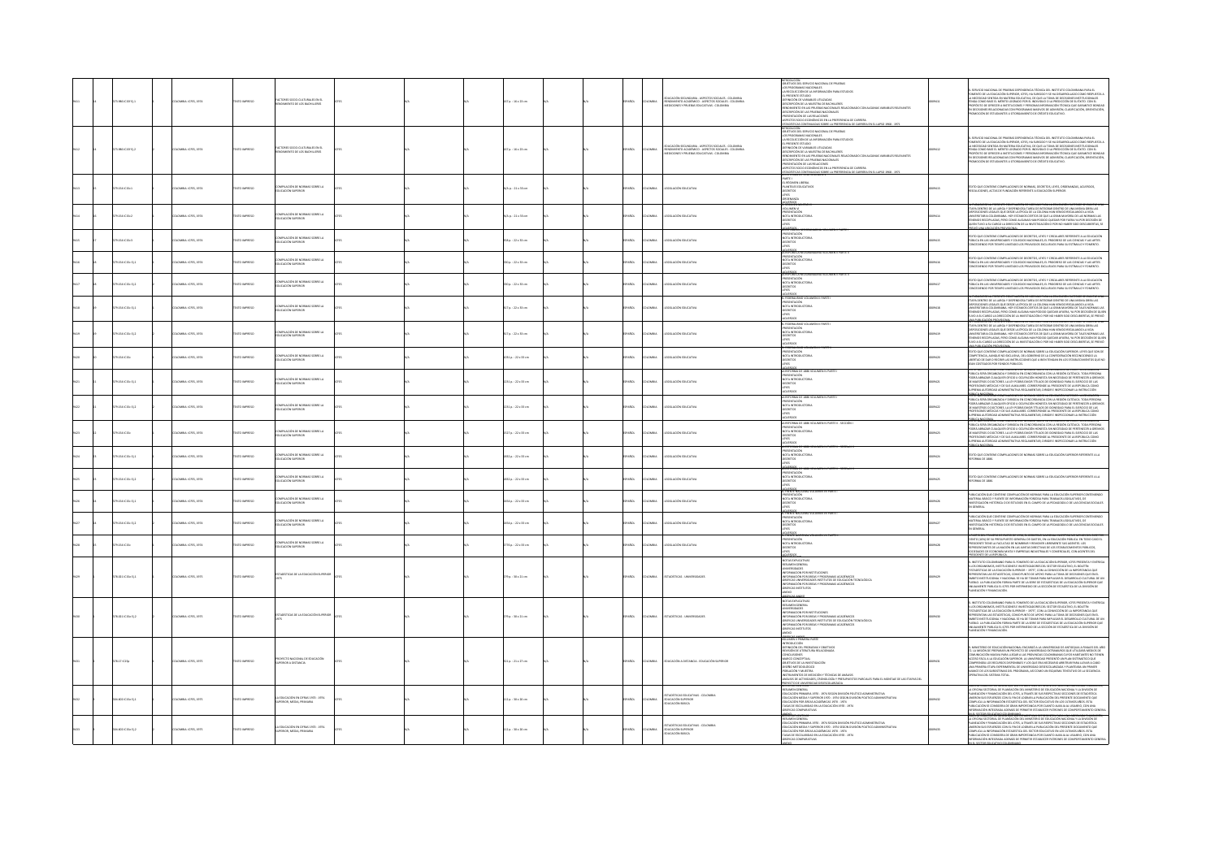| Pie de imprenta | Tipo | Título | Autor | Descripción física | Idioma | País | Temas |
|---|---|---|---|---|---|---|---|
| COLOMBIA: ICFES, 1978 | TEXTO IMPRESO | FACTORES SOCIO-CULTURALES EN EL RENDIMIENTO DE LOS BACHILLERES | ICFES | 160 p. ; 16 x 23 cm | ESPAÑOL | COLOMBIA | EDUCACIÓN SECUNDARIA - ASPECTOS SOCIALES - COLOMBIA; RENDIMIENTO ACADÉMICO - ASPECTOS SOCIALES - COLOMBIA; MEDICIONES Y PRUEBAS EDUCATIVAS - COLOMBIA |
| COLOMBIA: ICFES, 1978 | TEXTO IMPRESO | FACTORES SOCIO-CULTURALES EN EL RENDIMIENTO DE LOS BACHILLERES | ICFES | 160 p. ; 16 x 23 cm | ESPAÑOL | COLOMBIA | EDUCACIÓN SECUNDARIA - ASPECTOS SOCIALES - COLOMBIA; RENDIMIENTO ACADÉMICO - ASPECTOS SOCIALES - COLOMBIA; MEDICIONES Y PRUEBAS EDUCATIVAS - COLOMBIA |
| COLOMBIA: ICFES, 1978 | TEXTO IMPRESO | COMPILACIÓN DE NORMAS SOBRE LA EDUCACIÓN SUPERIOR | ICFES | 22 x 33 cm | ESPAÑOL | COLOMBIA | LEGISLACIÓN EDUCATIVA |
| COLOMBIA: ICFES, 1978 | TEXTO IMPRESO | COMPILACIÓN DE NORMAS SOBRE LA EDUCACIÓN SUPERIOR | ICFES | 22 x 33 cm | ESPAÑOL | COLOMBIA | LEGISLACIÓN EDUCATIVA |
| COLOMBIA: ICFES, 1978 | TEXTO IMPRESO | COMPILACIÓN DE NORMAS SOBRE LA EDUCACIÓN SUPERIOR | ICFES | 22 x 33 cm | ESPAÑOL | COLOMBIA | LEGISLACIÓN EDUCATIVA |
| COLOMBIA: ICFES, 1978 | TEXTO IMPRESO | COMPILACIÓN DE NORMAS SOBRE LA EDUCACIÓN SUPERIOR | ICFES | 22 x 33 cm | ESPAÑOL | COLOMBIA | LEGISLACIÓN EDUCATIVA |
| COLOMBIA: ICFES, 1978 | TEXTO IMPRESO | COMPILACIÓN DE NORMAS SOBRE LA EDUCACIÓN SUPERIOR | ICFES | 22 x 33 cm | ESPAÑOL | COLOMBIA | LEGISLACIÓN EDUCATIVA |
| COLOMBIA: ICFES, 1978 | TEXTO IMPRESO | COMPILACIÓN DE NORMAS SOBRE LA EDUCACIÓN SUPERIOR | ICFES | 22 x 33 cm | ESPAÑOL | COLOMBIA | LEGISLACIÓN EDUCATIVA |
| COLOMBIA: ICFES, 1978 | TEXTO IMPRESO | COMPILACIÓN DE NORMAS SOBRE LA EDUCACIÓN SUPERIOR | ICFES | 22 x 33 cm | ESPAÑOL | COLOMBIA | LEGISLACIÓN EDUCATIVA |
| COLOMBIA: ICFES, 1978 | TEXTO IMPRESO | COMPILACIÓN DE NORMAS SOBRE LA EDUCACIÓN SUPERIOR | ICFES | 22 x 33 cm | ESPAÑOL | COLOMBIA | LEGISLACIÓN EDUCATIVA |
| COLOMBIA: ICFES, 1978 | TEXTO IMPRESO | COMPILACIÓN DE NORMAS SOBRE LA EDUCACIÓN SUPERIOR | ICFES | 22 x 33 cm | ESPAÑOL | COLOMBIA | LEGISLACIÓN EDUCATIVA |
| COLOMBIA: ICFES, 1978 | TEXTO IMPRESO | COMPILACIÓN DE NORMAS SOBRE LA EDUCACIÓN SUPERIOR | ICFES | 22 x 33 cm | ESPAÑOL | COLOMBIA | LEGISLACIÓN EDUCATIVA |
| COLOMBIA: ICFES, 1978 | TEXTO IMPRESO | COMPILACIÓN DE NORMAS SOBRE LA EDUCACIÓN SUPERIOR | ICFES | 22 x 33 cm | ESPAÑOL | COLOMBIA | LEGISLACIÓN EDUCATIVA |
| COLOMBIA: ICFES, 1978 | TEXTO IMPRESO | COMPILACIÓN DE NORMAS SOBRE LA EDUCACIÓN SUPERIOR | ICFES | 22 x 33 cm | ESPAÑOL | COLOMBIA | LEGISLACIÓN EDUCATIVA |
| COLOMBIA: ICFES, 1978 | TEXTO IMPRESO | COMPILACIÓN DE NORMAS SOBRE LA EDUCACIÓN SUPERIOR | ICFES | 22 x 33 cm | ESPAÑOL | COLOMBIA | LEGISLACIÓN EDUCATIVA |
| COLOMBIA: ICFES, 1978 | TEXTO IMPRESO | COMPILACIÓN DE NORMAS SOBRE LA EDUCACIÓN SUPERIOR | ICFES | 22 x 33 cm | ESPAÑOL | COLOMBIA | LEGISLACIÓN EDUCATIVA |
| COLOMBIA: ICFES, 1978 | TEXTO IMPRESO | COMPILACIÓN DE NORMAS SOBRE LA EDUCACIÓN SUPERIOR | ICFES | 22 x 33 cm | ESPAÑOL | COLOMBIA | LEGISLACIÓN EDUCATIVA |
| COLOMBIA: ICFES, 1978 | TEXTO IMPRESO | COMPILACIÓN DE NORMAS SOBRE LA EDUCACIÓN SUPERIOR | ICFES | 22 x 33 cm | ESPAÑOL | COLOMBIA | LEGISLACIÓN EDUCATIVA |
| COLOMBIA: ICFES, 1977 | TEXTO IMPRESO | ESTADÍSTICAS DE LA EDUCACIÓN SUPERIOR 1975 | ICFES | 30 x 31 cm | ESPAÑOL | COLOMBIA | ESTADÍSTICAS - UNIVERSIDADES |
| COLOMBIA: ICFES, 1977 | TEXTO IMPRESO | ESTADÍSTICAS DE LA EDUCACIÓN SUPERIOR 1975 | ICFES | 30 x 31 cm | ESPAÑOL | COLOMBIA | ESTADÍSTICAS - UNIVERSIDADES |
| COLOMBIA: ICFES, 1978 | TEXTO IMPRESO | PROYECTO NACIONAL DE EDUCACIÓN SUPERIOR A DISTANCIA | ICFES | 21 x 27 cm | ESPAÑOL | COLOMBIA | EDUCACIÓN A DISTANCIA - EDUCACIÓN SUPERIOR |
| COLOMBIA: ICFES, 1977 | TEXTO IMPRESO | LA EDUCACIÓN EN CIFRAS 1970 - 1976 SUPERIOR, MEDIA, PRIMARIA | ICFES | 30 x 35 cm | ESPAÑOL | COLOMBIA | ESTADÍSTICAS EDUCATIVAS - COLOMBIA; EDUCACIÓN SUPERIOR; EDUCACIÓN BÁSICA |
| COLOMBIA: ICFES, 1977 | TEXTO IMPRESO | LA EDUCACIÓN EN CIFRAS 1970 - 1976 SUPERIOR, MEDIA, PRIMARIA | ICFES | 30 x 35 cm | ESPAÑOL | COLOMBIA | ESTADÍSTICAS EDUCATIVAS - COLOMBIA; EDUCACIÓN SUPERIOR; EDUCACIÓN BÁSICA |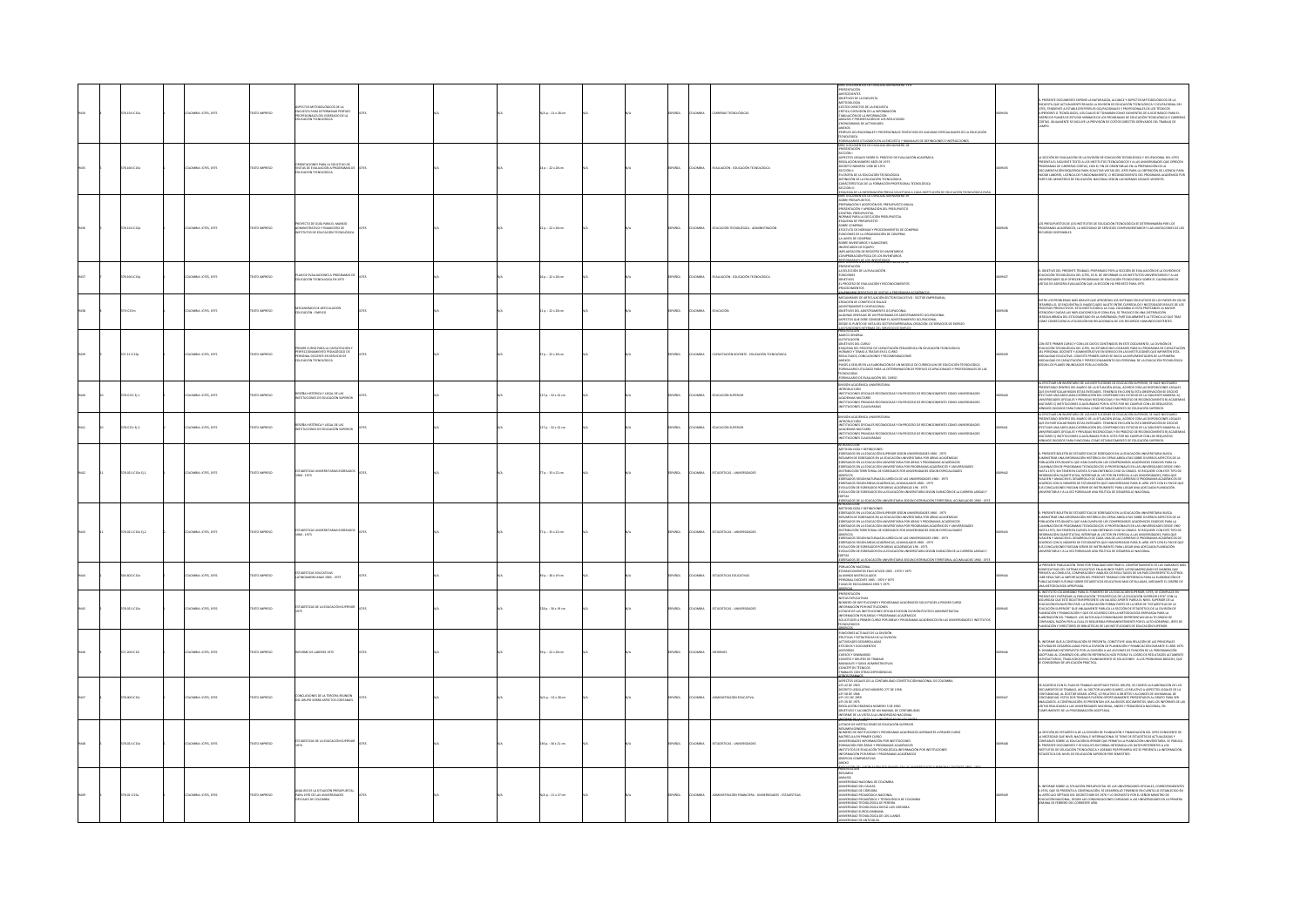| | | | | | | | | | |
|---|---|---|---|---|---|---|---|---|---|
| 9634 | 378.154 IC15a | COLOMBIA: ICFES, 1975 | TEXTO IMPRESO | ASPECTOS METODOLÓGICOS DE LA ENCUESTA PARA DETERMINAR PERFILES PROFESIONALES DEL EGRESADO DE LA EDUCACIÓN TECNOLÓGICA | ICFES | N/A p. ; 22 x 28 cm | ESPAÑOL | COLOMBIA | CARRERAS TECNOLÓGICAS |
| 9635 | 378.154 IC15o | COLOMBIA: ICFES, 1975 | TEXTO IMPRESO | ORIENTACIONES PARA LA SOLICITUD DE VISITAS DE EVALUACIÓN A PROGRAMAS DE EDUCACIÓN TECNOLÓGICA | ICFES | 14 p. ; 22 x 28 cm | ESPAÑOL | COLOMBIA | EVALUACIÓN - EDUCACIÓN TECNOLÓGICA |
| 9636 | 378.154 IC15p | COLOMBIA: ICFES, 1975 | TEXTO IMPRESO | PROYECTO DE GUÍA PARA EL MANEJO ADMINISTRATIVO Y FINANCIERO DE INSTITUTOS DE EDUCACIÓN TECNOLÓGICA | ICFES | 52 p. ; 22 x 28 cm | ESPAÑOL | COLOMBIA | EDUCACIÓN TECNOLÓGICA - ADMINISTRACIÓN |
| 9637 | 378.154 IC15p | COLOMBIA: ICFES, 1975 | TEXTO IMPRESO | PLAN DE EVALUACIÓN DE LOS PROGRAMAS DE EDUCACIÓN TECNOLÓGICA EN 1975 | ICFES | 14 p. ; 22 x 28 cm | ESPAÑOL | COLOMBIA | EVALUACIÓN - EDUCACIÓN TECNOLÓGICA |
| 9638 | 370 IC15m | COLOMBIA: ICFES, 1975 | TEXTO IMPRESO | MECANISMOS DE ARTICULACIÓN EDUCACIÓN - EMPLEO | ICFES | 31 p. ; 22 x 28 cm | ESPAÑOL | COLOMBIA | EDUCACIÓN |
| 9639 | 371.12 IC15p | COLOMBIA: ICFES, 1975 | TEXTO IMPRESO | PRIMER CURSO PARA LA CAPACITACIÓN Y PERFECCIONAMIENTO PEDAGÓGICO DE PERSONAL DOCENTE EN SERVICIO DE EDUCACIÓN TECNOLÓGICA | ICFES | 97 p. ; 22 x 28 cm | ESPAÑOL | COLOMBIA | CAPACITACIÓN DOCENTE - EDUCACIÓN TECNOLÓGICA |
| 9640 | 378.015 IC15r Ej.1 | COLOMBIA: ICFES, 1975 | TEXTO IMPRESO | RESEÑA HISTÓRICA Y LEGAL DE LAS INSTITUCIONES DE EDUCACIÓN SUPERIOR | ICFES | 127 p. ; 32 x 21 cm | ESPAÑOL | COLOMBIA | EDUCACIÓN SUPERIOR |
| 9641 | 378.015 IC15r Ej.2 | COLOMBIA: ICFES, 1975 | TEXTO IMPRESO | RESEÑA HISTÓRICA Y LEGAL DE LAS INSTITUCIONES DE EDUCACIÓN SUPERIOR | ICFES | 127 p. ; 32 x 21 cm | ESPAÑOL | COLOMBIA | EDUCACIÓN SUPERIOR |
| 9642 | 378.0212 IC15e Ej.1 | COLOMBIA: ICFES, 1975 | TEXTO IMPRESO | ESTADÍSTICAS UNIVERSITARIAS EGRESADOS 1960 - 1975 | ICFES | 77 p. ; 35 x 22 cm | ESPAÑOL | COLOMBIA | ESTADÍSTICAS - UNIVERSIDADES |
| 9643 | 378.0212 IC15e Ej.2 | COLOMBIA: ICFES, 1975 | TEXTO IMPRESO | ESTADÍSTICAS UNIVERSITARIAS EGRESADOS 1960 - 1975 | ICFES | 77 p. ; 35 x 22 cm | ESPAÑOL | COLOMBIA | ESTADÍSTICAS - UNIVERSIDADES |
| 9644 | 306.803 IC15e | COLOMBIA: ICFES, 1975 | TEXTO IMPRESO | ESTADÍSTICAS EDUCATIVAS LATINOAMERICANAS 1965 - 1975 | ICFES | 39 p. ; 30 x 18 cm | ESPAÑOL | COLOMBIA | ESTADÍSTICAS EDUCATIVAS |
| 9645 | 378.0212 IC15e | COLOMBIA: ICFES, 1975 | TEXTO IMPRESO | ESTADÍSTICAS DE LA EDUCACIÓN SUPERIOR 1975 | ICFES | 118 p. ; 30 x 18 cm | ESPAÑOL | COLOMBIA | ESTADÍSTICAS - UNIVERSIDADES |
| 9646 | 371.2061 IC15i | COLOMBIA: ICFES, 1975 | TEXTO IMPRESO | INFORME DE LABORES 1975 | ICFES | 39 p. ; 22 x 28 cm | ESPAÑOL | COLOMBIA | INFORMES |
| 9647 | 378.003 IC15c | COLOMBIA: ICFES, 1975 | TEXTO IMPRESO | CONCLUSIONES DE LA TERCERA REUNIÓN DEL GRUPO SOBRE ASPECTOS CONTABLES | ICFES | N/A p. ; 22 x 28 cm | ESPAÑOL | COLOMBIA | ADMINISTRACIÓN EDUCATIVA |
| 9648 | 378.0212 IC15e | COLOMBIA: ICFES, 1975 | TEXTO IMPRESO | ESTADÍSTICAS DE LA EDUCACIÓN SUPERIOR 1974 | ICFES | 158 p. ; 30 x 21 cm | ESPAÑOL | COLOMBIA | ESTADÍSTICAS - UNIVERSIDADES |
| 9649 | 378.02 IC15a | COLOMBIA: ICFES, 1975 | TEXTO IMPRESO | ANÁLISIS DE LA SITUACIÓN PRESUPUESTAL PARA 1976 DE LAS UNIVERSIDADES OFICIALES DE COLOMBIA | ICFES | N/A p. ; 22 x 27 cm | ESPAÑOL | COLOMBIA | ADMINISTRACIÓN FINANCIERA - UNIVERSIDADES - ESTADÍSTICAS |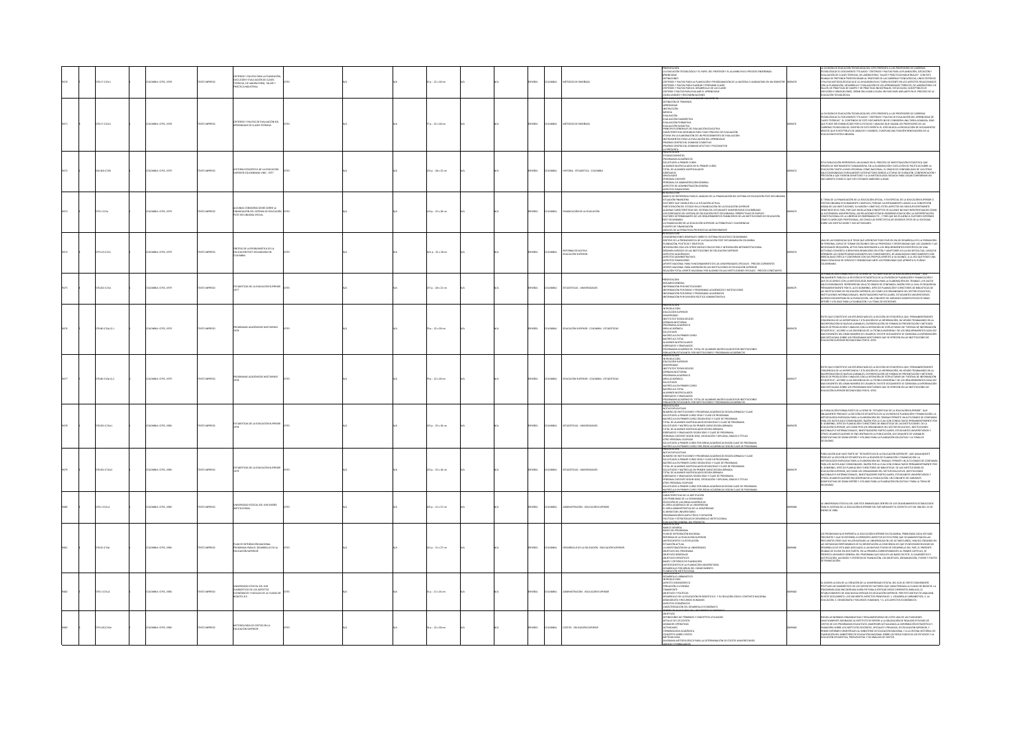| | | | | | | | | | |
|---|---|---|---|---|---|---|---|---|---|
| 9470 | 378.17 IC15c | COLOMBIA: ICFES, 1978 | TEXTO IMPRESO | CRITERIOS Y PAUTAS PARA LA PLANEACIÓN, EJECUCIÓN Y EVALUACIÓN DE CLASES TEÓRICAS, DE LABORATORIO, TALLER Y PRÁCTICA INDUSTRIAL | ICFES | 91 p.: 22 x 28 cm | ESPAÑOL | COLOMBIA | MÉTODOS DE ENSEÑANZA |
| 9471 | 378.17 IC15c | COLOMBIA: ICFES, 1978 | TEXTO IMPRESO | CRITERIOS Y PAUTAS DE EVALUACIÓN DEL APRENDIZAJE DE CLASES TEÓRICAS | ICFES | 77 p.: 22 x 28 cm | ESPAÑOL | COLOMBIA | MÉTODOS DE ENSEÑANZA |
| 9472 | 306.803 IC15h | COLOMBIA: ICFES, 1979 | TEXTO IMPRESO | HISTORIA ESTADÍSTICA DE LA EDUCACIÓN SUPERIOR EN COLOMBIA 1940 - 1977 | ICFES | 135 p.: 28 x 22 cm | ESPAÑOL | COLOMBIA | HISTORIA - ESTADÍSTICA - COLOMBIA |
| 9473 | 379.1 IC15a | COLOMBIA: ICFES, 1979 | TEXTO IMPRESO | ALGUNAS CONSIDERACIONES SOBRE LA FINANCIACIÓN DEL SISTEMA DE EDUCACIÓN POST-SECUNDARIA OFICIAL | ICFES | 118 p.: 22 x 28 cm | ESPAÑOL | COLOMBIA | FINANCIACIÓN DE LA EDUCACIÓN |
| 9474 | 379.153 IC15s | COLOMBIA: ICFES, 1979 | TEXTO IMPRESO | SÍNTESIS DE LA PROBLEMÁTICA DE LA EDUCACIÓN POST-SECUNDARIA EN COLOMBIA | ICFES | 92 p.: 22 x 28 cm | ESPAÑOL | COLOMBIA | REFORMAS EDUCATIVAS - EDUCACIÓN SUPERIOR |
| 9475 | 378.021 IC15e | COLOMBIA: ICFES, 1979 | TEXTO IMPRESO | ESTADÍSTICAS DE LA EDUCACIÓN SUPERIOR 1977 | ICFES | 137 p.: 28 x 22 cm | ESPAÑOL | COLOMBIA | ESTADÍSTICAS - UNIVERSIDADES |
| 9476 | 378.46 IC15p Ej.1 | COLOMBIA: ICFES, 1979 | TEXTO IMPRESO | PROGRAMAS ACADÉMICOS NOCTURNOS 1978 | ICFES | 99 p.: 22 x 28 cm | ESPAÑOL | COLOMBIA | EDUCACIÓN SUPERIOR - COLOMBIA - ESTADÍSTICAS |
| 9477 | 378.46 IC15p Ej.2 | COLOMBIA: ICFES, 1979 | TEXTO IMPRESO | PROGRAMAS ACADÉMICOS NOCTURNOS 1978 | ICFES | 99 p.: 22 x 28 cm | ESPAÑOL | COLOMBIA | EDUCACIÓN SUPERIOR - COLOMBIA - ESTADÍSTICAS |
| 9478 | 378.021 IC15e | COLOMBIA: ICFES, 1980 | TEXTO IMPRESO | ESTADÍSTICAS DE LA EDUCACIÓN SUPERIOR 1978 | ICFES | 255 p.: 25 x 34 cm | ESPAÑOL | COLOMBIA | ESTADÍSTICAS - UNIVERSIDADES |
| 9479 | 378.021 IC15e | COLOMBIA: ICFES, 1980 | TEXTO IMPRESO | ESTADÍSTICAS DE LA EDUCACIÓN SUPERIOR 1979 | ICFES | 413 p.: 25 x 34 cm | ESPAÑOL | COLOMBIA | ESTADÍSTICAS - UNIVERSIDADES |
| 9480 | 378.1 IC15u | COLOMBIA: ICFES, 1980 | TEXTO IMPRESO | UNIVERSIDAD ESTATAL DEL SUR DISEÑO INSTITUCIONAL | ICFES | 105 p.: 21 x 27 cm | ESPAÑOL | COLOMBIA | ADMINISTRACIÓN - EDUCACIÓN SUPERIOR |
| 9481 | 378.01 IC15p | COLOMBIA: ICFES, 1980 | TEXTO IMPRESO | PLAN DE INTEGRACIÓN NACIONAL PROGRAMA PARA EL DESARROLLO DE LA EDUCACIÓN SUPERIOR | ICFES | 161 p.: 21 x 27 cm | ESPAÑOL | COLOMBIA | DESARROLLO DE LA EDUCACIÓN - EDUCACIÓN SUPERIOR |
| 9482 | 378.1 IC15d | COLOMBIA: ICFES, 1980 | TEXTO IMPRESO | UNIVERSIDAD ESTATAL DEL SUR DIAGNÓSTICO DE LOS ASPECTOS ECONÓMICOS Y SOCIALES DE LA CIUDAD DE BOGOTÁ D.E. | ICFES | 76 p.: 21 x 26 cm | ESPAÑOL | COLOMBIA | ADMINISTRACIÓN - EDUCACIÓN SUPERIOR |
| 9483 | 378.106 IC15m | COLOMBIA: ICFES, 1980 | TEXTO IMPRESO | METODOLOGÍA DE COSTOS EN LA EDUCACIÓN SUPERIOR | ICFES | 84 p.: 22 x 28 cm | ESPAÑOL | COLOMBIA | COSTOS - EDUCACIÓN SUPERIOR |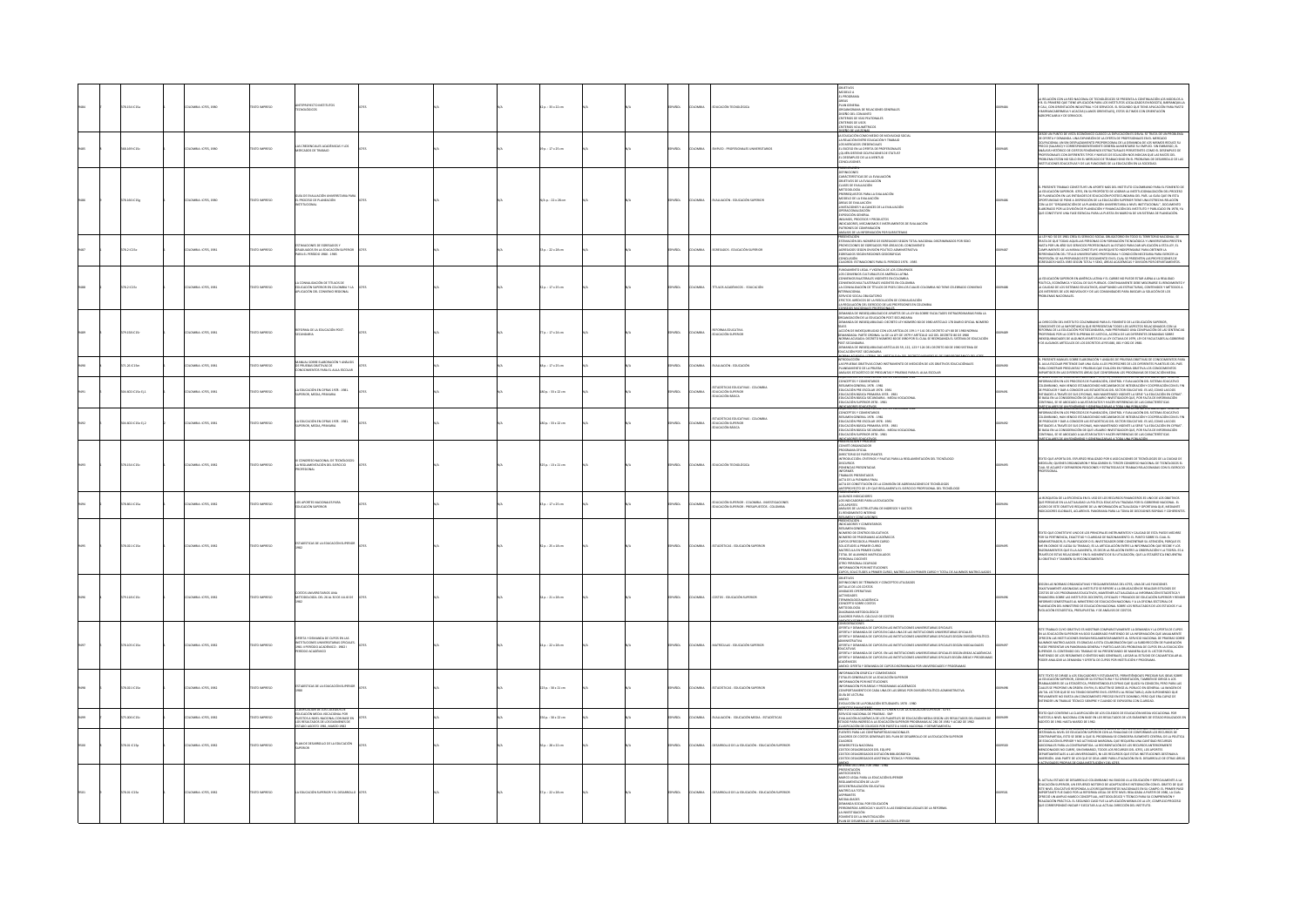| Clasificación | Lugar, editorial, año | Tipo | Título | Autor | Idioma | País | Tema |
|---|---|---|---|---|---|---|---|
| 378.154 IC15a | COLOMBIA: ICFES, 1980 | TEXTO IMPRESO | ANTEPROYECTO INSTITUTOS TECNOLÓGICOS | ICFES | ESPAÑOL | COLOMBIA | EDUCACIÓN TECNOLÓGICA |
| 368.00 IC15c | COLOMBIA: ICFES, 1980 | TEXTO IMPRESO | LAS CREDENCIALES ACADÉMICAS Y LOS MERCADOS DE TRABAJO | ICFES | ESPAÑOL | COLOMBIA | EMPLEO - PROFESIONALES UNIVERSITARIOS |
| 378.404 IC15g | COLOMBIA: ICFES, 1980 | TEXTO IMPRESO | GUÍA DE EVALUACIÓN UNIVERSITARIA PARA EL PROCESO DE PLANEACIÓN INSTITUCIONAL | ICFES | ESPAÑOL | COLOMBIA | EVALUACIÓN - EDUCACIÓN SUPERIOR |
| 378.2 IC15e | COLOMBIA: ICFES, 1981 | TEXTO IMPRESO | ESTIMACIONES DE EGRESADOS Y GRADUADOS EN LA EDUCACIÓN SUPERIOR PARA EL PERIODO 1980 - 1985 | ICFES | ESPAÑOL | COLOMBIA | EGRESADOS - EDUCACIÓN SUPERIOR |
| 378.2 IC15c | COLOMBIA: ICFES, 1981 | TEXTO IMPRESO | LA CONVALIDACIÓN DE TÍTULOS DE EDUCACIÓN SUPERIOR EN COLOMBIA Y LA APLICACIÓN DEL CONVENIO REGIONAL | ICFES | ESPAÑOL | COLOMBIA | TÍTULOS ACADÉMICOS - EDUCACIÓN |
| 379.154 IC15r | COLOMBIA: ICFES, 1981 | TEXTO IMPRESO | REFORMA DE LA EDUCACIÓN POST-SECUNDARIA | ICFES | ESPAÑOL | COLOMBIA | REFORMA EDUCATIVA - EDUCACIÓN SUPERIOR |
| 371.26 IC15m | COLOMBIA: ICFES, 1981 | TEXTO IMPRESO | MANUAL SOBRE ELABORACIÓN Y ANÁLISIS DE PRUEBAS OBJETIVAS DE CONOCIMIENTOS PARA EL AULA ESCOLAR | ICFES | ESPAÑOL | COLOMBIA | EVALUACIÓN - EDUCACIÓN |
| 306.403 IC15e Ej.1 | COLOMBIA: ICFES, 1981 | TEXTO IMPRESO | LA EDUCACIÓN EN CIFRAS 1978 - 1981 SUPERIOR, MEDIA, PRIMARIA | ICFES | ESPAÑOL | COLOMBIA | ESTADÍSTICAS EDUCATIVAS - COLOMBIA; EDUCACIÓN SUPERIOR; EDUCACIÓN BÁSICA |
| 306.403 IC15e Ej.2 | COLOMBIA: ICFES, 1981 | TEXTO IMPRESO | LA EDUCACIÓN EN CIFRAS 1978 - 1981 SUPERIOR, MEDIA, PRIMARIA | ICFES | ESPAÑOL | COLOMBIA | ESTADÍSTICAS EDUCATIVAS - COLOMBIA; EDUCACIÓN SUPERIOR; EDUCACIÓN BÁSICA |
| 378.154 IC15c | COLOMBIA: ICFES, 1982 | TEXTO IMPRESO | III CONGRESO NACIONAL DE TECNÓLOGOS LA REGLAMENTACIÓN DEL EJERCICIO PROFESIONAL | ICFES | ESPAÑOL | COLOMBIA | EDUCACIÓN TECNOLÓGICA |
| 379.861 IC15a | COLOMBIA: ICFES, 1982 | TEXTO IMPRESO | LOS APORTES NACIONALES PARA EDUCACIÓN SUPERIOR | ICFES | ESPAÑOL | COLOMBIA | EDUCACIÓN SUPERIOR - COLOMBIA - INVESTIGACIONES; EDUCACIÓN SUPERIOR - PRESUPUESTOS - COLOMBIA |
| 378.01 IC15e | COLOMBIA: ICFES, 1982 | TEXTO IMPRESO | ESTADÍSTICAS DE LA EDUCACIÓN SUPERIOR 1980 | ICFES | ESPAÑOL | COLOMBIA | ESTADÍSTICAS - EDUCACIÓN SUPERIOR |
| 378.3 IC15c | COLOMBIA: ICFES, 1982 | TEXTO IMPRESO | COSTOS UNIVERSITARIOS UNA METODOLOGÍA, DEL 26 AL 30 DE JULIO DE 1982 | ICFES | ESPAÑOL | COLOMBIA | COSTOS - EDUCACIÓN SUPERIOR |
| 378.105 IC15o | COLOMBIA: ICFES, 1982 | TEXTO IMPRESO | OFERTA Y DEMANDA DE CUPOS EN LAS INSTITUCIONES UNIVERSITARIAS OFICIALES 1981 I PERIODO ACADÉMICO - 1982 I PERIODO ACADÉMICO | ICFES | ESPAÑOL | COLOMBIA | MATRÍCULAS - EDUCACIÓN SUPERIOR |
| 378.01 IC15e | COLOMBIA: ICFES, 1982 | TEXTO IMPRESO | ESTADÍSTICAS DE LA EDUCACIÓN SUPERIOR 1981 | ICFES | ESPAÑOL | COLOMBIA | ESTADÍSTICAS - EDUCACIÓN SUPERIOR |
| 371.26 IC15c | COLOMBIA: ICFES, 1982 | TEXTO IMPRESO | CLASIFICACIÓN DE LOS COLEGIOS DE EDUCACIÓN MEDIA VOCACIONAL POR PUESTOS A NIVEL NACIONAL CON BASE EN LOS RESULTADOS DE LOS EXÁMENES DE ESTADO AGOSTO 1981, MARZO 1982 | ICFES | ESPAÑOL | COLOMBIA | EVALUACIÓN - EDUCACIÓN MEDIA - ESTADÍSTICAS |
| 378.16 IC15p | COLOMBIA: ICFES, 1982 | TEXTO IMPRESO | PLAN DE DESARROLLO DE LA EDUCACIÓN SUPERIOR | ICFES | ESPAÑOL | COLOMBIA | DESARROLLO DE LA EDUCACIÓN - EDUCACIÓN SUPERIOR |
| 378.16 IC15e | COLOMBIA: ICFES, 1982 | TEXTO IMPRESO | LA EDUCACIÓN SUPERIOR Y EL DESARROLLO | ICFES | ESPAÑOL | COLOMBIA | DESARROLLO DE LA EDUCACIÓN - EDUCACIÓN SUPERIOR |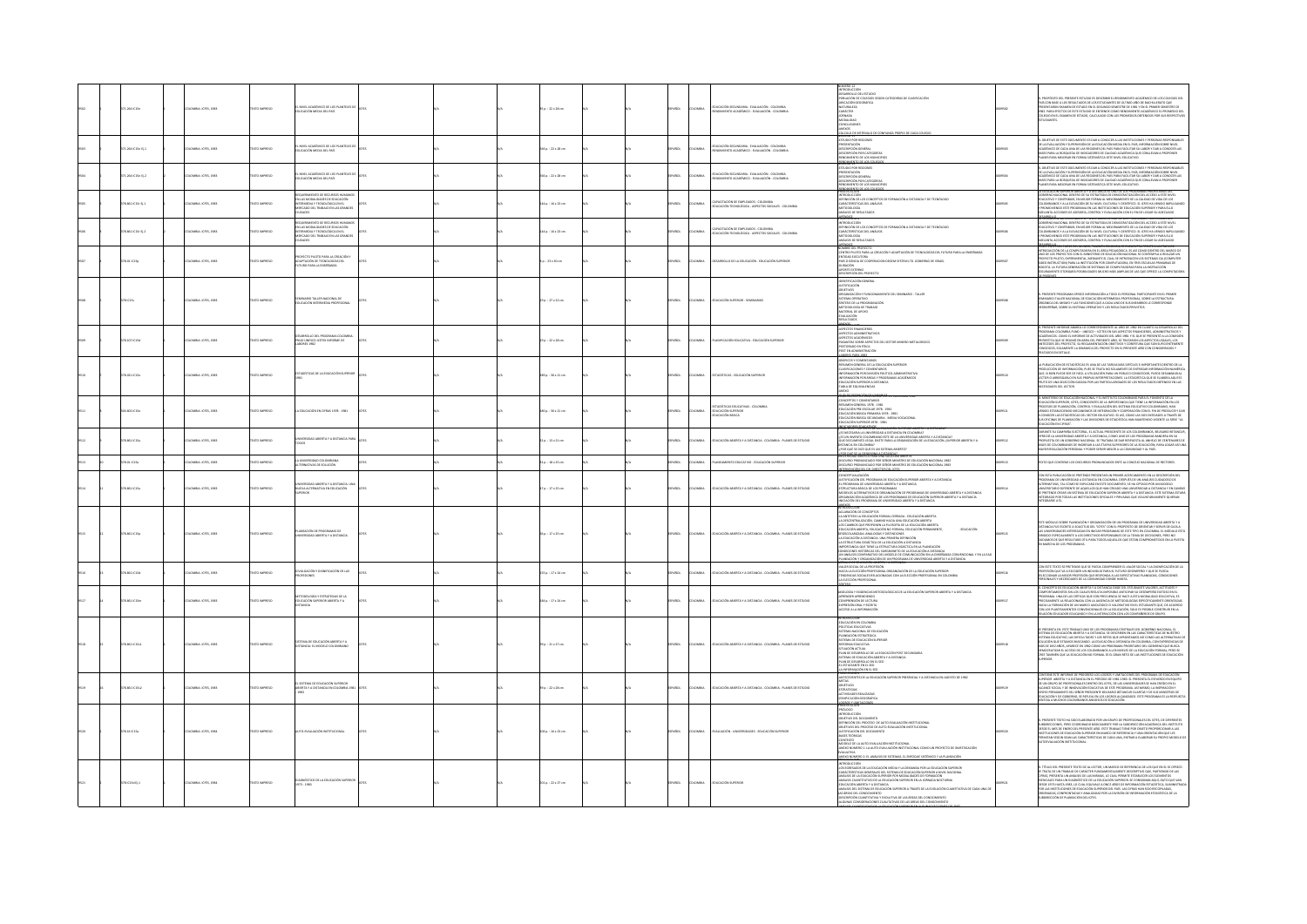| Título | Pie de imprenta | Tipo | Idioma | País | Materias |
|---|---|---|---|---|---|
| EL NIVEL ACADÉMICO DE LOS PLANTELES DE EDUCACIÓN MEDIA DEL PAÍS | COLOMBIA : ICFES, 1983 | TEXTO IMPRESO | ESPAÑOL | COLOMBIA | EDUCACIÓN SECUNDARIA - EVALUACIÓN - COLOMBIA; RENDIMIENTO ACADÉMICO - EVALUACIÓN - COLOMBIA |
| EL NIVEL ACADÉMICO DE LOS PLANTELES DE EDUCACIÓN MEDIA DEL PAÍS | COLOMBIA : ICFES, 1983 | TEXTO IMPRESO | ESPAÑOL | COLOMBIA | EDUCACIÓN SECUNDARIA - EVALUACIÓN - COLOMBIA; RENDIMIENTO ACADÉMICO - EVALUACIÓN - COLOMBIA |
| EL NIVEL ACADÉMICO DE LOS PLANTELES DE EDUCACIÓN MEDIA DEL PAÍS | COLOMBIA : ICFES, 1983 | TEXTO IMPRESO | ESPAÑOL | COLOMBIA | EDUCACIÓN SECUNDARIA - EVALUACIÓN - COLOMBIA; RENDIMIENTO ACADÉMICO - EVALUACIÓN - COLOMBIA |
| REQUERIMIENTO DE RECURSOS HUMANOS EN LAS MODALIDADES DE EDUCACIÓN INTERMEDIA Y TECNOLÓGICA EN EL MERCADO DEL TRABAJO EN LAS GRANDES CIUDADES | COLOMBIA : ICFES, 1983 | TEXTO IMPRESO | ESPAÑOL | COLOMBIA | CAPACITACIÓN DE EMPLEADOS - COLOMBIA; EDUCACIÓN TECNOLÓGICA - ASPECTOS SOCIALES - COLOMBIA |
| REQUERIMIENTO DE RECURSOS HUMANOS EN LAS MODALIDADES DE EDUCACIÓN INTERMEDIA Y TECNOLÓGICA EN EL MERCADO DEL TRABAJO EN LAS GRANDES CIUDADES | COLOMBIA : ICFES, 1983 | TEXTO IMPRESO | ESPAÑOL | COLOMBIA | CAPACITACIÓN DE EMPLEADOS - COLOMBIA; EDUCACIÓN TECNOLÓGICA - ASPECTOS SOCIALES - COLOMBIA |
| PROYECTO PILOTO PARA LA CREACIÓN Y ADAPTACIÓN DE TECNOLOGÍAS DEL FUTURO PARA LA ENSEÑANZA | COLOMBIA : ICFES, 1983 | TEXTO IMPRESO | ESPAÑOL | COLOMBIA | DESARROLLO DE LA EDUCACIÓN - EDUCACIÓN SUPERIOR |
| SEMINARIO TALLER NACIONAL DE EDUCACIÓN INTERMEDIA PROFESIONAL | COLOMBIA : ICFES, 1983 | TEXTO IMPRESO | ESPAÑOL | COLOMBIA | EDUCACIÓN SUPERIOR - SEMINARIOS |
| DESARROLLO DEL PROGRAMA COLOMBIA PNUD UNESCO ICFES INFORME DE LABORES 1982 | COLOMBIA : ICFES, 1983 | TEXTO IMPRESO | ESPAÑOL | COLOMBIA | PLANIFICACIÓN EDUCATIVA - EDUCACIÓN SUPERIOR |
| ESTADÍSTICAS DE LA EDUCACIÓN SUPERIOR 1981 | COLOMBIA : ICFES, 1983 | TEXTO IMPRESO | ESPAÑOL | COLOMBIA | ESTADÍSTICAS - EDUCACIÓN SUPERIOR |
| LA EDUCACIÓN EN CIFRAS 1978 - 1981 | COLOMBIA : ICFES, 1983 | TEXTO IMPRESO | ESPAÑOL | COLOMBIA | ESTADÍSTICAS EDUCATIVAS - COLOMBIA; EDUCACIÓN SUPERIOR; EDUCACIÓN BÁSICA |
| UNIVERSIDAD ABIERTA Y A DISTANCIA PARA TODOS | COLOMBIA : ICFES, 1983 | TEXTO IMPRESO | ESPAÑOL | COLOMBIA | EDUCACIÓN ABIERTA Y A DISTANCIA - COLOMBIA - PLANES DE ESTUDIO |
| LA UNIVERSIDAD COLOMBIANA ALTERNATIVAS DE SOLUCIÓN | COLOMBIA : ICFES, 1983 | TEXTO IMPRESO | ESPAÑOL | COLOMBIA | PLANEAMIENTO EDUCATIVO - EDUCACIÓN SUPERIOR |
| UNIVERSIDAD ABIERTA Y A DISTANCIA, UNA NUEVA ALTERNATIVA EN EDUCACIÓN SUPERIOR | COLOMBIA : ICFES, 1983 | TEXTO IMPRESO | ESPAÑOL | COLOMBIA | EDUCACIÓN ABIERTA Y A DISTANCIA - COLOMBIA - PLANES DE ESTUDIO |
| PLANEACIÓN DE PROGRAMAS DE UNIVERSIDAD ABIERTA Y A DISTANCIA | COLOMBIA : ICFES, 1983 | TEXTO IMPRESO | ESPAÑOL | COLOMBIA | EDUCACIÓN ABIERTA Y A DISTANCIA - COLOMBIA - PLANES DE ESTUDIO |
| EVALUACIÓN Y DIGNIFICACIÓN DE LAS PROFESIONES | COLOMBIA : ICFES, 1983 | TEXTO IMPRESO | ESPAÑOL | COLOMBIA | EDUCACIÓN ABIERTA Y A DISTANCIA - COLOMBIA - PLANES DE ESTUDIO |
| METODOLOGÍAS Y ESTRATEGIAS DE LA EDUCACIÓN SUPERIOR ABIERTA Y A DISTANCIA | COLOMBIA : ICFES, 1983 | TEXTO IMPRESO | ESPAÑOL | COLOMBIA | EDUCACIÓN ABIERTA Y A DISTANCIA - COLOMBIA - PLANES DE ESTUDIO |
| SISTEMA DE EDUCACIÓN ABIERTA Y A DISTANCIA: EL MODELO COLOMBIANO | COLOMBIA : ICFES, 1983 | TEXTO IMPRESO | ESPAÑOL | COLOMBIA | EDUCACIÓN ABIERTA Y A DISTANCIA - COLOMBIA - PLANES DE ESTUDIO |
| EL SISTEMA DE EDUCACIÓN SUPERIOR ABIERTA Y A DISTANCIA EN COLOMBIA 1983 - 1983 | COLOMBIA : ICFES, 1983 | TEXTO IMPRESO | ESPAÑOL | COLOMBIA | EDUCACIÓN ABIERTA Y A DISTANCIA - COLOMBIA - PLANES DE ESTUDIO |
| AUTO EVALUACIÓN INSTITUCIONAL | COLOMBIA : ICFES, 1984 | TEXTO IMPRESO | ESPAÑOL | COLOMBIA | EVALUACIÓN - UNIVERSIDADES - EDUCACIÓN SUPERIOR |
| DIAGNÓSTICO DE LA EDUCACIÓN SUPERIOR 1979 - 1983 | COLOMBIA : ICFES, 1984 | TEXTO IMPRESO | ESPAÑOL | COLOMBIA | EDUCACIÓN SUPERIOR |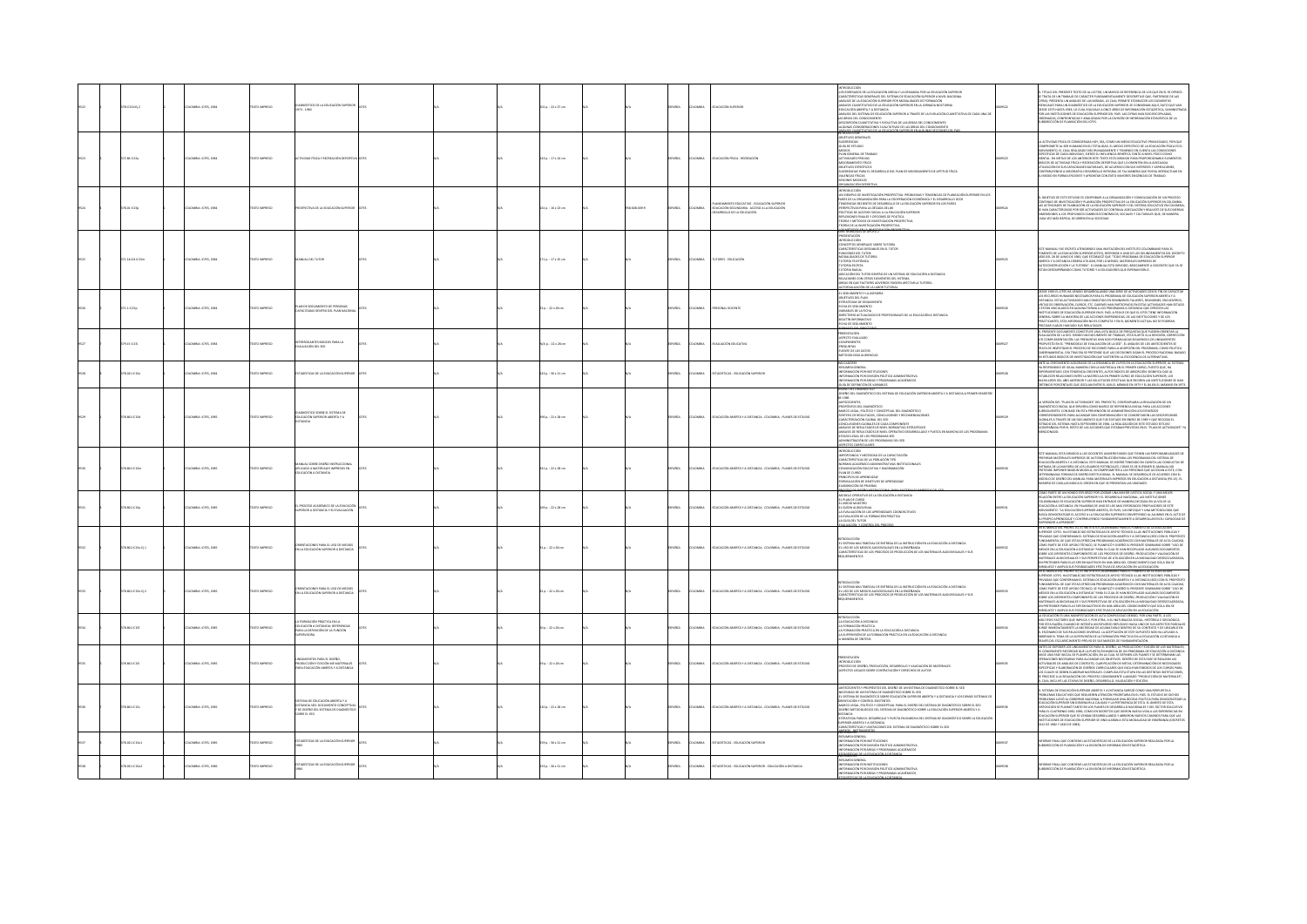| Título | Pie de imprenta | Tipo | Autor | Idioma | País | Temas |
|---|---|---|---|---|---|---|
| DIAGNÓSTICO DE LA EDUCACIÓN SUPERIOR 1970 - 1980 | COLOMBIA: ICFES, 1984 | TEXTO IMPRESO | ICFES | ESPAÑOL | COLOMBIA | EDUCACIÓN SUPERIOR |
| ACTIVIDAD FÍSICA Y RECREACIÓN DEPORTIVA | COLOMBIA: ICFES, 1984 | TEXTO IMPRESO | ICFES | ESPAÑOL | COLOMBIA | EDUCACIÓN FÍSICA - RECREACIÓN |
| PROSPECTIVA DE LA EDUCACIÓN SUPERIOR | COLOMBIA: ICFES, 1984 | TEXTO IMPRESO | ICFES | ESPAÑOL | COLOMBIA | PLANEAMIENTO EDUCATIVO - EDUCACIÓN SUPERIOR |
| MANUAL DEL TUTOR | COLOMBIA: ICFES, 1984 | TEXTO IMPRESO | ICFES | ESPAÑOL | COLOMBIA | TUTORES - EDUCACIÓN |
| PLAN DE SEGUIMIENTO DE PERSONAS CAPACITADAS DENTRO DEL PLAN NACIONAL | COLOMBIA: ICFES, 1984 | TEXTO IMPRESO | ICFES | ESPAÑOL | COLOMBIA | PERSONAL DOCENTE |
| INTERROGANTES BÁSICOS PARA LA EVALUACIÓN EN EAD | COLOMBIA: ICFES, 1984 | TEXTO IMPRESO | ICFES | ESPAÑOL | COLOMBIA | EVALUACIÓN EDUCATIVA |
| ESTADÍSTICAS DE LA EDUCACIÓN SUPERIOR | COLOMBIA: ICFES, 1984 | TEXTO IMPRESO | ICFES | ESPAÑOL | COLOMBIA | ESTADÍSTICAS - EDUCACIÓN SUPERIOR |
| DIAGNÓSTICO SOBRE EL SISTEMA DE EDUCACIÓN SUPERIOR ABIERTA Y A DISTANCIA | COLOMBIA: ICFES, 1985 | TEXTO IMPRESO | ICFES | ESPAÑOL | COLOMBIA | EDUCACIÓN ABIERTA Y A DISTANCIA - COLOMBIA - PLANES DE ESTUDIO |
| MANUAL SOBRE DISEÑO INSTRUCCIONAL APLICADO A MATERIALES IMPRESOS EN EDUCACIÓN A DISTANCIA | COLOMBIA: ICFES, 1985 | TEXTO IMPRESO | ICFES | ESPAÑOL | COLOMBIA | EDUCACIÓN ABIERTA Y A DISTANCIA - COLOMBIA - PLANES DE ESTUDIO |
| EL PROCESO ACADÉMICO DE LA EDUCACIÓN SUPERIOR A DISTANCIA Y SU EVALUACIÓN | COLOMBIA: ICFES, 1985 | TEXTO IMPRESO | ICFES | ESPAÑOL | COLOMBIA | EDUCACIÓN ABIERTA Y A DISTANCIA - COLOMBIA - PLANES DE ESTUDIO |
| ORIENTACIONES PARA EL USO DE MEDIOS EN LA EDUCACIÓN SUPERIOR A DISTANCIA | COLOMBIA: ICFES, 1985 | TEXTO IMPRESO | ICFES | ESPAÑOL | COLOMBIA | EDUCACIÓN ABIERTA Y A DISTANCIA - COLOMBIA - PLANES DE ESTUDIO |
| ORIENTACIONES PARA EL USO DE MEDIOS EN LA EDUCACIÓN SUPERIOR A DISTANCIA | COLOMBIA: ICFES, 1985 | TEXTO IMPRESO | ICFES | ESPAÑOL | COLOMBIA | EDUCACIÓN ABIERTA Y A DISTANCIA - COLOMBIA - PLANES DE ESTUDIO |
| LA FORMACIÓN PRÁCTICA EN LA EDUCACIÓN A DISTANCIA: REFERENCIAS PARA LA DEFINICIÓN DE LA FUNCIÓN SUPERVISORA | COLOMBIA: ICFES, 1985 | TEXTO IMPRESO | ICFES | ESPAÑOL | COLOMBIA | EDUCACIÓN ABIERTA Y A DISTANCIA - COLOMBIA - PLANES DE ESTUDIO |
| LINEAMIENTOS PARA EL DISEÑO, PRODUCCIÓN Y EDICIÓN DE MATERIALES PARA EDUCACIÓN ABIERTA Y A DISTANCIA | COLOMBIA: ICFES, 1985 | TEXTO IMPRESO | ICFES | ESPAÑOL | COLOMBIA | EDUCACIÓN ABIERTA Y A DISTANCIA - COLOMBIA - PLANES DE ESTUDIO |
| SISTEMA DE EDUCACIÓN ABIERTA Y A DISTANCIA SED: DOCUMENTO CONCEPTUAL Y DE DISEÑO DEL SISTEMA DE DIAGNÓSTICO SOBRE EL SED | COLOMBIA: ICFES, 1985 | TEXTO IMPRESO | ICFES | ESPAÑOL | COLOMBIA | EDUCACIÓN ABIERTA Y A DISTANCIA - COLOMBIA - PLANES DE ESTUDIO |
| ESTADÍSTICAS DE LA EDUCACIÓN SUPERIOR 1983 | COLOMBIA: ICFES, 1985 | TEXTO IMPRESO | ICFES | ESPAÑOL | COLOMBIA | ESTADÍSTICAS - EDUCACIÓN SUPERIOR |
| ESTADÍSTICAS DE LA EDUCACIÓN SUPERIOR 1984 | COLOMBIA: ICFES, 1986 | TEXTO IMPRESO | ICFES | ESPAÑOL | COLOMBIA | ESTADÍSTICAS - EDUCACIÓN SUPERIOR - EDUCACIÓN A DISTANCIA |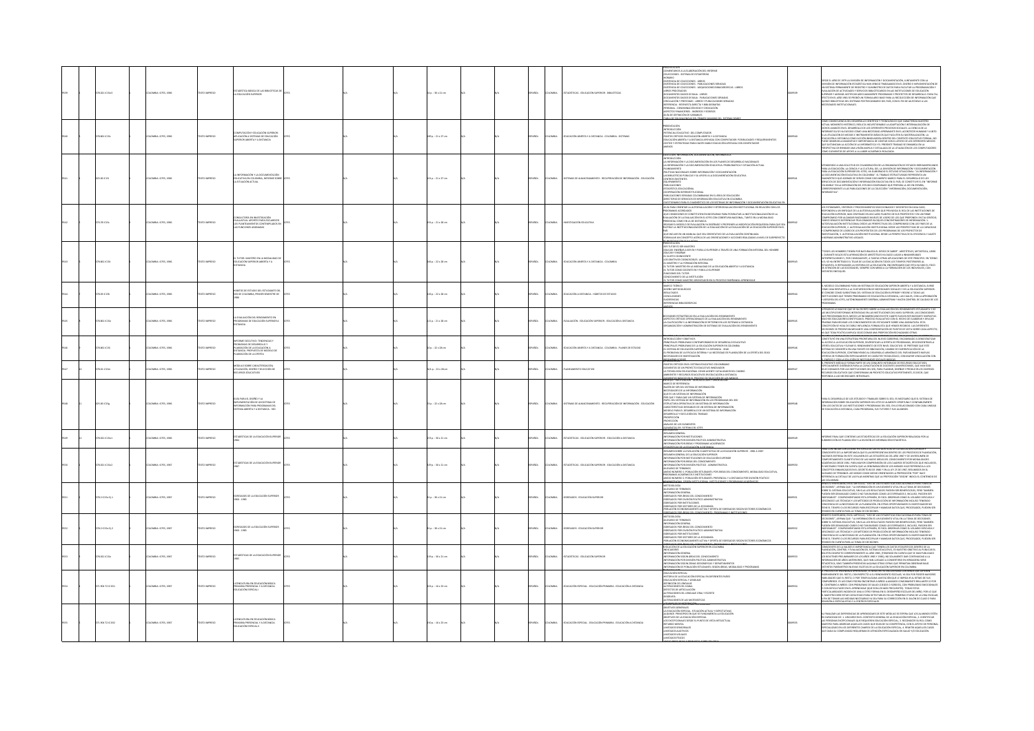| Pie de imprenta | Tipo | Título | Autor | Descripción física | Idioma | País | Temas |
|---|---|---|---|---|---|---|---|
| COLOMBIA: ICFES, 1986 | TEXTO IMPRESO | ESTADISTICA BASICA DE LAS BIBLIOTECAS DE LA EDUCACION SUPERIOR | ICFES | 34 p. ; 30 x 21 cm | ESPAÑOL | COLOMBIA | ESTADISTICAS - EDUCACION SUPERIOR - BIBLIOTECAS |
| COLOMBIA: ICFES, 1986 | TEXTO IMPRESO | COMPUTACION Y EDUCACION SUPERIOR: APLICACION A SISTEMAS DE EDUCACION SUPERIOR ABIERTA Y A DISTANCIA | ICFES | 189 p. ; 21 x 27 cm | ESPAÑOL | COLOMBIA | EDUCACION ABIERTA Y A DISTANCIA - COLOMBIA - SISTEMAS |
| COLOMBIA: ICFES, 1986 | TEXTO IMPRESO | LA INFORMACION Y LA DOCUMENTACION EDUCATIVA EN COLOMBIA. INFORME SOBRE LA SITUACION ACTUAL | ICFES | 104 p. ; 21 x 27 cm | ESPAÑOL | COLOMBIA | SISTEMAS DE ALMACENAMIENTO - RECUPERACION DE INFORMACION - EDUCACION |
| COLOMBIA: ICFES, 1986 | TEXTO IMPRESO | CONSULTORIA EN INVESTIGACION EVALUATIVA: APORTES PARA ESCLARECER LOS PLANTEAMIENTOS CONTEMPLADOS EN LAS FUNCIONES ASIGNADAS | ICFES | 155 p. ; 21 x 28 cm | ESPAÑOL | COLOMBIA | INVESTIGACION EDUCATIVA |
| COLOMBIA: ICFES, 1986 | TEXTO IMPRESO | EL TUTOR: MAESTRO EN LA MODALIDAD DE EDUCACION SUPERIOR ABIERTA Y A DISTANCIA | ICFES | 166 p. ; 22 x 28 cm | ESPAÑOL | COLOMBIA | EDUCACION ABIERTA Y A DISTANCIA - COLOMBIA |
| COLOMBIA: ICFES, 1986 | TEXTO IMPRESO | HABITOS DE ESTUDIO DEL ESTUDIANTE DEL SED DE COLOMBIA, PRIMER SEMESTRE DE 1986 | ICFES | 150 p. ; 22 x 28 cm | ESPAÑOL | COLOMBIA | EDUCACION A DISTANCIA - HABITOS DE ESTUDIO |
| COLOMBIA: ICFES, 1986 | TEXTO IMPRESO | LA EVALUACION DEL RENDIMIENTO EN PROGRAMAS DE EDUCACION SUPERIOR A DISTANCIA | ICFES | 121 p. ; 21 x 28 cm | ESPAÑOL | COLOMBIA | EVALUACION - EDUCACION SUPERIOR - EDUCACION A DISTANCIA |
| COLOMBIA: ICFES, 1986 | TEXTO IMPRESO | INFORME EJECUTIVO: TENDENCIAS Y PROBLEMAS DE DESARROLLO Y PLANEACION DE LA EDUCACION A DISTANCIA. PROPUESTA DE MODELO DE PLANEACION DE LA OFERTA | ICFES | 37 p. ; 22 x 28 cm | ESPAÑOL | COLOMBIA | EDUCACION ABIERTA Y A DISTANCIA - COLOMBIA - PLANES DE ESTUDIO |
| COLOMBIA: ICFES, 1986 | TEXTO IMPRESO | MODULO SOBRE CARACTERIZACION, UTILIZACION, DISEÑO Y SELECCION DE RECURSOS EDUCATIVOS | ICFES | 95 h. p. ; 22 x 28 cm | ESPAÑOL | COLOMBIA | PLANEAMIENTO EDUCATIVO |
| COLOMBIA: ICFES, 1986 | TEXTO IMPRESO | GUIA PARA EL DISEÑO Y LA IMPLEMENTACION DE UN SISTEMA DE INFORMACION PARA PROGRAMAS DEL SISTEMA ABIERTO Y A DISTANCIA - SED | ICFES | 39 p. ; 22 x 28 cm | ESPAÑOL | COLOMBIA | SISTEMAS DE ALMACENAMIENTO - RECUPERACION DE INFORMACION - EDUCACION |
| COLOMBIA: ICFES, 1986 | TEXTO IMPRESO | ESTADISTICAS DE LA EDUCACION SUPERIOR 1986 | ICFES | 119 p. ; 30 x 21 cm | ESPAÑOL | COLOMBIA | ESTADISTICAS - EDUCACION SUPERIOR - EDUCACION A DISTANCIA |
| COLOMBIA: ICFES, 1987 | TEXTO IMPRESO | ESTADISTICAS DE LA EDUCACION SUPERIOR 1987 | ICFES | 419 p. ; 30 x 21 cm | ESPAÑOL | COLOMBIA | ESTADISTICAS - EDUCACION SUPERIOR - EDUCACION A DISTANCIA |
| COLOMBIA: ICFES, 1987 | TEXTO IMPRESO | EGRESADOS DE LA EDUCACION SUPERIOR 1960 - 1985 | ICFES | 81 p. ; 30 x 21 cm | ESPAÑOL | COLOMBIA | EGRESADOS - EDUCACION SUPERIOR |
| COLOMBIA: ICFES, 1987 | TEXTO IMPRESO | EGRESADOS DE LA EDUCACION SUPERIOR 1960 - 1985 | ICFES | 81 p. ; 30 x 21 cm | ESPAÑOL | COLOMBIA | EGRESADOS - EDUCACION SUPERIOR |
| COLOMBIA: ICFES, 1987 | TEXTO IMPRESO | ESTADISTICAS DE LA EDUCACION SUPERIOR 1987 | ICFES | 119 p. ; 30 x 21 cm | ESPAÑOL | COLOMBIA | ESTADISTICAS - EDUCACION SUPERIOR |
| COLOMBIA: ICFES, 1987 | TEXTO IMPRESO | LICENCIATURA EN EDUCACION BASICA PRIMARIA PROFESIONAL Y A DISTANCIA. EDUCACION ESPECIAL I | ICFES | 160 p. ; 16 x 23 cm | ESPAÑOL | COLOMBIA | EDUCACION ESPECIAL - EDUCACION PRIMARIA - EDUCACION A DISTANCIA |
| COLOMBIA: ICFES, 1987 | TEXTO IMPRESO | LICENCIATURA EN EDUCACION BASICA PRIMARIA PROFESIONAL Y A DISTANCIA. EDUCACION ESPECIAL II | ICFES | 160 p. ; 16 x 23 cm | ESPAÑOL | COLOMBIA | EDUCACION ESPECIAL - EDUCACION PRIMARIA - EDUCACION A DISTANCIA |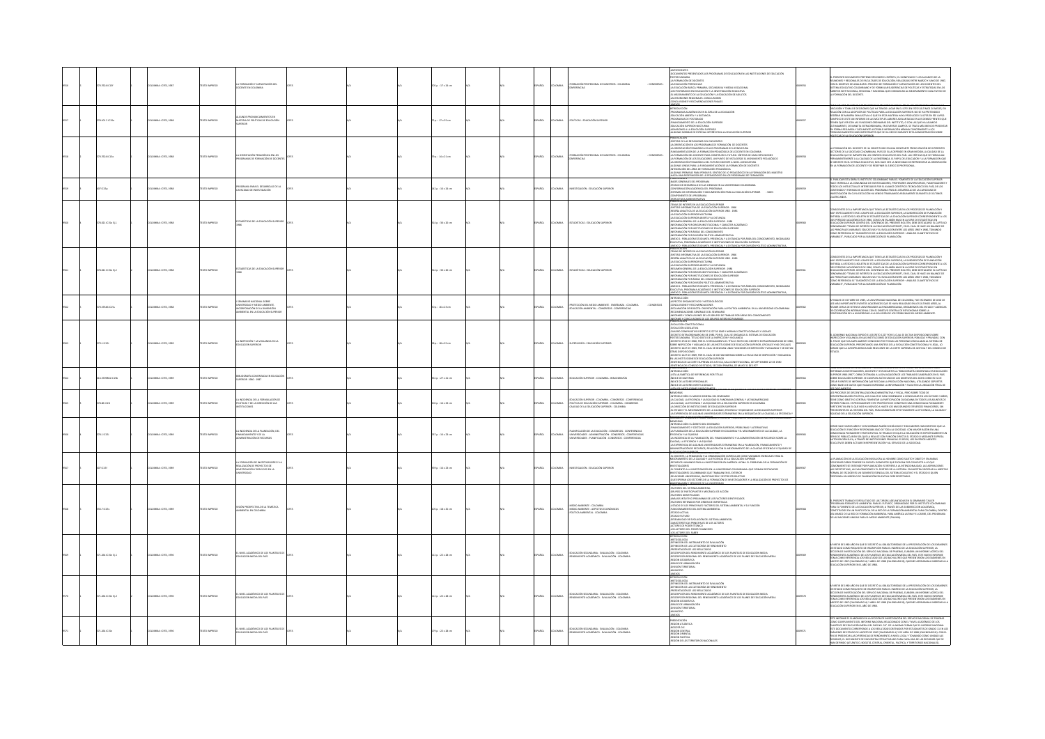| Signatura | Publicación | Tipo | Título | Autor | Descripción física | Idioma | País | Temas |
|---|---|---|---|---|---|---|---|---|
| 378.2014 IC29f | COLOMBIA: ICFES, 1987 | TEXTO IMPRESO | LA FORMACIÓN Y CAPACITACIÓN DEL DOCENTE EN COLOMBIA | ICFES | 300 p. : 17 x 24 cm | ESPAÑOL | COLOMBIA | FORMACIÓN PROFESIONAL DE MAESTROS - COLOMBIA - CONGRESOS, CONFERENCIAS |
| 378.861 IC15a | COLOMBIA: ICFES, 1988 | TEXTO IMPRESO | ALGUNOS PRONUNCIAMIENTOS EN MATERIA DE POLÍTICAS DE EDUCACIÓN SUPERIOR | ICFES | 75 p. : 17 x 23 cm | ESPAÑOL | COLOMBIA | POLÍTICAS - EDUCACIÓN SUPERIOR |
| 370.7024 IC15o | COLOMBIA: ICFES, 1988 | TEXTO IMPRESO | LA ORIENTACIÓN PEDAGÓGICA EN LOS PROGRAMAS DE FORMACIÓN DE DOCENTES | ICFES | 70 p. : 16 x 23 cm | ESPAÑOL | COLOMBIA | FORMACIÓN PROFESIONAL DE MAESTROS - COLOMBIA - CONGRESOS, CONFERENCIAS |
| 307 IC15p | COLOMBIA: ICFES, 1988 | TEXTO IMPRESO | PROGRAMA PARA EL DESARROLLO DE LA CAPACIDAD DE INVESTIGACIÓN | ICFES | 144 p. : 16 x 24 cm | ESPAÑOL | COLOMBIA | INVESTIGACIÓN - EDUCACIÓN SUPERIOR |
| 378.021 IC15e Ej.1 | COLOMBIA: ICFES, 1988 | TEXTO IMPRESO | ESTADÍSTICAS DE LA EDUCACIÓN SUPERIOR 1986 | ICFES | 314 p. : 30 x 20 cm | ESPAÑOL | COLOMBIA | ESTADÍSTICAS - EDUCACIÓN SUPERIOR |
| 378.021 IC15e Ej.2 | COLOMBIA: ICFES, 1988 | TEXTO IMPRESO | ESTADÍSTICAS DE LA EDUCACIÓN SUPERIOR 1986 | ICFES | 314 p. : 30 x 20 cm | ESPAÑOL | COLOMBIA | ESTADÍSTICAS - EDUCACIÓN SUPERIOR |
| 370.19341 IC15s | COLOMBIA: ICFES, 1988 | TEXTO IMPRESO | SEMINARIO NACIONAL SOBRE UNIVERSIDAD Y MEDIO AMBIENTE INCORPORACIÓN DE LA DIMENSIÓN AMBIENTAL EN LA EDUCACIÓN SUPERIOR | ICFES | 97 p. : 16 x 23 cm | ESPAÑOL | COLOMBIA | PROTECCIÓN DEL MEDIO AMBIENTE - ENSEÑANZA - COLOMBIA - CONGRESOS; EDUCACIÓN AMBIENTAL - CONGRESOS, CONFERENCIAS |
| 379.1 IC15i | COLOMBIA: ICFES, 1989 | TEXTO IMPRESO | LA INSPECCIÓN Y LA VIGILANCIA EN LA EDUCACIÓN SUPERIOR | ICFES | 58 p. : 16 x 23 cm | ESPAÑOL | COLOMBIA | SUPERVISIÓN - EDUCACIÓN SUPERIOR |
| 016.370983 IC15b | COLOMBIA: ICFES, 1989 | TEXTO IMPRESO | BIBLIOGRAFÍA COMENTADA EN EDUCACIÓN SUPERIOR 1980 - 1987 | ICFES | 941 p. : 27 x 21 cm | ESPAÑOL | COLOMBIA | EDUCACIÓN SUPERIOR - COLOMBIA - BIBLIOGRAFÍAS |
| 378.86 IC15i | COLOMBIA: ICFES, 1989 | TEXTO IMPRESO | LA INCIDENCIA DE LA FORMULACIÓN DE POLÍTICAS Y DE LA DIRECCIÓN DE LAS INSTITUCIONES | ICFES | 160 p. : 16 x 23 cm | ESPAÑOL | COLOMBIA | EDUCACIÓN SUPERIOR - COLOMBIA - CONGRESOS, CONFERENCIAS; POLÍTICA DE LA EDUCACIÓN SUPERIOR - COLOMBIA - CONGRESOS; CALIDAD DE LA EDUCACIÓN SUPERIOR |
| 378.1 IC15i | COLOMBIA: ICFES, 1989 | TEXTO IMPRESO | LA INCIDENCIA DE LA PLANEACIÓN, DEL FINANCIAMIENTO Y DE LA ADMINISTRACIÓN DE RECURSOS | ICFES | 137 p. : 16 x 23 cm | ESPAÑOL | COLOMBIA | PLANIFICACIÓN DE LA EDUCACIÓN - CONGRESOS, CONFERENCIAS; UNIVERSIDADES - ADMINISTRACIÓN - CONGRESOS, CONFERENCIAS; UNIVERSIDADES - PLANIFICACIÓN - CONGRESOS, CONFERENCIAS |
| 307 IC15f | COLOMBIA: ICFES, 1989 | TEXTO IMPRESO | LA FORMACIÓN DE INVESTIGADORES Y LA REALIZACIÓN DE PROYECTOS DE INVESTIGACIÓN Y EXTENSIÓN EN LA UNIVERSIDAD | ICFES | 199 p. : 16 x 23 cm | ESPAÑOL | COLOMBIA | INVESTIGACIÓN - EDUCACIÓN SUPERIOR |
| 333.7 IC15v | COLOMBIA: ICFES, 1989 | TEXTO IMPRESO | VISIÓN PROSPECTIVA DE LA TEMÁTICA AMBIENTAL EN COLOMBIA | ICFES | 100 p. : 16 x 23 cm | ESPAÑOL | COLOMBIA | MEDIO AMBIENTE - COLOMBIA; MEDIO AMBIENTE - ASPECTOS ECONÓMICOS; POLÍTICA AMBIENTAL - COLOMBIA |
| 373.264 IC15n Ej.1 | COLOMBIA: ICFES, 1990 | TEXTO IMPRESO | EL NIVEL ACADÉMICO DE LOS PLANTELES DE EDUCACIÓN MEDIA DEL PAÍS | ICFES | 112 p. : 22 x 28 cm | ESPAÑOL | COLOMBIA | EDUCACIÓN SECUNDARIA - EVALUACIÓN - COLOMBIA; RENDIMIENTO ACADÉMICO - EVALUACIÓN - COLOMBIA |
| 373.264 IC15n Ej.2 | COLOMBIA: ICFES, 1990 | TEXTO IMPRESO | EL NIVEL ACADÉMICO DE LOS PLANTELES DE EDUCACIÓN MEDIA DEL PAÍS | ICFES | 112 p. : 22 x 28 cm | ESPAÑOL | COLOMBIA | EDUCACIÓN SECUNDARIA - EVALUACIÓN - COLOMBIA; RENDIMIENTO ACADÉMICO - EVALUACIÓN - COLOMBIA |
| 373.264 IC15n | COLOMBIA: ICFES, 1990 | TEXTO IMPRESO | EL NIVEL ACADÉMICO DE LOS PLANTELES DE EDUCACIÓN MEDIA DEL PAÍS | ICFES | 179 p. : 22 x 28 cm | ESPAÑOL | COLOMBIA | EDUCACIÓN SECUNDARIA - EVALUACIÓN - COLOMBIA; RENDIMIENTO ACADÉMICO - EVALUACIÓN - COLOMBIA |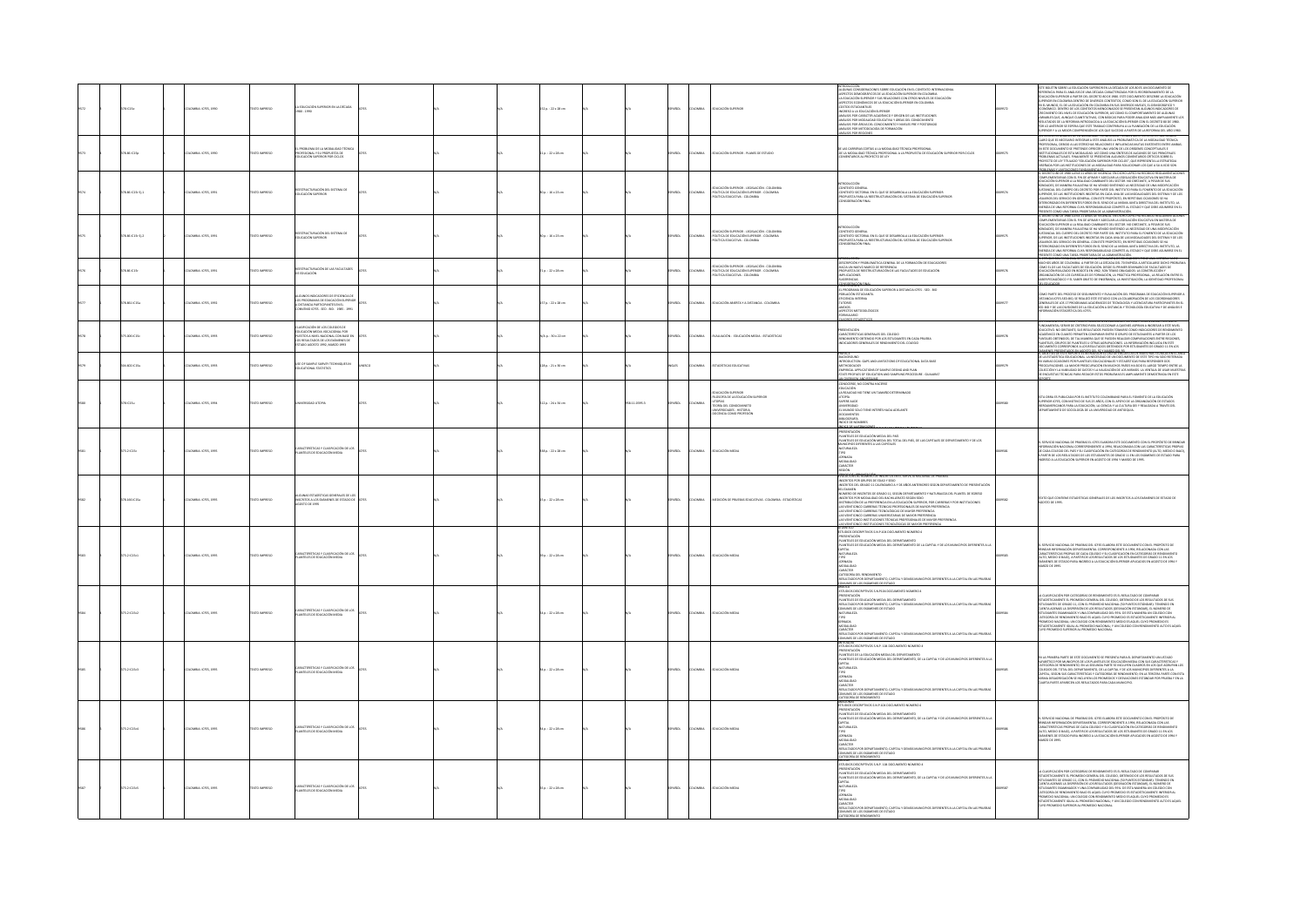| Pie de imprenta | Tipo | Título | Autor | Descripción física | Idioma | País | Tema |
|---|---|---|---|---|---|---|---|
| COLOMBIA: ICFES, 1990 | TEXTO IMPRESO | LA EDUCACIÓN SUPERIOR EN LA DÉCADA 1980 - 1990 | ICFES | 151 p. ; 22 x 28 cm | ESPAÑOL | COLOMBIA | EDUCACIÓN SUPERIOR |
| COLOMBIA: ICFES, 1990 | TEXTO IMPRESO | EL PROBLEMA DE LA MODALIDAD TÉCNICA PROFESIONAL Y LA PROPUESTA DE EDUCACIÓN SUPERIOR POR CICLOS | ICFES | 51 p. ; 22 x 28 cm | ESPAÑOL | COLOMBIA | EDUCACIÓN SUPERIOR - PLANES DE ESTUDIO |
| COLOMBIA: ICFES, 1991 | TEXTO IMPRESO | REESTRUCTURACIÓN DEL SISTEMA DE EDUCACIÓN SUPERIOR | ICFES | 80 p. ; 16 x 23 cm | ESPAÑOL | COLOMBIA | EDUCACIÓN SUPERIOR - LEGISLACIÓN - COLOMBIA; POLÍTICA DE EDUCACIÓN SUPERIOR - COLOMBIA; POLÍTICA EDUCATIVA - COLOMBIA |
| COLOMBIA: ICFES, 1991 | TEXTO IMPRESO | REESTRUCTURACIÓN DEL SISTEMA DE EDUCACIÓN SUPERIOR | ICFES | 80 p. ; 16 x 23 cm | ESPAÑOL | COLOMBIA | EDUCACIÓN SUPERIOR - LEGISLACIÓN - COLOMBIA; POLÍTICA DE EDUCACIÓN SUPERIOR - COLOMBIA; POLÍTICA EDUCATIVA - COLOMBIA |
| COLOMBIA: ICFES, 1991 | TEXTO IMPRESO | REESTRUCTURACIÓN DE LAS FACULTADES DE EDUCACIÓN | ICFES | 73 p. ; 22 x 28 cm | ESPAÑOL | COLOMBIA | EDUCACIÓN SUPERIOR - LEGISLACIÓN - COLOMBIA; POLÍTICA DE EDUCACIÓN SUPERIOR - COLOMBIA; POLÍTICA EDUCATIVA - COLOMBIA |
| COLOMBIA: ICFES, 1992 | TEXTO IMPRESO | ALGUNOS INDICADORES DE EFICIENCIA DE LOS PROGRAMAS DE EDUCACIÓN SUPERIOR A DISTANCIA PARTICIPANTES EN EL CONVENIO ICFES - SED - 1985 - 1991 | ICFES | 117 p. ; 22 x 28 cm | ESPAÑOL | COLOMBIA | EDUCACIÓN ABIERTA Y A DISTANCIA - COLOMBIA |
| COLOMBIA: ICFES, 1993 | TEXTO IMPRESO | CLASIFICACIÓN DE LOS COLEGIOS DE EDUCACIÓN MEDIA VOCACIONAL POR PUNTAJES A NIVEL NACIONAL CON BASE EN LOS RESULTADOS DE LOS EXÁMENES DE ESTADO | ICFES | 30 x 22 cm | ESPAÑOL | COLOMBIA | EVALUACIÓN - EDUCACIÓN MEDIA - ESTADÍSTICAS |
| COLOMBIA: ICFES, 1993 | TEXTO IMPRESO | USE OF SAMPLE SURVEY TECHNIQUES IN EDUCATIONAL STATISTICS | UNESCO | 21 x 30 cm | INGLÉS | COLOMBIA | ESTADÍSTICAS EDUCATIVAS |
| COLOMBIA: ICFES, 1994 | TEXTO IMPRESO | UNIVERSIDAD UTOPÍA | ICFES | 24 x 34 cm | ESPAÑOL | COLOMBIA | EDUCACIÓN SUPERIOR |
| COLOMBIA: ICFES, 1995 | TEXTO IMPRESO | CARACTERÍSTICAS Y CLASIFICACIÓN DE LOS PLANTELES DE EDUCACIÓN MEDIA | ICFES | 22 x 28 cm | ESPAÑOL | COLOMBIA | EDUCACIÓN MEDIA |
| COLOMBIA: ICFES, 1995 | TEXTO IMPRESO | ALGUNAS ESTADÍSTICAS GENERALES DE LOS INSCRITOS A LOS EXÁMENES DE ESTADO DE AGOSTO DE 1995 | ICFES | 22 x 28 cm | ESPAÑOL | COLOMBIA | MEDICIÓN DE PRUEBAS EDUCATIVAS - COLOMBIA - ESTADÍSTICAS |
| COLOMBIA: ICFES, 1995 | TEXTO IMPRESO | CARACTERÍSTICAS Y CLASIFICACIÓN DE LOS PLANTELES DE EDUCACIÓN MEDIA | ICFES | 22 x 28 cm | ESPAÑOL | COLOMBIA | EDUCACIÓN MEDIA |
| COLOMBIA: ICFES, 1995 | TEXTO IMPRESO | CARACTERÍSTICAS Y CLASIFICACIÓN DE LOS PLANTELES DE EDUCACIÓN MEDIA | ICFES | 22 x 28 cm | ESPAÑOL | COLOMBIA | EDUCACIÓN MEDIA |
| COLOMBIA: ICFES, 1995 | TEXTO IMPRESO | CARACTERÍSTICAS Y CLASIFICACIÓN DE LOS PLANTELES DE EDUCACIÓN MEDIA | ICFES | 22 x 28 cm | ESPAÑOL | COLOMBIA | EDUCACIÓN MEDIA |
| COLOMBIA: ICFES, 1995 | TEXTO IMPRESO | CARACTERÍSTICAS Y CLASIFICACIÓN DE LOS PLANTELES DE EDUCACIÓN MEDIA | ICFES | 22 x 28 cm | ESPAÑOL | COLOMBIA | EDUCACIÓN MEDIA |
| COLOMBIA: ICFES, 1995 | TEXTO IMPRESO | CARACTERÍSTICAS Y CLASIFICACIÓN DE LOS PLANTELES DE EDUCACIÓN MEDIA | ICFES | 22 x 28 cm | ESPAÑOL | COLOMBIA | EDUCACIÓN MEDIA |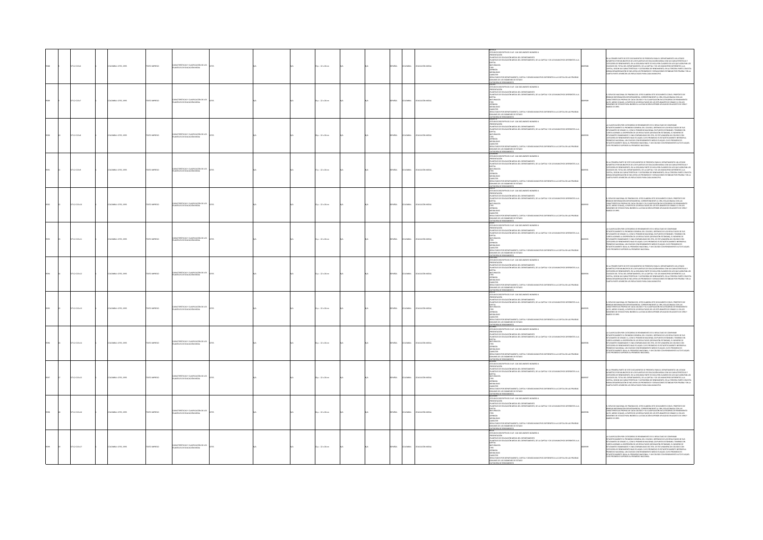| | | | | | | | | | | | | | | | |
|---|---|---|---|---|---|---|---|---|---|---|---|---|---|---|---|
| 9988 | 18 | STS-2-C13n6 | COLOMBIA. ICFES, 1999 | TEXTO IMPRESO | CARACTERÍSTICAS Y CLASIFICACIÓN DE LOS PLANTELES DE EDUCACIÓN MEDIA | ICFES | N/A | 35 p. ; 22 x 14 cm | N/A | ESPAÑOL | COLOMBIA | EDUCACIÓN MEDIA | ESTUDIOS DESCRIPTIVOS S.N.P. 146 DOCUMENTO NÚMERO 4 PRESENTACIÓN PLANTELES DE EDUCACIÓN MEDIA DEL DEPARTAMENTO PLANTELES DE EDUCACIÓN MEDIA DEL DEPARTAMENTO, DE LA CAPITAL Y DE LOS MUNICIPIOS DIFERENTES A LA CAPITAL NATURALEZA TIPO JORNADA MODALIDAD CARÁCTER RESULTADOS POR DEPARTAMENTO, CAPITAL Y DEMÁS MUNICIPIOS DIFERENTES A LA CAPITAL EN LAS PRUEBAS COMUNES DE LOS EXÁMENES DE ESTADO CATEGORÍA DE RENDIMIENTO | 0009988 | EN LA PRIMERA PARTE DE ESTE DOCUMENTO SE PRESENTA PARA EL DEPARTAMENTO UN LISTADO ALFABÉTICO POR MUNICIPIOS DE LOS PLANTELES DE EDUCACIÓN MEDIA CON SUS CARACTERÍSTICAS Y CATEGORÍAS DE RENDIMIENTO; EN LA SEGUNDA PARTE SE INCLUYEN CUADROS EN LOS QUE AGRUPAN LOS COLEGIOS DEL TOTAL DEL DEPARTAMENTO, DE LA CAPITAL Y DE LOS MUNICIPIOS DIFERENTES A LA CAPITAL, SEGÚN SUS CARACTERÍSTICAS Y CATEGORÍAS DE RENDIMIENTO; EN LA TERCERA PARTE CON ESTA MISMA DESAGREGACIÓN SE INCLUYEN LOS PROMEDIOS Y DESVIACIONES ESTÁNDAR POR PRUEBA Y EN LA CUARTA PARTE APARECEN LOS RESULTADOS PARA CADA MUNICIPIO. |
| 9989 | 19 | STS-2-C13n7 | COLOMBIA. ICFES, 1999 | TEXTO IMPRESO | CARACTERÍSTICAS Y CLASIFICACIÓN DE LOS PLANTELES DE EDUCACIÓN MEDIA | ICFES | N/A | 34 p. ; 22 x 14 cm | N/A | ESPAÑOL | COLOMBIA | EDUCACIÓN MEDIA | ESTUDIOS DESCRIPTIVOS S.N.P. 146 DOCUMENTO NÚMERO 4 PRESENTACIÓN PLANTELES DE EDUCACIÓN MEDIA DEL DEPARTAMENTO PLANTELES DE EDUCACIÓN MEDIA DEL DEPARTAMENTO, DE LA CAPITAL Y DE LOS MUNICIPIOS DIFERENTES A LA CAPITAL NATURALEZA TIPO JORNADA MODALIDAD CARÁCTER RESULTADOS POR DEPARTAMENTO, CAPITAL Y DEMÁS MUNICIPIOS DIFERENTES A LA CAPITAL EN LAS PRUEBAS COMUNES DE LOS EXÁMENES DE ESTADO CATEGORÍA DE RENDIMIENTO | 0009989 | EL SERVICIO NACIONAL DE PRUEBAS DEL ICFES ELABORA ESTE DOCUMENTO CON EL PROPÓSITO DE BRINDAR INFORMACIÓN DEPARTAMENTAL CORRESPONDIENTE A 1996, RELACIONADA CON LAS CARACTERÍSTICAS PROPIAS DE CADA COLEGIO Y SU CLASIFICACIÓN EN CATEGORÍAS DE RENDIMIENTO (ALTO, MEDIO O BAJO), A PARTIR DE LOS RESULTADOS DE LOS ESTUDIANTES DE GRADO 11 EN LOS EXÁMENES DE ESTADO PARA INGRESO A LA EDUCACIÓN SUPERIOR APLICADOS EN AGOSTO DE 1996 Y MARZO DE 1995. |
| 9990 | 20 | STS-2-C13n8 | COLOMBIA. ICFES, 1999 | TEXTO IMPRESO | CARACTERÍSTICAS Y CLASIFICACIÓN DE LOS PLANTELES DE EDUCACIÓN MEDIA | ICFES | N/A | 38 p. ; 22 x 14 cm | N/A | ESPAÑOL | COLOMBIA | EDUCACIÓN MEDIA | ESTUDIOS DESCRIPTIVOS S.N.P. 146 DOCUMENTO NÚMERO 4 PRESENTACIÓN PLANTELES DE EDUCACIÓN MEDIA DEL DEPARTAMENTO PLANTELES DE EDUCACIÓN MEDIA DEL DEPARTAMENTO, DE LA CAPITAL Y DE LOS MUNICIPIOS DIFERENTES A LA CAPITAL NATURALEZA TIPO JORNADA MODALIDAD CARÁCTER RESULTADOS POR DEPARTAMENTO, CAPITAL Y DEMÁS MUNICIPIOS DIFERENTES A LA CAPITAL EN LAS PRUEBAS COMUNES DE LOS EXÁMENES DE ESTADO CATEGORÍA DE RENDIMIENTO | 0009990 | LA CLASIFICACIÓN POR CATEGORÍAS DE RENDIMIENTO ES EL RESULTADO DE COMPARAR ESTADÍSTICAMENTE EL PROMEDIO GENERAL DEL COLEGIO, OBTENIDO DE LOS RESULTADOS DE SUS ESTUDIANTES DE GRADO 11, CON EL PROMEDIO NACIONAL (50 PUNTOS ESTÁNDAR), TENIENDO EN CUENTA ADEMÁS LA DISPERSIÓN DE LOS RESULTADOS (DESVIACIÓN ESTÁNDAR), EL NÚMERO DE ESTUDIANTES EXAMINADOS Y UNA CONFIABILIDAD DEL 95%. DE ESTA MANERA UN COLEGIO CON CATEGORÍA DE RENDIMIENTO BAJO ES AQUEL CUYO PROMEDIO ES ESTADÍSTICAMENTE INFERIOR AL PROMEDIO NACIONAL; UN COLEGIO CON RENDIMIENTO MEDIO ES AQUEL CUYO PROMEDIO ES ESTADÍSTICAMENTE IGUAL AL PROMEDIO NACIONAL, Y UN COLEGIO CON RENDIMIENTO ALTO ES AQUEL CUYO PROMEDIO ES SUPERIOR AL PROMEDIO NACIONAL. |
| 9991 | 21 | STS-2-C13n9 | COLOMBIA. ICFES, 1999 | TEXTO IMPRESO | CARACTERÍSTICAS Y CLASIFICACIÓN DE LOS PLANTELES DE EDUCACIÓN MEDIA | ICFES | N/A | 37 p. ; 22 x 14 cm | N/A | ESPAÑOL | COLOMBIA | EDUCACIÓN MEDIA | ESTUDIOS DESCRIPTIVOS S.N.P. 146 DOCUMENTO NÚMERO 4 PRESENTACIÓN PLANTELES DE EDUCACIÓN MEDIA DEL DEPARTAMENTO PLANTELES DE EDUCACIÓN MEDIA DEL DEPARTAMENTO, DE LA CAPITAL Y DE LOS MUNICIPIOS DIFERENTES A LA CAPITAL NATURALEZA TIPO JORNADA MODALIDAD CARÁCTER RESULTADOS POR DEPARTAMENTO, CAPITAL Y DEMÁS MUNICIPIOS DIFERENTES A LA CAPITAL EN LAS PRUEBAS COMUNES DE LOS EXÁMENES DE ESTADO CATEGORÍA DE RENDIMIENTO | 0009991 | EN LA PRIMERA PARTE DE ESTE DOCUMENTO SE PRESENTA PARA EL DEPARTAMENTO UN LISTADO ALFABÉTICO POR MUNICIPIOS DE LOS PLANTELES DE EDUCACIÓN MEDIA CON SUS CARACTERÍSTICAS Y CATEGORÍAS DE RENDIMIENTO; EN LA SEGUNDA PARTE SE INCLUYEN CUADROS EN LOS QUE AGRUPAN LOS COLEGIOS DEL TOTAL DEL DEPARTAMENTO, DE LA CAPITAL Y DE LOS MUNICIPIOS DIFERENTES A LA CAPITAL, SEGÚN SUS CARACTERÍSTICAS Y CATEGORÍAS DE RENDIMIENTO; EN LA TERCERA PARTE CON ESTA MISMA DESAGREGACIÓN SE INCLUYEN LOS PROMEDIOS Y DESVIACIONES ESTÁNDAR POR PRUEBA Y EN LA CUARTA PARTE APARECEN LOS RESULTADOS PARA CADA MUNICIPIO. |
| 9992 | 22 | STS-2-C13n10 | COLOMBIA. ICFES, 1999 | TEXTO IMPRESO | CARACTERÍSTICAS Y CLASIFICACIÓN DE LOS PLANTELES DE EDUCACIÓN MEDIA | ICFES | N/A | 32 p. ; 22 x 14 cm | N/A | ESPAÑOL | COLOMBIA | EDUCACIÓN MEDIA | ESTUDIOS DESCRIPTIVOS S.N.P. 146 DOCUMENTO NÚMERO 4 PRESENTACIÓN PLANTELES DE EDUCACIÓN MEDIA DEL DEPARTAMENTO PLANTELES DE EDUCACIÓN MEDIA DEL DEPARTAMENTO, DE LA CAPITAL Y DE LOS MUNICIPIOS DIFERENTES A LA CAPITAL NATURALEZA TIPO JORNADA MODALIDAD CARÁCTER RESULTADOS POR DEPARTAMENTO, CAPITAL Y DEMÁS MUNICIPIOS DIFERENTES A LA CAPITAL EN LAS PRUEBAS COMUNES DE LOS EXÁMENES DE ESTADO CATEGORÍA DE RENDIMIENTO | 0009992 | EL SERVICIO NACIONAL DE PRUEBAS DEL ICFES ELABORA ESTE DOCUMENTO CON EL PROPÓSITO DE BRINDAR INFORMACIÓN DEPARTAMENTAL CORRESPONDIENTE A 1996, RELACIONADA CON LAS CARACTERÍSTICAS PROPIAS DE CADA COLEGIO Y SU CLASIFICACIÓN EN CATEGORÍAS DE RENDIMIENTO (ALTO, MEDIO O BAJO), A PARTIR DE LOS RESULTADOS DE LOS ESTUDIANTES DE GRADO 11 EN LOS EXÁMENES DE ESTADO PARA INGRESO A LA EDUCACIÓN SUPERIOR APLICADOS EN AGOSTO DE 1996 Y MARZO DE 1995. |
| 9993 | 23 | STS-2-C13n11 | COLOMBIA. ICFES, 1999 | TEXTO IMPRESO | CARACTERÍSTICAS Y CLASIFICACIÓN DE LOS PLANTELES DE EDUCACIÓN MEDIA | ICFES | N/A | 31 p. ; 22 x 14 cm | N/A | ESPAÑOL | COLOMBIA | EDUCACIÓN MEDIA | ESTUDIOS DESCRIPTIVOS S.N.P. 146 DOCUMENTO NÚMERO 4 PRESENTACIÓN PLANTELES DE EDUCACIÓN MEDIA DEL DEPARTAMENTO PLANTELES DE EDUCACIÓN MEDIA DEL DEPARTAMENTO, DE LA CAPITAL Y DE LOS MUNICIPIOS DIFERENTES A LA CAPITAL NATURALEZA TIPO JORNADA MODALIDAD CARÁCTER RESULTADOS POR DEPARTAMENTO, CAPITAL Y DEMÁS MUNICIPIOS DIFERENTES A LA CAPITAL EN LAS PRUEBAS COMUNES DE LOS EXÁMENES DE ESTADO CATEGORÍA DE RENDIMIENTO | 0009993 | LA CLASIFICACIÓN POR CATEGORÍAS DE RENDIMIENTO ES EL RESULTADO DE COMPARAR ESTADÍSTICAMENTE EL PROMEDIO GENERAL DEL COLEGIO, OBTENIDO DE LOS RESULTADOS DE SUS ESTUDIANTES DE GRADO 11, CON EL PROMEDIO NACIONAL (50 PUNTOS ESTÁNDAR), TENIENDO EN CUENTA ADEMÁS LA DISPERSIÓN DE LOS RESULTADOS (DESVIACIÓN ESTÁNDAR), EL NÚMERO DE ESTUDIANTES EXAMINADOS Y UNA CONFIABILIDAD DEL 95%. DE ESTA MANERA UN COLEGIO CON CATEGORÍA DE RENDIMIENTO BAJO ES AQUEL CUYO PROMEDIO ES ESTADÍSTICAMENTE INFERIOR AL PROMEDIO NACIONAL; UN COLEGIO CON RENDIMIENTO MEDIO ES AQUEL CUYO PROMEDIO ES ESTADÍSTICAMENTE IGUAL AL PROMEDIO NACIONAL, Y UN COLEGIO CON RENDIMIENTO ALTO ES AQUEL CUYO PROMEDIO ES SUPERIOR AL PROMEDIO NACIONAL. |
| 9994 | 24 | STS-2-C13n12 | COLOMBIA. ICFES, 1999 | TEXTO IMPRESO | CARACTERÍSTICAS Y CLASIFICACIÓN DE LOS PLANTELES DE EDUCACIÓN MEDIA | ICFES | N/A | 31 p. ; 22 x 14 cm | N/A | ESPAÑOL | COLOMBIA | EDUCACIÓN MEDIA | ESTUDIOS DESCRIPTIVOS S.N.P. 146 DOCUMENTO NÚMERO 4 PRESENTACIÓN PLANTELES DE EDUCACIÓN MEDIA DEL DEPARTAMENTO PLANTELES DE EDUCACIÓN MEDIA DEL DEPARTAMENTO, DE LA CAPITAL Y DE LOS MUNICIPIOS DIFERENTES A LA CAPITAL NATURALEZA TIPO JORNADA MODALIDAD CARÁCTER RESULTADOS POR DEPARTAMENTO, CAPITAL Y DEMÁS MUNICIPIOS DIFERENTES A LA CAPITAL EN LAS PRUEBAS COMUNES DE LOS EXÁMENES DE ESTADO CATEGORÍA DE RENDIMIENTO | 0009994 | EN LA PRIMERA PARTE DE ESTE DOCUMENTO SE PRESENTA PARA EL DEPARTAMENTO UN LISTADO ALFABÉTICO POR MUNICIPIOS DE LOS PLANTELES DE EDUCACIÓN MEDIA CON SUS CARACTERÍSTICAS Y CATEGORÍAS DE RENDIMIENTO; EN LA SEGUNDA PARTE SE INCLUYEN CUADROS EN LOS QUE AGRUPAN LOS COLEGIOS DEL TOTAL DEL DEPARTAMENTO, DE LA CAPITAL Y DE LOS MUNICIPIOS DIFERENTES A LA CAPITAL, SEGÚN SUS CARACTERÍSTICAS Y CATEGORÍAS DE RENDIMIENTO; EN LA TERCERA PARTE CON ESTA MISMA DESAGREGACIÓN SE INCLUYEN LOS PROMEDIOS Y DESVIACIONES ESTÁNDAR POR PRUEBA Y EN LA CUARTA PARTE APARECEN LOS RESULTADOS PARA CADA MUNICIPIO. |
| 9995 | 25 | STS-2-C13n13 | COLOMBIA. ICFES, 1999 | TEXTO IMPRESO | CARACTERÍSTICAS Y CLASIFICACIÓN DE LOS PLANTELES DE EDUCACIÓN MEDIA | ICFES | N/A | 31 p. ; 22 x 14 cm | N/A | ESPAÑOL | COLOMBIA | EDUCACIÓN MEDIA | ESTUDIOS DESCRIPTIVOS S.N.P. 146 DOCUMENTO NÚMERO 4 PRESENTACIÓN PLANTELES DE EDUCACIÓN MEDIA DEL DEPARTAMENTO PLANTELES DE EDUCACIÓN MEDIA DEL DEPARTAMENTO, DE LA CAPITAL Y DE LOS MUNICIPIOS DIFERENTES A LA CAPITAL NATURALEZA TIPO JORNADA MODALIDAD CARÁCTER RESULTADOS POR DEPARTAMENTO, CAPITAL Y DEMÁS MUNICIPIOS DIFERENTES A LA CAPITAL EN LAS PRUEBAS COMUNES DE LOS EXÁMENES DE ESTADO CATEGORÍA DE RENDIMIENTO | 0009995 | EL SERVICIO NACIONAL DE PRUEBAS DEL ICFES ELABORA ESTE DOCUMENTO CON EL PROPÓSITO DE BRINDAR INFORMACIÓN DEPARTAMENTAL CORRESPONDIENTE A 1996, RELACIONADA CON LAS CARACTERÍSTICAS PROPIAS DE CADA COLEGIO Y SU CLASIFICACIÓN EN CATEGORÍAS DE RENDIMIENTO (ALTO, MEDIO O BAJO), A PARTIR DE LOS RESULTADOS DE LOS ESTUDIANTES DE GRADO 11 EN LOS EXÁMENES DE ESTADO PARA INGRESO A LA EDUCACIÓN SUPERIOR APLICADOS EN AGOSTO DE 1996 Y MARZO DE 1995. |
| 9996 | 26 | STS-2-C13n14 | COLOMBIA. ICFES, 1999 | TEXTO IMPRESO | CARACTERÍSTICAS Y CLASIFICACIÓN DE LOS PLANTELES DE EDUCACIÓN MEDIA | ICFES | N/A | 34 p. ; 22 x 14 cm | N/A | ESPAÑOL | COLOMBIA | EDUCACIÓN MEDIA | ESTUDIOS DESCRIPTIVOS S.N.P. 146 DOCUMENTO NÚMERO 4 PRESENTACIÓN PLANTELES DE EDUCACIÓN MEDIA DEL DEPARTAMENTO PLANTELES DE EDUCACIÓN MEDIA DEL DEPARTAMENTO, DE LA CAPITAL Y DE LOS MUNICIPIOS DIFERENTES A LA CAPITAL NATURALEZA TIPO JORNADA MODALIDAD CARÁCTER RESULTADOS POR DEPARTAMENTO, CAPITAL Y DEMÁS MUNICIPIOS DIFERENTES A LA CAPITAL EN LAS PRUEBAS COMUNES DE LOS EXÁMENES DE ESTADO CATEGORÍA DE RENDIMIENTO | 0009996 | LA CLASIFICACIÓN POR CATEGORÍAS DE RENDIMIENTO ES EL RESULTADO DE COMPARAR ESTADÍSTICAMENTE EL PROMEDIO GENERAL DEL COLEGIO, OBTENIDO DE LOS RESULTADOS DE SUS ESTUDIANTES DE GRADO 11, CON EL PROMEDIO NACIONAL (50 PUNTOS ESTÁNDAR), TENIENDO EN CUENTA ADEMÁS LA DISPERSIÓN DE LOS RESULTADOS (DESVIACIÓN ESTÁNDAR), EL NÚMERO DE ESTUDIANTES EXAMINADOS Y UNA CONFIABILIDAD DEL 95%. DE ESTA MANERA UN COLEGIO CON CATEGORÍA DE RENDIMIENTO BAJO ES AQUEL CUYO PROMEDIO ES ESTADÍSTICAMENTE INFERIOR AL PROMEDIO NACIONAL; UN COLEGIO CON RENDIMIENTO MEDIO ES AQUEL CUYO PROMEDIO ES ESTADÍSTICAMENTE IGUAL AL PROMEDIO NACIONAL, Y UN COLEGIO CON RENDIMIENTO ALTO ES AQUEL CUYO PROMEDIO ES SUPERIOR AL PROMEDIO NACIONAL. |
| 9997 | 27 | STS-2-C13n15 | COLOMBIA. ICFES, 1999 | TEXTO IMPRESO | CARACTERÍSTICAS Y CLASIFICACIÓN DE LOS PLANTELES DE EDUCACIÓN MEDIA | ICFES | N/A | 38 p. ; 22 x 14 cm | N/A | ESPAÑOL | COLOMBIA | EDUCACIÓN MEDIA | ESTUDIOS DESCRIPTIVOS S.N.P. 146 DOCUMENTO NÚMERO 4 PRESENTACIÓN PLANTELES DE EDUCACIÓN MEDIA DEL DEPARTAMENTO PLANTELES DE EDUCACIÓN MEDIA DEL DEPARTAMENTO, DE LA CAPITAL Y DE LOS MUNICIPIOS DIFERENTES A LA CAPITAL NATURALEZA TIPO JORNADA MODALIDAD CARÁCTER RESULTADOS POR DEPARTAMENTO, CAPITAL Y DEMÁS MUNICIPIOS DIFERENTES A LA CAPITAL EN LAS PRUEBAS COMUNES DE LOS EXÁMENES DE ESTADO CATEGORÍA DE RENDIMIENTO | 0009997 | EN LA PRIMERA PARTE DE ESTE DOCUMENTO SE PRESENTA PARA EL DEPARTAMENTO UN LISTADO ALFABÉTICO POR MUNICIPIOS DE LOS PLANTELES DE EDUCACIÓN MEDIA CON SUS CARACTERÍSTICAS Y CATEGORÍAS DE RENDIMIENTO; EN LA SEGUNDA PARTE SE INCLUYEN CUADROS EN LOS QUE AGRUPAN LOS COLEGIOS DEL TOTAL DEL DEPARTAMENTO, DE LA CAPITAL Y DE LOS MUNICIPIOS DIFERENTES A LA CAPITAL, SEGÚN SUS CARACTERÍSTICAS Y CATEGORÍAS DE RENDIMIENTO; EN LA TERCERA PARTE CON ESTA MISMA DESAGREGACIÓN SE INCLUYEN LOS PROMEDIOS Y DESVIACIONES ESTÁNDAR POR PRUEBA Y EN LA CUARTA PARTE APARECEN LOS RESULTADOS PARA CADA MUNICIPIO. |
| 9998 | 28 | STS-2-C13n16 | COLOMBIA. ICFES, 1999 | TEXTO IMPRESO | CARACTERÍSTICAS Y CLASIFICACIÓN DE LOS PLANTELES DE EDUCACIÓN MEDIA | ICFES | N/A | 34 p. ; 22 x 14 cm | N/A | ESPAÑOL | COLOMBIA | EDUCACIÓN MEDIA | ESTUDIOS DESCRIPTIVOS S.N.P. 146 DOCUMENTO NÚMERO 4 PRESENTACIÓN PLANTELES DE EDUCACIÓN MEDIA DEL DEPARTAMENTO PLANTELES DE EDUCACIÓN MEDIA DEL DEPARTAMENTO, DE LA CAPITAL Y DE LOS MUNICIPIOS DIFERENTES A LA CAPITAL NATURALEZA TIPO JORNADA MODALIDAD CARÁCTER RESULTADOS POR DEPARTAMENTO, CAPITAL Y DEMÁS MUNICIPIOS DIFERENTES A LA CAPITAL EN LAS PRUEBAS COMUNES DE LOS EXÁMENES DE ESTADO CATEGORÍA DE RENDIMIENTO | 0009998 | EL SERVICIO NACIONAL DE PRUEBAS DEL ICFES ELABORA ESTE DOCUMENTO CON EL PROPÓSITO DE BRINDAR INFORMACIÓN DEPARTAMENTAL CORRESPONDIENTE A 1996, RELACIONADA CON LAS CARACTERÍSTICAS PROPIAS DE CADA COLEGIO Y SU CLASIFICACIÓN EN CATEGORÍAS DE RENDIMIENTO (ALTO, MEDIO O BAJO), A PARTIR DE LOS RESULTADOS DE LOS ESTUDIANTES DE GRADO 11 EN LOS EXÁMENES DE ESTADO PARA INGRESO A LA EDUCACIÓN SUPERIOR APLICADOS EN AGOSTO DE 1996 Y MARZO DE 1995. |
| 9999 | 29 | STS-2-C13n17 | COLOMBIA. ICFES, 1999 | TEXTO IMPRESO | CARACTERÍSTICAS Y CLASIFICACIÓN DE LOS PLANTELES DE EDUCACIÓN MEDIA | ICFES | N/A | 32 p. ; 22 x 14 cm | N/A | ESPAÑOL | COLOMBIA | EDUCACIÓN MEDIA | ESTUDIOS DESCRIPTIVOS S.N.P. 146 DOCUMENTO NÚMERO 4 PRESENTACIÓN PLANTELES DE EDUCACIÓN MEDIA DEL DEPARTAMENTO PLANTELES DE EDUCACIÓN MEDIA DEL DEPARTAMENTO, DE LA CAPITAL Y DE LOS MUNICIPIOS DIFERENTES A LA CAPITAL NATURALEZA TIPO JORNADA MODALIDAD CARÁCTER RESULTADOS POR DEPARTAMENTO, CAPITAL Y DEMÁS MUNICIPIOS DIFERENTES A LA CAPITAL EN LAS PRUEBAS COMUNES DE LOS EXÁMENES DE ESTADO CATEGORÍA DE RENDIMIENTO | 0009999 | LA CLASIFICACIÓN POR CATEGORÍAS DE RENDIMIENTO ES EL RESULTADO DE COMPARAR ESTADÍSTICAMENTE EL PROMEDIO GENERAL DEL COLEGIO, OBTENIDO DE LOS RESULTADOS DE SUS ESTUDIANTES DE GRADO 11, CON EL PROMEDIO NACIONAL (50 PUNTOS ESTÁNDAR), TENIENDO EN CUENTA ADEMÁS LA DISPERSIÓN DE LOS RESULTADOS (DESVIACIÓN ESTÁNDAR), EL NÚMERO DE ESTUDIANTES EXAMINADOS Y UNA CONFIABILIDAD DEL 95%. DE ESTA MANERA UN COLEGIO CON CATEGORÍA DE RENDIMIENTO BAJO ES AQUEL CUYO PROMEDIO ES ESTADÍSTICAMENTE INFERIOR AL PROMEDIO NACIONAL; UN COLEGIO CON RENDIMIENTO MEDIO ES AQUEL CUYO PROMEDIO ES ESTADÍSTICAMENTE IGUAL AL PROMEDIO NACIONAL, Y UN COLEGIO CON RENDIMIENTO ALTO ES AQUEL CUYO PROMEDIO ES SUPERIOR AL PROMEDIO NACIONAL. |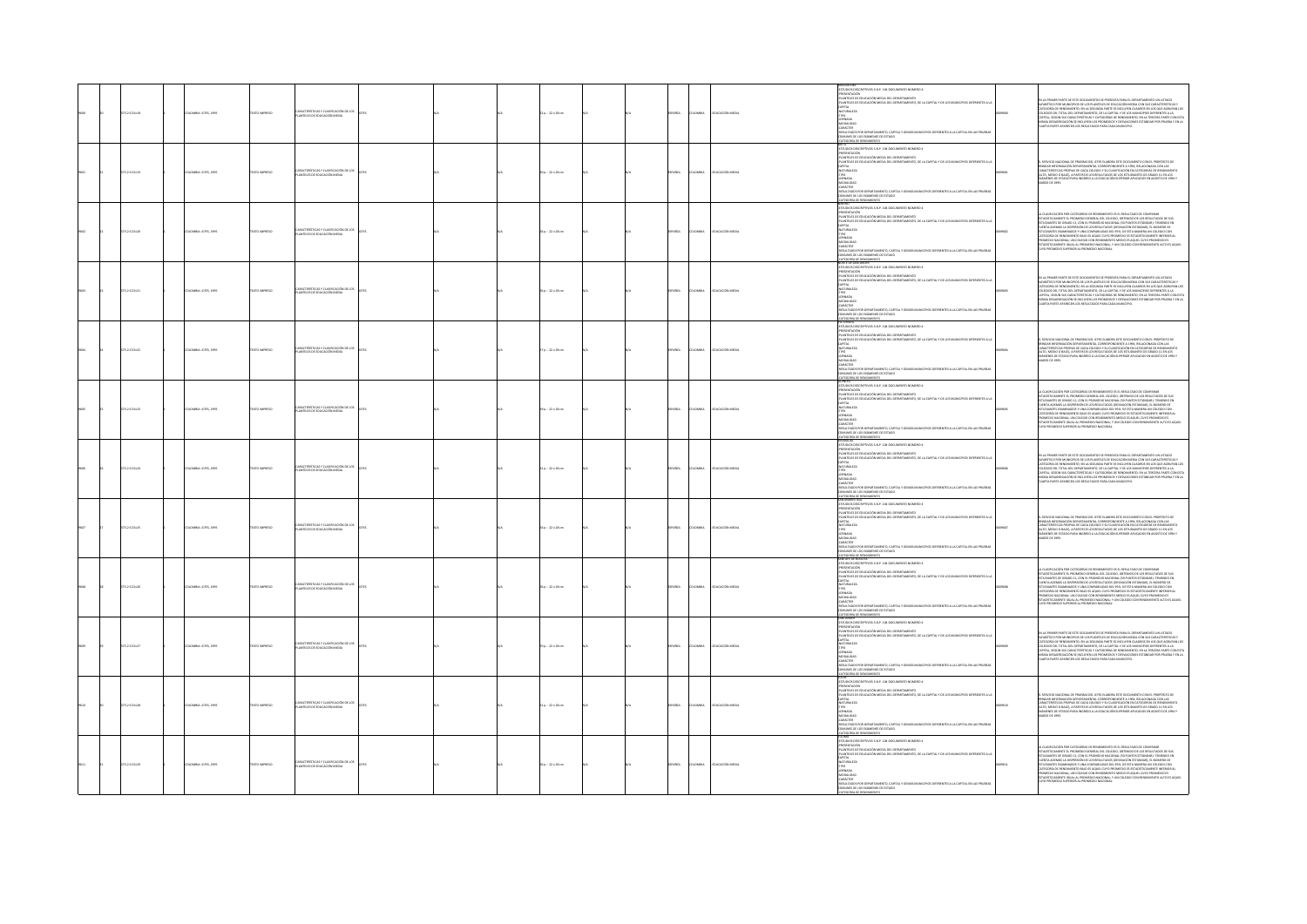| | | | | | | | | | | | | | | | | | | | |
|---|---|---|---|---|---|---|---|---|---|---|---|---|---|---|---|---|---|---|---|
| 9600 | 20 | 373.2-C135c18 | COLOMBIA: ICFES, 1999 | TEXTO IMPRESO | CARACTERÍSTICAS Y CLASIFICACIÓN DE LOS PLANTELES DE EDUCACIÓN MEDIA | ICFES | | N/A | 31 p. ; 22 x 24 cm | N/A | ESPAÑOL | COLOMBIA | EDUCACIÓN MEDIA | ESTUDIOS DESCRIPTIVOS S.N.P. 146 DOCUMENTO NÚMERO 4 PRESENTACIÓN PLANTELES DE EDUCACIÓN MEDIA DEL DEPARTAMENTO PLANTELES DE EDUCACIÓN MEDIA DEL DEPARTAMENTO, DE LA CAPITAL Y DE LOS MUNICIPIOS DIFERENTES A LA CAPITAL NATURALEZA TIPO JORNADA MODALIDAD CARÁCTER RESULTADOS POR DEPARTAMENTO, CAPITAL Y DEMÁS MUNICIPIOS DIFERENTES A LA CAPITAL EN LAS PRUEBAS COMUNES DE LOS EXÁMENES DE ESTADO CATEGORÍA DE RENDIMIENTO | | EN LA PRIMERA PARTE DE ESTE DOCUMENTO SE PRESENTA PARA EL DEPARTAMENTO UN LISTADO ALFABÉTICO POR MUNICIPIOS DE LOS PLANTELES DE EDUCACIÓN MEDIA CON SUS CARACTERÍSTICAS Y CATEGORÍAS DE RENDIMIENTO. |
| 9601 | 21 | 373.2-C135c19 | COLOMBIA: ICFES, 1999 | TEXTO IMPRESO | CARACTERÍSTICAS Y CLASIFICACIÓN DE LOS PLANTELES DE EDUCACIÓN MEDIA | ICFES | | N/A | 30 p. ; 22 x 24 cm | N/A | ESPAÑOL | COLOMBIA | EDUCACIÓN MEDIA | ESTUDIOS DESCRIPTIVOS S.N.P. 146 DOCUMENTO NÚMERO 4 PRESENTACIÓN PLANTELES DE EDUCACIÓN MEDIA DEL DEPARTAMENTO, DE LA CAPITAL Y DE LOS MUNICIPIOS DIFERENTES A LA CAPITAL NATURALEZA TIPO JORNADA MODALIDAD CARÁCTER RESULTADOS EN LAS PRUEBAS COMUNES DE LOS EXÁMENES DE ESTADO CATEGORÍA DE RENDIMIENTO | | EL SERVICIO NACIONAL DE PRUEBAS DEL ICFES ELABORA ESTE DOCUMENTO CON EL PROPÓSITO DE BRINDAR INFORMACIÓN DEPARTAMENTAL CORRESPONDIENTE A 1998, RELACIONADA CON LAS CARACTERÍSTICAS PROPIAS DE CADA COLEGIO Y SU CLASIFICACIÓN EN CATEGORÍAS DE RENDIMIENTO (ALTO, MEDIO O BAJO). |
| 9602 | 22 | 373.2-C135c20 | COLOMBIA: ICFES, 1999 | TEXTO IMPRESO | CARACTERÍSTICAS Y CLASIFICACIÓN DE LOS PLANTELES DE EDUCACIÓN MEDIA | ICFES | | N/A | 34 p. ; 22 x 24 cm | N/A | ESPAÑOL | COLOMBIA | EDUCACIÓN MEDIA | ESTUDIOS DESCRIPTIVOS S.N.P. 146 DOCUMENTO NÚMERO 4 ... CATEGORÍA DE RENDIMIENTO | | LA CLASIFICACIÓN POR CATEGORÍAS DE RENDIMIENTO ES EL RESULTADO DE COMPARAR ESTADÍSTICAMENTE EL PROMEDIO GENERAL DEL COLEGIO, OBTENIDO DE LOS RESULTADOS DE SUS ESTUDIANTES DE GRADO 11, CON EL PROMEDIO NACIONAL. |
| 9603 | 23 | 373.2-C135c21 | COLOMBIA: ICFES, 1999 | TEXTO IMPRESO | CARACTERÍSTICAS Y CLASIFICACIÓN DE LOS PLANTELES DE EDUCACIÓN MEDIA | ICFES | | N/A | 30 p. ; 22 x 24 cm | N/A | ESPAÑOL | COLOMBIA | EDUCACIÓN MEDIA | ESTUDIOS DESCRIPTIVOS S.N.P. 146 DOCUMENTO NÚMERO 4 ... CATEGORÍA DE RENDIMIENTO | | EN LA PRIMERA PARTE DE ESTE DOCUMENTO SE PRESENTA PARA EL DEPARTAMENTO UN LISTADO ALFABÉTICO POR MUNICIPIOS DE LOS PLANTELES DE EDUCACIÓN MEDIA CON SUS CARACTERÍSTICAS Y CATEGORÍAS DE RENDIMIENTO. |
| 9604 | 24 | 373.2-C135c22 | COLOMBIA: ICFES, 1999 | TEXTO IMPRESO | CARACTERÍSTICAS Y CLASIFICACIÓN DE LOS PLANTELES DE EDUCACIÓN MEDIA | ICFES | | N/A | 37 p. ; 22 x 24 cm | N/A | ESPAÑOL | COLOMBIA | EDUCACIÓN MEDIA | ESTUDIOS DESCRIPTIVOS S.N.P. 146 DOCUMENTO NÚMERO 4 ... CATEGORÍA DE RENDIMIENTO | | EL SERVICIO NACIONAL DE PRUEBAS DEL ICFES ELABORA ESTE DOCUMENTO CON EL PROPÓSITO DE BRINDAR INFORMACIÓN DEPARTAMENTAL CORRESPONDIENTE A 1998. |
| 9605 | 25 | 373.2-C135c23 | COLOMBIA: ICFES, 1999 | TEXTO IMPRESO | CARACTERÍSTICAS Y CLASIFICACIÓN DE LOS PLANTELES DE EDUCACIÓN MEDIA | ICFES | | N/A | 39 p. ; 22 x 24 cm | N/A | ESPAÑOL | COLOMBIA | EDUCACIÓN MEDIA | ESTUDIOS DESCRIPTIVOS S.N.P. 146 DOCUMENTO NÚMERO 4 ... CATEGORÍA DE RENDIMIENTO | | LA CLASIFICACIÓN POR CATEGORÍAS DE RENDIMIENTO ES EL RESULTADO DE COMPARAR ESTADÍSTICAMENTE EL PROMEDIO GENERAL DEL COLEGIO CON EL PROMEDIO NACIONAL. |
| 9606 | 26 | 373.2-C135c24 | COLOMBIA: ICFES, 1999 | TEXTO IMPRESO | CARACTERÍSTICAS Y CLASIFICACIÓN DE LOS PLANTELES DE EDUCACIÓN MEDIA | ICFES | | N/A | 31 p. ; 22 x 24 cm | N/A | ESPAÑOL | COLOMBIA | EDUCACIÓN MEDIA | ESTUDIOS DESCRIPTIVOS S.N.P. 146 DOCUMENTO NÚMERO 4 ... CATEGORÍA DE RENDIMIENTO | | EN LA PRIMERA PARTE DE ESTE DOCUMENTO SE PRESENTA PARA EL DEPARTAMENTO UN LISTADO ALFABÉTICO POR MUNICIPIOS DE LOS PLANTELES DE EDUCACIÓN MEDIA. |
| 9607 | 27 | 373.2-C135c25 | COLOMBIA: ICFES, 1999 | TEXTO IMPRESO | CARACTERÍSTICAS Y CLASIFICACIÓN DE LOS PLANTELES DE EDUCACIÓN MEDIA | ICFES | | N/A | 34 p. ; 22 x 24 cm | N/A | ESPAÑOL | COLOMBIA | EDUCACIÓN MEDIA | ESTUDIOS DESCRIPTIVOS S.N.P. 146 DOCUMENTO NÚMERO 4 ... CATEGORÍA DE RENDIMIENTO | | EL SERVICIO NACIONAL DE PRUEBAS DEL ICFES ELABORA ESTE DOCUMENTO CON EL PROPÓSITO DE BRINDAR INFORMACIÓN DEPARTAMENTAL CORRESPONDIENTE A 1998. |
| 9608 | 28 | 373.2-C135c26 | COLOMBIA: ICFES, 1999 | TEXTO IMPRESO | CARACTERÍSTICAS Y CLASIFICACIÓN DE LOS PLANTELES DE EDUCACIÓN MEDIA | ICFES | | N/A | 34 p. ; 22 x 24 cm | N/A | ESPAÑOL | COLOMBIA | EDUCACIÓN MEDIA | ESTUDIOS DESCRIPTIVOS S.N.P. 146 DOCUMENTO NÚMERO 4 ... CATEGORÍA DE RENDIMIENTO | | LA CLASIFICACIÓN POR CATEGORÍAS DE RENDIMIENTO ES EL RESULTADO DE COMPARAR ESTADÍSTICAMENTE EL PROMEDIO GENERAL DEL COLEGIO CON EL PROMEDIO NACIONAL. |
| 9609 | 29 | 373.2-C135c27 | COLOMBIA: ICFES, 1999 | TEXTO IMPRESO | CARACTERÍSTICAS Y CLASIFICACIÓN DE LOS PLANTELES DE EDUCACIÓN MEDIA | ICFES | | N/A | 30 p. ; 22 x 24 cm | N/A | ESPAÑOL | COLOMBIA | EDUCACIÓN MEDIA | ESTUDIOS DESCRIPTIVOS S.N.P. 146 DOCUMENTO NÚMERO 4 ... CATEGORÍA DE RENDIMIENTO | | EN LA PRIMERA PARTE DE ESTE DOCUMENTO SE PRESENTA PARA EL DEPARTAMENTO UN LISTADO ALFABÉTICO POR MUNICIPIOS DE LOS PLANTELES DE EDUCACIÓN MEDIA. |
| 9610 | 30 | 373.2-C135c28 | COLOMBIA: ICFES, 1999 | TEXTO IMPRESO | CARACTERÍSTICAS Y CLASIFICACIÓN DE LOS PLANTELES DE EDUCACIÓN MEDIA | ICFES | | N/A | 31 p. ; 22 x 24 cm | N/A | ESPAÑOL | COLOMBIA | EDUCACIÓN MEDIA | ESTUDIOS DESCRIPTIVOS S.N.P. 146 DOCUMENTO NÚMERO 4 ... CATEGORÍA DE RENDIMIENTO | | EL SERVICIO NACIONAL DE PRUEBAS DEL ICFES ELABORA ESTE DOCUMENTO CON EL PROPÓSITO DE BRINDAR INFORMACIÓN DEPARTAMENTAL CORRESPONDIENTE A 1998. |
| 9611 | 31 | 373.2-C135c29 | COLOMBIA: ICFES, 1999 | TEXTO IMPRESO | CARACTERÍSTICAS Y CLASIFICACIÓN DE LOS PLANTELES DE EDUCACIÓN MEDIA | ICFES | | N/A | 32 p. ; 22 x 24 cm | N/A | ESPAÑOL | COLOMBIA | EDUCACIÓN MEDIA | ESTUDIOS DESCRIPTIVOS S.N.P. 146 DOCUMENTO NÚMERO 4 ... CATEGORÍA DE RENDIMIENTO | | LA CLASIFICACIÓN POR CATEGORÍAS DE RENDIMIENTO ES EL RESULTADO DE COMPARAR ESTADÍSTICAMENTE EL PROMEDIO GENERAL DEL COLEGIO CON EL PROMEDIO NACIONAL. |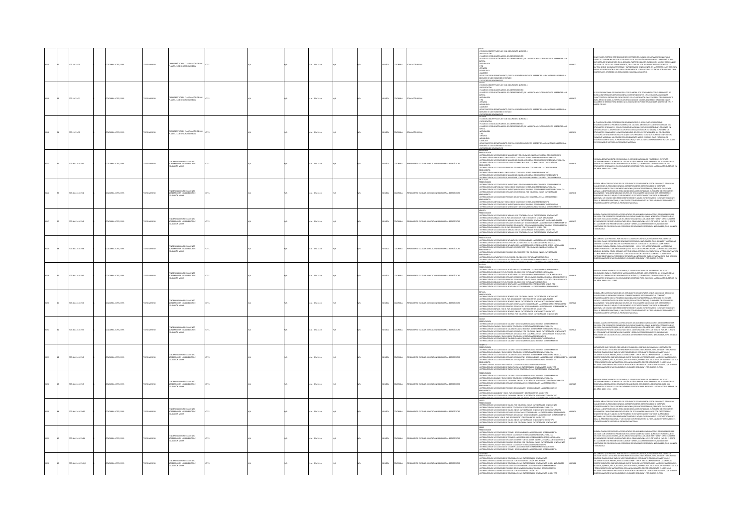| Título | Publicación | Tipo | Idioma | País | Tema |
|---|---|---|---|---|---|
| CARACTERÍSTICAS Y CLASIFICACIÓN DE LOS PLANTELES DE EDUCACIÓN MEDIA | COLOMBIA: ICFES, 1999 | TEXTO IMPRESO | ESPAÑOL | COLOMBIA | EDUCACIÓN MEDIA |
| CARACTERÍSTICAS Y CLASIFICACIÓN DE LOS PLANTELES DE EDUCACIÓN MEDIA | COLOMBIA: ICFES, 1999 | TEXTO IMPRESO | ESPAÑOL | COLOMBIA | EDUCACIÓN MEDIA |
| CARACTERÍSTICAS Y CLASIFICACIÓN DE LOS PLANTELES DE EDUCACIÓN MEDIA | COLOMBIA: ICFES, 1999 | TEXTO IMPRESO | ESPAÑOL | COLOMBIA | EDUCACIÓN MEDIA |
| TENDENCIAS COMPORTAMIENTO ACADÉMICO EN LOS COLEGIOS DE EDUCACIÓN MEDIA | COLOMBIA: ICFES, 1999 | TEXTO IMPRESO | ESPAÑOL | COLOMBIA | RENDIMIENTO ESCOLAR - EDUCACIÓN SECUNDARIA - ESTADÍSTICAS |
| TENDENCIAS COMPORTAMIENTO ACADÉMICO EN LOS COLEGIOS DE EDUCACIÓN MEDIA | COLOMBIA: ICFES, 1999 | TEXTO IMPRESO | ESPAÑOL | COLOMBIA | RENDIMIENTO ESCOLAR - EDUCACIÓN SECUNDARIA - ESTADÍSTICAS |
| TENDENCIAS COMPORTAMIENTO ACADÉMICO EN LOS COLEGIOS DE EDUCACIÓN MEDIA | COLOMBIA: ICFES, 1999 | TEXTO IMPRESO | ESPAÑOL | COLOMBIA | RENDIMIENTO ESCOLAR - EDUCACIÓN SECUNDARIA - ESTADÍSTICAS |
| TENDENCIAS COMPORTAMIENTO ACADÉMICO EN LOS COLEGIOS DE EDUCACIÓN MEDIA | COLOMBIA: ICFES, 1999 | TEXTO IMPRESO | ESPAÑOL | COLOMBIA | RENDIMIENTO ESCOLAR - EDUCACIÓN SECUNDARIA - ESTADÍSTICAS |
| TENDENCIAS COMPORTAMIENTO ACADÉMICO EN LOS COLEGIOS DE EDUCACIÓN MEDIA | COLOMBIA: ICFES, 1999 | TEXTO IMPRESO | ESPAÑOL | COLOMBIA | RENDIMIENTO ESCOLAR - EDUCACIÓN SECUNDARIA - ESTADÍSTICAS |
| TENDENCIAS COMPORTAMIENTO ACADÉMICO EN LOS COLEGIOS DE EDUCACIÓN MEDIA | COLOMBIA: ICFES, 1999 | TEXTO IMPRESO | ESPAÑOL | COLOMBIA | RENDIMIENTO ESCOLAR - EDUCACIÓN SECUNDARIA - ESTADÍSTICAS |
| TENDENCIAS COMPORTAMIENTO ACADÉMICO EN LOS COLEGIOS DE EDUCACIÓN MEDIA | COLOMBIA: ICFES, 1999 | TEXTO IMPRESO | ESPAÑOL | COLOMBIA | RENDIMIENTO ESCOLAR - EDUCACIÓN SECUNDARIA - ESTADÍSTICAS |
| TENDENCIAS COMPORTAMIENTO ACADÉMICO EN LOS COLEGIOS DE EDUCACIÓN MEDIA | COLOMBIA: ICFES, 1999 | TEXTO IMPRESO | ESPAÑOL | COLOMBIA | RENDIMIENTO ESCOLAR - EDUCACIÓN SECUNDARIA - ESTADÍSTICAS |
| TENDENCIAS COMPORTAMIENTO ACADÉMICO EN LOS COLEGIOS DE EDUCACIÓN MEDIA | COLOMBIA: ICFES, 1999 | TEXTO IMPRESO | ESPAÑOL | COLOMBIA | RENDIMIENTO ESCOLAR - EDUCACIÓN SECUNDARIA - ESTADÍSTICAS |
| TENDENCIAS COMPORTAMIENTO ACADÉMICO EN LOS COLEGIOS DE EDUCACIÓN MEDIA | COLOMBIA: ICFES, 1999 | TEXTO IMPRESO | ESPAÑOL | COLOMBIA | RENDIMIENTO ESCOLAR - EDUCACIÓN SECUNDARIA - ESTADÍSTICAS |
| TENDENCIAS COMPORTAMIENTO ACADÉMICO EN LOS COLEGIOS DE EDUCACIÓN MEDIA | COLOMBIA: ICFES, 1999 | TEXTO IMPRESO | ESPAÑOL | COLOMBIA | RENDIMIENTO ESCOLAR - EDUCACIÓN SECUNDARIA - ESTADÍSTICAS |
| TENDENCIAS COMPORTAMIENTO ACADÉMICO EN LOS COLEGIOS DE EDUCACIÓN MEDIA | COLOMBIA: ICFES, 1999 | TEXTO IMPRESO | ESPAÑOL | COLOMBIA | RENDIMIENTO ESCOLAR - EDUCACIÓN SECUNDARIA - ESTADÍSTICAS |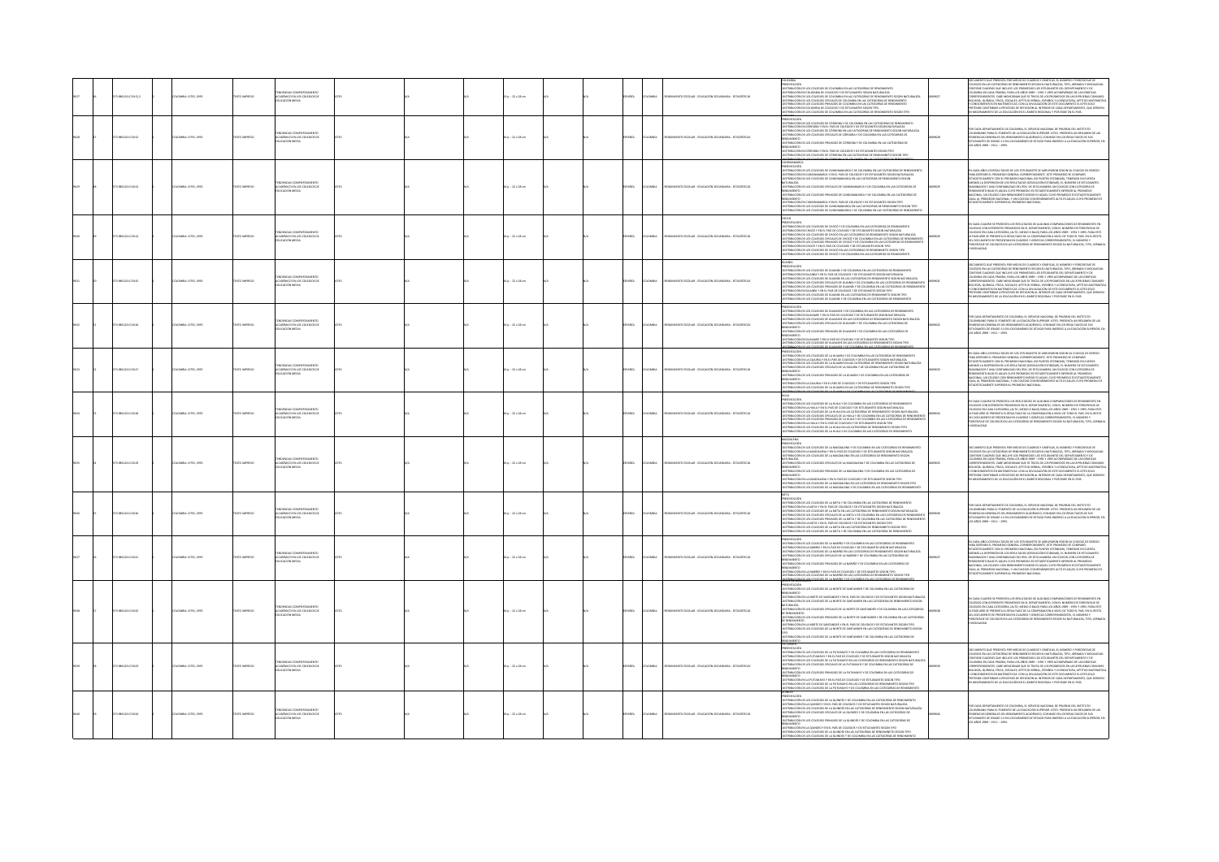| No. | Autor | Tipo | Título | Editorial | Descripción física | Idioma | País | Materia |
|---|---|---|---|---|---|---|---|---|
| 9627 | Colombia. ICFES, 1999 | Texto impreso | Tendencias comportamiento académico en los colegios de educación media | ICFES | 33 p. ; 22 x 28 cm | Español | Colombia | Rendimiento escolar - Educación secundaria - Estadísticas |
| 9628 | Colombia. ICFES, 1999 | Texto impreso | Tendencias comportamiento académico en los colegios de educación media | ICFES | 34 p. ; 22 x 28 cm | Español | Colombia | Rendimiento escolar - Educación secundaria - Estadísticas |
| 9629 | Colombia. ICFES, 1999 | Texto impreso | Tendencias comportamiento académico en los colegios de educación media | ICFES | 34 p. ; 22 x 28 cm | Español | Colombia | Rendimiento escolar - Educación secundaria - Estadísticas |
| 9630 | Colombia. ICFES, 1999 | Texto impreso | Tendencias comportamiento académico en los colegios de educación media | ICFES | 34 p. ; 22 x 28 cm | Español | Colombia | Rendimiento escolar - Educación secundaria - Estadísticas |
| 9631 | Colombia. ICFES, 1999 | Texto impreso | Tendencias comportamiento académico en los colegios de educación media | ICFES | 34 p. ; 22 x 28 cm | Español | Colombia | Rendimiento escolar - Educación secundaria - Estadísticas |
| 9632 | Colombia. ICFES, 1999 | Texto impreso | Tendencias comportamiento académico en los colegios de educación media | ICFES | 34 p. ; 22 x 28 cm | Español | Colombia | Rendimiento escolar - Educación secundaria - Estadísticas |
| 9633 | Colombia. ICFES, 1999 | Texto impreso | Tendencias comportamiento académico en los colegios de educación media | ICFES | 34 p. ; 22 x 28 cm | Español | Colombia | Rendimiento escolar - Educación secundaria - Estadísticas |
| 9634 | Colombia. ICFES, 1999 | Texto impreso | Tendencias comportamiento académico en los colegios de educación media | ICFES | 34 p. ; 22 x 28 cm | Español | Colombia | Rendimiento escolar - Educación secundaria - Estadísticas |
| 9635 | Colombia. ICFES, 1999 | Texto impreso | Tendencias comportamiento académico en los colegios de educación media | ICFES | 34 p. ; 22 x 28 cm | Español | Colombia | Rendimiento escolar - Educación secundaria - Estadísticas |
| 9636 | Colombia. ICFES, 1999 | Texto impreso | Tendencias comportamiento académico en los colegios de educación media | ICFES | 34 p. ; 22 x 28 cm | Español | Colombia | Rendimiento escolar - Educación secundaria - Estadísticas |
| 9637 | Colombia. ICFES, 1999 | Texto impreso | Tendencias comportamiento académico en los colegios de educación media | ICFES | 34 p. ; 22 x 28 cm | Español | Colombia | Rendimiento escolar - Educación secundaria - Estadísticas |
| 9638 | Colombia. ICFES, 1999 | Texto impreso | Tendencias comportamiento académico en los colegios de educación media | ICFES | 34 p. ; 22 x 28 cm | Español | Colombia | Rendimiento escolar - Educación secundaria - Estadísticas |
| 9639 | Colombia. ICFES, 1999 | Texto impreso | Tendencias comportamiento académico en los colegios de educación media | ICFES | 34 p. ; 22 x 28 cm | Español | Colombia | Rendimiento escolar - Educación secundaria - Estadísticas |
| 9640 | Colombia. ICFES, 1999 | Texto impreso | Tendencias comportamiento académico en los colegios de educación media | ICFES | 34 p. ; 22 x 28 cm | Español | Colombia | Rendimiento escolar - Educación secundaria - Estadísticas |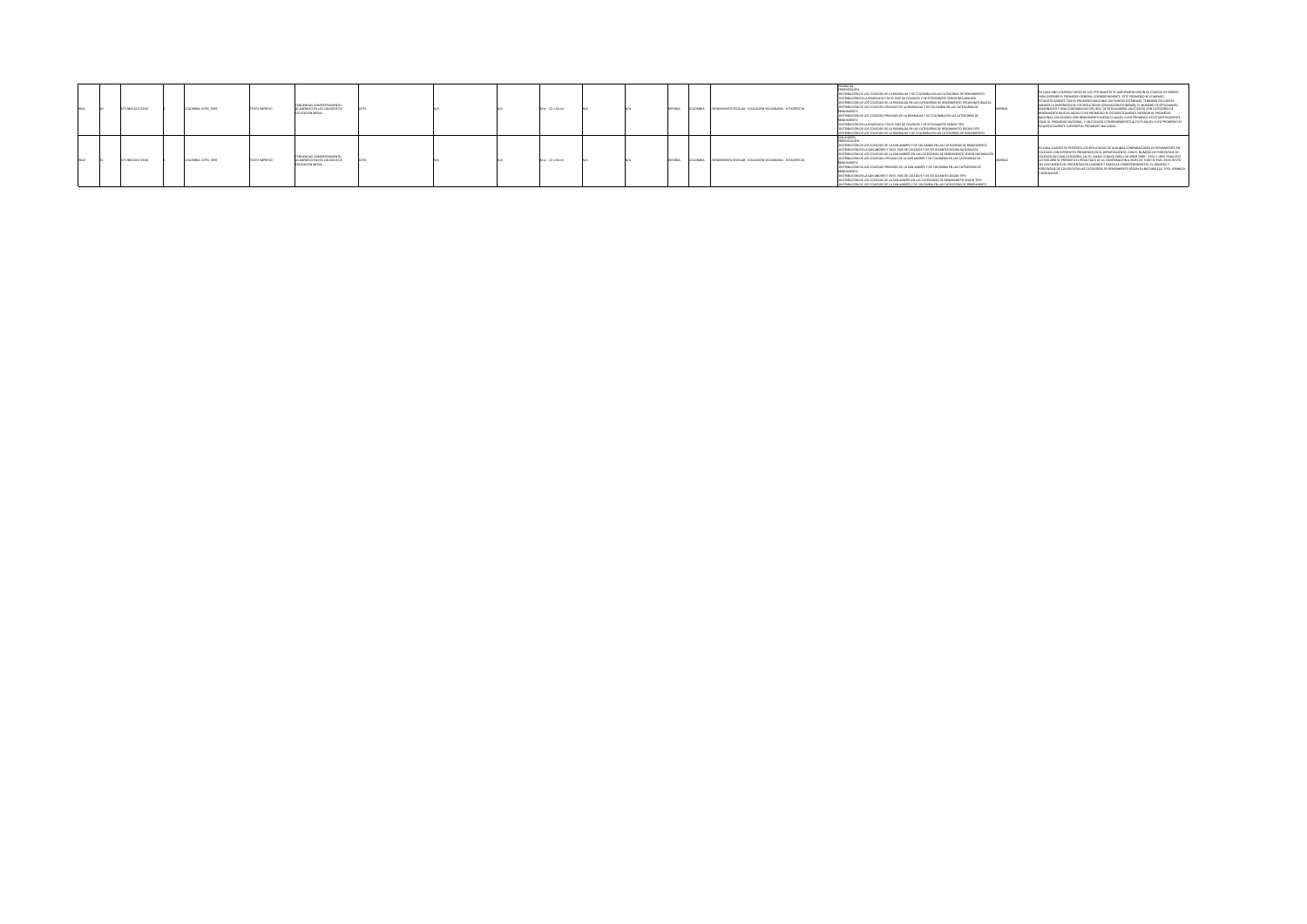| | | | | | | | | | | | | | | | | | | | |
|---|---|---|---|---|---|---|---|---|---|---|---|---|---|---|---|---|---|---|---|
| 9841 | | 50 | 375.984124 IC191E | | COLOMBIA: ICFES, 1999 | TEXTO IMPRESO | TENDENCIAS COMPORTAMIENTO ACADÉMICO EN LOS COLEGIOS DE EDUCACIÓN MEDIA | ICFES | N/A | N/A | 84 p. : 22 x 28 cm | N/A | N/A | ESPAÑOL | COLOMBIA | RENDIMIENTO ESCOLAR - EDUCACIÓN SECUNDARIA - ESTADÍSTICAS | RISARALDA<br>PRESENTACIÓN<br>DISTRIBUCIÓN DE LOS COLEGIOS DE LA RISARALDA Y DE COLOMBIA EN LAS CATEGORÍAS DE RENDIMIENTO<br>DISTRIBUCIÓN EN LA RISARALDA Y EN EL PAÍS DE COLEGIOS Y DE ESTUDIANTES SEGÚN NATURALEZA<br>DISTRIBUCIÓN DE LOS COLEGIOS DE LA RISARALDA EN LAS CATEGORÍAS DE RENDIMIENTO SEGÚN NATURALEZA<br>DISTRIBUCIÓN DE LOS COLEGIOS OFICIALES DE LA RISARALDA Y DE COLOMBIA EN LAS CATEGORÍAS DE RENDIMIENTO<br>DISTRIBUCIÓN DE LOS COLEGIOS PRIVADOS DE LA RISARALDA Y DE COLOMBIA EN LAS CATEGORÍAS DE RENDIMIENTO<br>DISTRIBUCIÓN EN LA RISARALDA Y EN EL PAÍS DE COLEGIOS Y DE ESTUDIANTES SEGÚN TIPO<br>DISTRIBUCIÓN DE LOS COLEGIOS DE LA RISARALDA EN LAS CATEGORÍAS DE RENDIMIENTO SEGÚN TIPO<br>DISTRIBUCIÓN DE LOS COLEGIOS DE LA RISARALDA Y DE COLOMBIA EN LAS CATEGORÍAS DE RENDIMIENTO | 000984 | EN CADA AÑO LOS RESULTADOS DE LOS ESTUDIANTES SE AGRUPARON SEGÚN SU COLEGIO DE ORIGEN PARA OBTENER EL PROMEDIO GENERAL CORRESPONDIENTE. ESTE PROMEDIO SE COMPARÓ ESTADÍSTICAMENTE CON EL PROMEDIO NACIONAL (DE PUNTOS ESTÁNDAR), TENIENDO EN CUENTA ADEMÁS LA DISPERSIÓN DE LOS RESULTADOS (DESVIACIÓN ESTÁNDAR), EL NÚMERO DE ESTUDIANTES EXAMINADOS Y UNA CONFIABILIDAD DEL 99%. DE ESTA MANERA UN COLEGIO CON CATEGORÍA DE RENDIMIENTO BAJO ES AQUEL CUYO PROMEDIO ES ESTADÍSTICAMENTE INFERIOR AL PROMEDIO NACIONAL; UN COLEGIO CON RENDIMIENTO MEDIO ES AQUEL CUYO PROMEDIO ES ESTADÍSTICAMENTE IGUAL AL PROMEDIO NACIONAL; Y UN COLEGIO CON RENDIMIENTO ALTO ES AQUEL CUYO PROMEDIO ES ESTADÍSTICAMENTE SUPERIOR AL PROMEDIO NACIONAL. |
| 9842 | | 51 | 375.984125 IC191E | | COLOMBIA: ICFES, 1999 | TEXTO IMPRESO | TENDENCIAS COMPORTAMIENTO ACADÉMICO EN LOS COLEGIOS DE EDUCACIÓN MEDIA | ICFES | N/A | N/A | 84 p. : 22 x 28 cm | N/A | N/A | ESPAÑOL | COLOMBIA | RENDIMIENTO ESCOLAR - EDUCACIÓN SECUNDARIA - ESTADÍSTICAS | SAN ANDRÉS<br>PRESENTACIÓN<br>DISTRIBUCIÓN DE LOS COLEGIOS DE LA SAN ANDRÉS Y DE COLOMBIA EN LAS CATEGORÍAS DE RENDIMIENTO<br>DISTRIBUCIÓN EN LA SAN ANDRÉS Y EN EL PAÍS DE COLEGIOS Y DE ESTUDIANTES SEGÚN NATURALEZA<br>DISTRIBUCIÓN DE LOS COLEGIOS DE LA SAN ANDRÉS EN LAS CATEGORÍAS DE RENDIMIENTO SEGÚN NATURALEZA<br>DISTRIBUCIÓN DE LOS COLEGIOS OFICIALES DE LA SAN ANDRÉS Y DE COLOMBIA EN LAS CATEGORÍAS DE RENDIMIENTO<br>DISTRIBUCIÓN DE LOS COLEGIOS PRIVADOS DE LA SAN ANDRÉS Y DE COLOMBIA EN LAS CATEGORÍAS DE RENDIMIENTO<br>DISTRIBUCIÓN EN LA SAN ANDRÉS Y EN EL PAÍS DE COLEGIOS Y DE ESTUDIANTES SEGÚN TIPO<br>DISTRIBUCIÓN DE LOS COLEGIOS DE LA SAN ANDRÉS EN LAS CATEGORÍAS DE RENDIMIENTO SEGÚN TIPO<br>DISTRIBUCIÓN DE LOS COLEGIOS DE LA SAN ANDRÉS Y DE COLOMBIA EN LAS CATEGORÍAS DE RENDIMIENTO | 000982 | EN CADA CUADRO SE PRESENTA LOS RESULTADOS DE ALGUNAS COMPARACIONES DE RENDIMIENTO EN COLEGIOS CON DIFERENTES PROMEDIOS EN EL DEPARTAMENTO, CON EL NÚMERO O PORCENTAJE DE COLEGIOS EN CADA CATEGORÍA, ALTO, MEDIO O BAJO PARA LOS AÑOS 1989 - 1991 Y 1999. PARA ESTE ÚLTIMO AÑO SE PRESENTA EL RESULTADO DE LA COMPARACIÓN A NIVEL DE TODO EL PAÍS. EN EL RESTO DEL DOCUMENTO SE PRESENTAN CUADROS Y GRÁFICAS CORRESPONDIENTES, EL NÚMERO Y PORCENTAJE DE COLEGIOS EN LAS CATEGORÍAS DE RENDIMIENTO SEGÚN SU NATURALEZA, TIPO, JORNADA Y MODALIDAD. |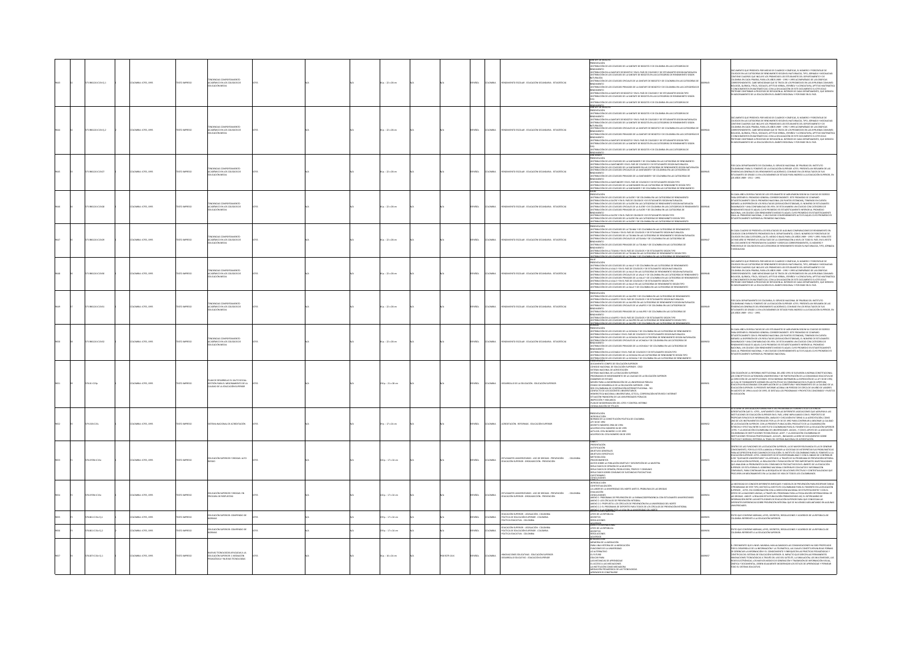| N° | Clasificación | Pie de imprenta | Tipo | Título | Autor | Descripción física | ISBN | Idioma | País | Temas |
|---|---|---|---|---|---|---|---|---|---|---|
| 9843 | 378.88612 IC15t Ej.1 | COLOMBIA: ICFES, 1999 | TEXTO IMPRESO | TENDENCIAS COMPORTAMIENTO ACADÉMICO EN LOS COLEGIOS DE EDUCACIÓN MEDIA | ICFES | 66 p. : 22 x 28 cm | N/A | ESPAÑOL | COLOMBIA | RENDIMIENTO ESCOLAR - EDUCACIÓN SECUNDARIA - ESTADÍSTICAS |
| 9844 | 378.88612 IC15t Ej.2 | COLOMBIA: ICFES, 1999 | TEXTO IMPRESO | TENDENCIAS COMPORTAMIENTO ACADÉMICO EN LOS COLEGIOS DE EDUCACIÓN MEDIA | ICFES | 66 p. : 22 x 28 cm | N/A | ESPAÑOL | COLOMBIA | RENDIMIENTO ESCOLAR - EDUCACIÓN SECUNDARIA - ESTADÍSTICAS |
| 9845 | 378.88612 IC15t | COLOMBIA: ICFES, 1999 | TEXTO IMPRESO | TENDENCIAS COMPORTAMIENTO ACADÉMICO EN LOS COLEGIOS DE EDUCACIÓN MEDIA | ICFES | 66 p. : 22 x 28 cm | N/A | ESPAÑOL | COLOMBIA | RENDIMIENTO ESCOLAR - EDUCACIÓN SECUNDARIA - ESTADÍSTICAS |
| 9846 | 378.88612 IC15t | COLOMBIA: ICFES, 1999 | TEXTO IMPRESO | TENDENCIAS COMPORTAMIENTO ACADÉMICO EN LOS COLEGIOS DE EDUCACIÓN MEDIA | ICFES | 66 p. : 22 x 28 cm | N/A | ESPAÑOL | COLOMBIA | RENDIMIENTO ESCOLAR - EDUCACIÓN SECUNDARIA - ESTADÍSTICAS |
| 9847 | 378.88612 IC15t | COLOMBIA: ICFES, 1999 | TEXTO IMPRESO | TENDENCIAS COMPORTAMIENTO ACADÉMICO EN LOS COLEGIOS DE EDUCACIÓN MEDIA | ICFES | 66 p. : 22 x 28 cm | N/A | ESPAÑOL | COLOMBIA | RENDIMIENTO ESCOLAR - EDUCACIÓN SECUNDARIA - ESTADÍSTICAS |
| 9848 | 378.88612 IC15t | COLOMBIA: ICFES, 1999 | TEXTO IMPRESO | TENDENCIAS COMPORTAMIENTO ACADÉMICO EN LOS COLEGIOS DE EDUCACIÓN MEDIA | ICFES | 66 p. : 22 x 28 cm | N/A | ESPAÑOL | COLOMBIA | RENDIMIENTO ESCOLAR - EDUCACIÓN SECUNDARIA - ESTADÍSTICAS |
| 9849 | 378.88612 IC15t | COLOMBIA: ICFES, 1999 | TEXTO IMPRESO | TENDENCIAS COMPORTAMIENTO ACADÉMICO EN LOS COLEGIOS DE EDUCACIÓN MEDIA | ICFES | 66 p. : 22 x 28 cm | N/A | ESPAÑOL | COLOMBIA | RENDIMIENTO ESCOLAR - EDUCACIÓN SECUNDARIA - ESTADÍSTICAS |
| 9850 | 378.88612 IC15t | COLOMBIA: ICFES, 1999 | TEXTO IMPRESO | TENDENCIAS COMPORTAMIENTO ACADÉMICO EN LOS COLEGIOS DE EDUCACIÓN MEDIA | ICFES | 66 p. : 22 x 28 cm | N/A | ESPAÑOL | COLOMBIA | RENDIMIENTO ESCOLAR - EDUCACIÓN SECUNDARIA - ESTADÍSTICAS |
| 9851 | 378.01 IC15p | COLOMBIA: ICFES, 1999 | TEXTO IMPRESO | PLAN DE DESARROLLO EL SECTOR SOCIAL: GESTIÓN PARA EL MEJORAMIENTO DE LA CALIDAD DE LA EDUCACIÓN SUPERIOR | ICFES | 116 p. : 21 x 28 cm | N/A | ESPAÑOL | COLOMBIA | DESARROLLO DE LA EDUCACIÓN - EDUCACIÓN SUPERIOR |
| 9852 | 378.016 IC25s | COLOMBIA: ICFES, 1999 | TEXTO IMPRESO | SISTEMA NACIONAL DE ACREDITACIÓN | ICFES | 20 p. : 17 x 23 cm | N/A | ESPAÑOL | COLOMBIA | ACREDITACIÓN - REFORMAS - EDUCACIÓN SUPERIOR |
| 9853 | 378.19766 IC15e | COLOMBIA: ICFES, 1999 | TEXTO IMPRESO | EDUCACIÓN SUPERIOR Y DROGAS: ALTO RIESGO | ICFES | 116 p. : 17 x 24 cm | N/A | ESPAÑOL | COLOMBIA | ESTUDIANTES UNIVERSITARIOS - USO DE DROGAS - PREVENCIÓN - COLOMBIA; EDUCACIÓN SUPERIOR - DROGADICCIÓN - PREVENCIÓN |
| 9854 | 378.19766 IC15e | COLOMBIA: ICFES, 1999 | TEXTO IMPRESO | EDUCACIÓN SUPERIOR Y DROGAS: EN PROGRAMA DE PROPUESTAS | ICFES | 116 p. : 17 x 24 cm | N/A | ESPAÑOL | COLOMBIA | ESTUDIANTES UNIVERSITARIOS - USO DE DROGAS - PREVENCIÓN - COLOMBIA; EDUCACIÓN SUPERIOR - DROGADICCIÓN - PREVENCIÓN |
| 9855 | 378.861 IC15e Ej.1 | COLOMBIA: ICFES, 1999 | TEXTO IMPRESO | EDUCACIÓN SUPERIOR: COMPENDIO DE NORMAS | ICFES | 199 p. : 17 x 24 cm | N/A | ESPAÑOL | COLOMBIA | EDUCACIÓN SUPERIOR - LEGISLACIÓN - COLOMBIA; POLÍTICA DE EDUCACIÓN SUPERIOR - COLOMBIA; POLÍTICA EDUCATIVA - COLOMBIA |
| 9856 | 378.861 IC15e Ej.2 | COLOMBIA: ICFES, 1999 | TEXTO IMPRESO | EDUCACIÓN SUPERIOR: COMPENDIO DE NORMAS | ICFES | 199 p. : 17 x 24 cm | N/A | ESPAÑOL | COLOMBIA | EDUCACIÓN SUPERIOR - LEGISLACIÓN - COLOMBIA; POLÍTICA DE EDUCACIÓN SUPERIOR - COLOMBIA; POLÍTICA EDUCATIVA - COLOMBIA |
| 9857 | 378.007 IC15n Ej.1 | COLOMBIA: ICFES, 1999 | TEXTO IMPRESO | NUEVAS TECNOLOGÍAS APLICADAS A LA EDUCACIÓN SUPERIOR: 9. MEDIACIÓN PEDAGÓGICA Y NUEVAS TECNOLOGÍAS | ICFES | 64 p. : 16 x 24 cm | 958-9279-18-6 | ESPAÑOL | COLOMBIA | INNOVACIONES EDUCATIVAS - EDUCACIÓN SUPERIOR; DESARROLLO EDUCATIVO - EDUCACIÓN SUPERIOR |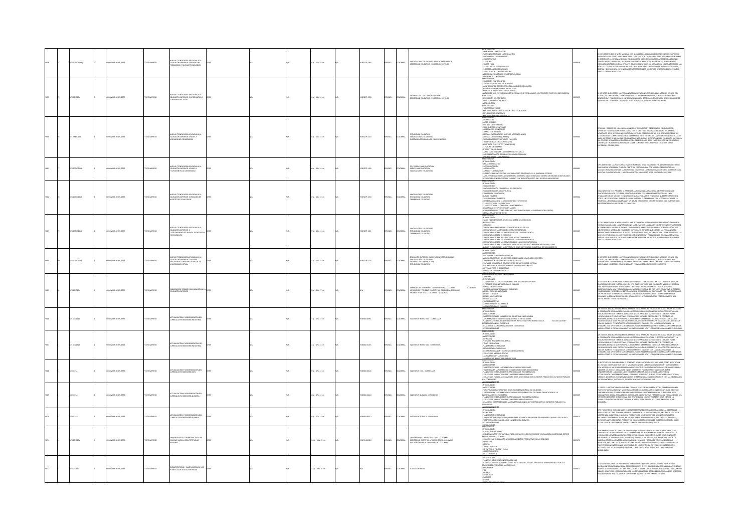| No. | Clasificación | Editorial | Tipo | Título | Autor | Descripción física | ISBN | Temas | Idioma | País |
|---|---|---|---|---|---|---|---|---|---|---|
| 9658 | 378.007 IC15n-1 | COLOMBIA: ICFES, 1995 | TEXTO IMPRESO | NUEVAS TECNOLOGÍAS APLICADAS A LA EDUCACIÓN SUPERIOR: 1 MEDIACIÓN PEDAGÓGICA Y NUEVAS TECNOLOGÍAS | ICFES | 16 x 24 cm | 958-9279-18-8 | INNOVACIONES EDUCATIVAS - EDUCACIÓN SUPERIOR; DESARROLLO EDUCATIVO - EDUCACIÓN SUPERIOR | ESPAÑOL | COLOMBIA |
| 9659 | 378.16 IC15n | COLOMBIA: ICFES, 1995 | TEXTO IMPRESO | NUEVAS TECNOLOGÍAS APLICADAS A LA EDUCACIÓN SUPERIOR: 2 INFORMÁTICA Y SOFTWARE EDUCATIVO | ICFES | 16 x 24 cm | 958-9279-22-6 | INFORMÁTICA - EDUCACIÓN SUPERIOR; DESARROLLO EDUCATIVO - EDUCACIÓN SUPERIOR | ESPAÑOL | COLOMBIA |
| 9660 | 371.334 IC15n | COLOMBIA: ICFES, 1995 | TEXTO IMPRESO | NUEVAS TECNOLOGÍAS APLICADAS A LA EDUCACIÓN SUPERIOR: 3 REDES Y MEDIACIONES PEDAGÓGICAS | ICFES | 16 x 24 cm | 958-9279-24-6 | TECNOLOGÍA EDUCATIVA; INNOVACIONES EDUCATIVAS; ENSEÑANZA POR MEDIO DE COMPUTADORES | ESPAÑOL | COLOMBIA |
| 9661 | 378.007 IC15n-4 | COLOMBIA: ICFES, 1995 | TEXTO IMPRESO | NUEVAS TECNOLOGÍAS APLICADAS A LA EDUCACIÓN SUPERIOR: 4 RADIO Y TELEVISIÓN EN LA UNIVERSIDAD | ICFES | 16 x 24 cm | 958-9279-19-6 | TELEVISIÓN EN LA EDUCACIÓN; RADIO EN LA EDUCACIÓN; INNOVACIONES EDUCATIVAS | ESPAÑOL | COLOMBIA |
| 9662 | 378.007 IC15n-5 | COLOMBIA: ICFES, 1995 | TEXTO IMPRESO | NUEVAS TECNOLOGÍAS APLICADAS A LA EDUCACIÓN SUPERIOR: 5 CREACIÓN DE HIPERTEXTOS EDUCATIVOS | ICFES | 16 x 24 cm | 958-9279-25-4 | INNOVACIONES EDUCATIVAS; TECNOLOGÍA EDUCATIVA; DESARROLLO EDUCATIVO | ESPAÑOL | COLOMBIA |
| 9663 | 378.007 IC15n-6 | COLOMBIA: ICFES, 1995 | TEXTO IMPRESO | NUEVAS TECNOLOGÍAS APLICADAS A LA EDUCACIÓN SUPERIOR: 6 TELECONFERENCIA Y NUEVAS TECNOLOGÍAS EN EDUCACIÓN | ICFES | 16 x 24 cm | 958-9279-20-X | INNOVACIONES EDUCATIVAS; TECNOLOGÍA EDUCATIVA; DESARROLLO EDUCATIVO | ESPAÑOL | COLOMBIA |
| 9664 | 378.007 IC15n-7 | COLOMBIA: ICFES, 1995 | TEXTO IMPRESO | NUEVAS TECNOLOGÍAS APLICADAS A LA EDUCACIÓN SUPERIOR: 7 SISTEMA MULTIMEDIA COMO PROTOTIPO DE LA UNIVERSIDAD VIRTUAL | ICFES | 16 x 24 cm | 958-9279-21-8 | EDUCACIÓN SUPERIOR - INNOVACIONES TECNOLÓGICAS; INNOVACIONES EDUCATIVAS; INFORMÁTICA EN EDUCACIÓN; TECNOLOGÍA EDUCATIVA | ESPAÑOL | COLOMBIA |
| 9665 | 378.16 IC15p | COLOMBIA: ICFES, 1995 | TEXTO IMPRESO | EXÁMENES DE ESTADO PARA ADMISIÓN A LA EDUCACIÓN SUPERIOR | ICFES | 21 x 17 cm | N/A | EXÁMENES DE ADMISIÓN A LA UNIVERSIDAD - COLOMBIA - MANUALES; MEDICIONES Y PRUEBAS EDUCATIVAS - COLOMBIA - MANUALES; PRUEBAS DE APTITUD - COLOMBIA - MANUALES | ESPAÑOL | COLOMBIA |
| 9666 | 621.7 IC15a1 | COLOMBIA: ICFES, 1996 | TEXTO IMPRESO | ACTUALIZACIÓN Y MODERNIZACIÓN DEL CURRÍCULO EN INGENIERÍA INDUSTRIAL | ICFES | 17 x 24 cm | 958-... | INGENIERÍA INDUSTRIAL - CURRÍCULOS | ESPAÑOL | COLOMBIA |
| 9667 | 621.7 IC15a2 | COLOMBIA: ICFES, 1996 | TEXTO IMPRESO | ACTUALIZACIÓN Y MODERNIZACIÓN DEL CURRÍCULO EN INGENIERÍA INDUSTRIAL | ICFES | 17 x 24 cm | 958-... | INGENIERÍA INDUSTRIAL - CURRÍCULOS | ESPAÑOL | COLOMBIA |
| 9668 | 624 IC15a | COLOMBIA: ICFES, 1996 | TEXTO IMPRESO | ACTUALIZACIÓN Y MODERNIZACIÓN DEL CURRÍCULO EN INGENIERÍA CIVIL | ICFES | 17 x 24 cm | 958-... | INGENIERÍA CIVIL - CURRÍCULOS | ESPAÑOL | COLOMBIA |
| 9669 | 660 IC15a1 | COLOMBIA: ICFES, 1996 | TEXTO IMPRESO | ACTUALIZACIÓN Y MODERNIZACIÓN DEL CURRÍCULO EN INGENIERÍA QUÍMICA | ICFES | 17 x 24 cm | 958-... | INGENIERÍA QUÍMICA - CURRÍCULOS | ESPAÑOL | COLOMBIA |
| 9670 | 660 IC15a2 | COLOMBIA: ICFES, 1996 | TEXTO IMPRESO | ACTUALIZACIÓN Y MODERNIZACIÓN DEL CURRÍCULO EN INGENIERÍA QUÍMICA | ICFES | 17 x 24 cm | 958-... | INGENIERÍA QUÍMICA - CURRÍCULOS | ESPAÑOL | COLOMBIA |
| 9671 | 378.19 IC15u | COLOMBIA: ICFES, 1996 | TEXTO IMPRESO | UNIVERSIDAD SECTOR PRODUCTIVO: UN CAMINO HACIA LA COMPETITIVIDAD REGIONAL | ICFES | 16 x 23 cm | 958-... | UNIVERSIDADES - INVESTIGACIONES - COLOMBIA; DESARROLLO CIENTÍFICO Y TECNOLÓGICO - COLOMBIA; INDUSTRIA Y EDUCACIÓN SUPERIOR - COLOMBIA | ESPAÑOL | COLOMBIA |
| 9672 | 373.2 IC15c | COLOMBIA: ICFES, 1996 | TEXTO IMPRESO | CARACTERÍSTICAS Y CLASIFICACIÓN DE LOS PLANTELES DE EDUCACIÓN MEDIA | ICFES | 22 x 28 cm | N/A | EDUCACIÓN MEDIA | ESPAÑOL | COLOMBIA |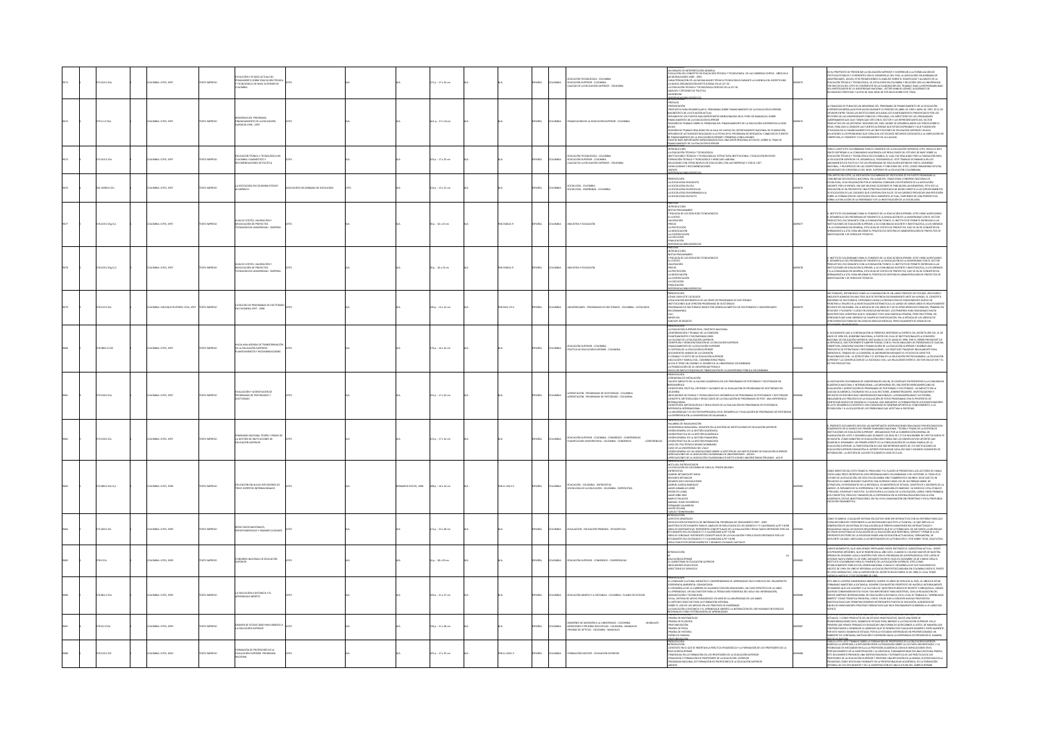| Título | Autor / Entidad | Pie de imprenta | Tipo | Idioma | País | Temas |
|---|---|---|---|---|---|---|
| EVOLUCIÓN Y ESTADO ACTUAL DEL PENSAMIENTO SOBRE EDUCACIÓN TÉCNICA Y TECNOLÓGICA DE NIVEL SUPERIOR EN COLOMBIA | ICFES | COLOMBIA: ICFES, 1997 | TEXTO IMPRESO | ESPAÑOL | COLOMBIA | EDUCACIÓN TECNOLÓGICA - COLOMBIA; EDUCACIÓN SUPERIOR - COLOMBIA; CALIDAD DE LA EDUCACIÓN SUPERIOR - COLOMBIA |
| MEMORIAS DEL PROGRAMA FINANCIAMIENTO DE LA EDUCACIÓN SUPERIOR 1996 - 1997 | ICFES | COLOMBIA: ICFES, 1997 | TEXTO IMPRESO | ESPAÑOL | COLOMBIA | FINANCIACIÓN DE LA EDUCACIÓN SUPERIOR - COLOMBIA |
| EDUCACIÓN TÉCNICA Y TECNOLÓGICA EN COLOMBIA: DIAGNÓSTICO Y RECOMENDACIONES DE POLÍTICA | ICFES | COLOMBIA: ICFES, 1997 | TEXTO IMPRESO | ESPAÑOL | COLOMBIA | EDUCACIÓN TECNOLÓGICA - COLOMBIA; EDUCACIÓN SUPERIOR - COLOMBIA |
| LA SOCIOLOGÍA EN COLOMBIA: ESTADO ACADÉMICO | ASOCIACIÓN COLOMBIANA DE SOCIOLOGÍA | COLOMBIA: ICFES, 1997 | TEXTO IMPRESO | ESPAÑOL | COLOMBIA | SOCIOLOGÍA - COLOMBIA; SOCIOLOGÍA - ENSEÑANZA - COLOMBIA |
| GUÍA DE COSTEO, VALORACIÓN Y NEGOCIACIÓN DE PROYECTOS TECNOLÓGICOS UNIVERSIDAD - EMPRESA | ICFES | COLOMBIA: ICFES, 1997 | TEXTO IMPRESO | ESPAÑOL | COLOMBIA | INDUSTRIA Y EDUCACIÓN |
| GUÍA DE COSTEO, VALORACIÓN Y NEGOCIACIÓN DE PROYECTOS TECNOLÓGICOS UNIVERSIDAD - EMPRESA | ICFES | COLOMBIA: ICFES, 1997 | TEXTO IMPRESO | ESPAÑOL | COLOMBIA | INDUSTRIA Y EDUCACIÓN |
| CATÁLOGO DE PROGRAMAS DE DOCTORADO EN COLOMBIA 1997 - 1998 | ICFES | COLOMBIA: DIALOGUE EDITORES LTDA, 1997 | TEXTO IMPRESO | ESPAÑOL | COLOMBIA | UNIVERSIDADES - PROGRAMAS DE DOCTORADO - COLOMBIA - CATÁLOGOS |
| HACIA UNA AGENDA DE TRANSFORMACIÓN DE LA EDUCACIÓN SUPERIOR: PLANTEAMIENTOS Y RECOMENDACIONES | ICFES | COLOMBIA: ICFES, 1997 | TEXTO IMPRESO | ESPAÑOL | COLOMBIA | EDUCACIÓN SUPERIOR - COLOMBIA; POLÍTICA DE EDUCACIÓN SUPERIOR - COLOMBIA |
| EVALUACIÓN Y ACREDITACIÓN DE PROGRAMAS DE POSTGRADO Y DOCTORADO | ICFES | COLOMBIA: ICFES, 1997 | TEXTO IMPRESO | ESPAÑOL | COLOMBIA | ACREDITACIÓN - PROGRAMAS DE DOCTORADO - COLOMBIA; ACREDITACIÓN - PROGRAMAS DE POSGRADO - COLOMBIA |
| SEMINARIO NACIONAL TEORÍA Y PRAXIS DE LA GESTIÓN DE INSTITUCIONES DE EDUCACIÓN SUPERIOR | ICFES | COLOMBIA: ICFES, 1997 | TEXTO IMPRESO | ESPAÑOL | COLOMBIA | EDUCACIÓN SUPERIOR - COLOMBIA - CONGRESOS, CONFERENCIAS; PLANIFICACIÓN UNIVERSITARIA - COLOMBIA - CONGRESOS, CONFERENCIAS |
| EDUCACIÓN SIN ALAS: REFLEXIONES DE TRECE EXPERTOS INTERNACIONALES | ICFES; BERNARDO HOYOS | COLOMBIA: ICFES, 1998 | TEXTO IMPRESO | ESPAÑOL | COLOMBIA | EDUCACIÓN - COLOMBIA - ENTREVISTAS; SOCIOLOGÍA DE LA EDUCACIÓN - COLOMBIA - ENTREVISTAS |
| RESULTADOS NACIONALES, DEPARTAMENTALES Y GRANDES CIUDADES | ICFES | COLOMBIA: ICFES, 1999 | TEXTO IMPRESO | ESPAÑOL | COLOMBIA | EVALUACIÓN - EDUCACIÓN PRIMARIA - ESTADÍSTICAS |
| CONGRESO NACIONAL DE EDUCACIÓN SUPERIOR | ICFES | COLOMBIA: ICFES, 1999 | TEXTO IMPRESO | ESPAÑOL | COLOMBIA | EDUCACIÓN SUPERIOR - CONGRESOS, CONFERENCIAS |
| LA EDUCACIÓN A DISTANCIA Y EL APRENDIZAJE ABIERTO | ICFES | COLOMBIA: ICFES, 1999 | TEXTO IMPRESO | ESPAÑOL | COLOMBIA | EDUCACIÓN ABIERTA A DISTANCIA - COLOMBIA - PLANES DE ESTUDIO |
| EXAMEN DE ESTADO 2000 PARA INGRESO A LA EDUCACIÓN SUPERIOR | ICFES | COLOMBIA: ICFES, 1999 | TEXTO IMPRESO | ESPAÑOL | COLOMBIA | EXÁMENES DE ADMISIÓN A LA UNIVERSIDAD - COLOMBIA - MANUALES |
| FORMACIÓN DE PROFESORES DE LA EDUCACIÓN SUPERIOR: PROGRAMA NACIONAL | ICFES | COLOMBIA: ICFES, 2000 | TEXTO IMPRESO | ESPAÑOL | COLOMBIA | FORMACIÓN DOCENTE - EDUCACIÓN SUPERIOR |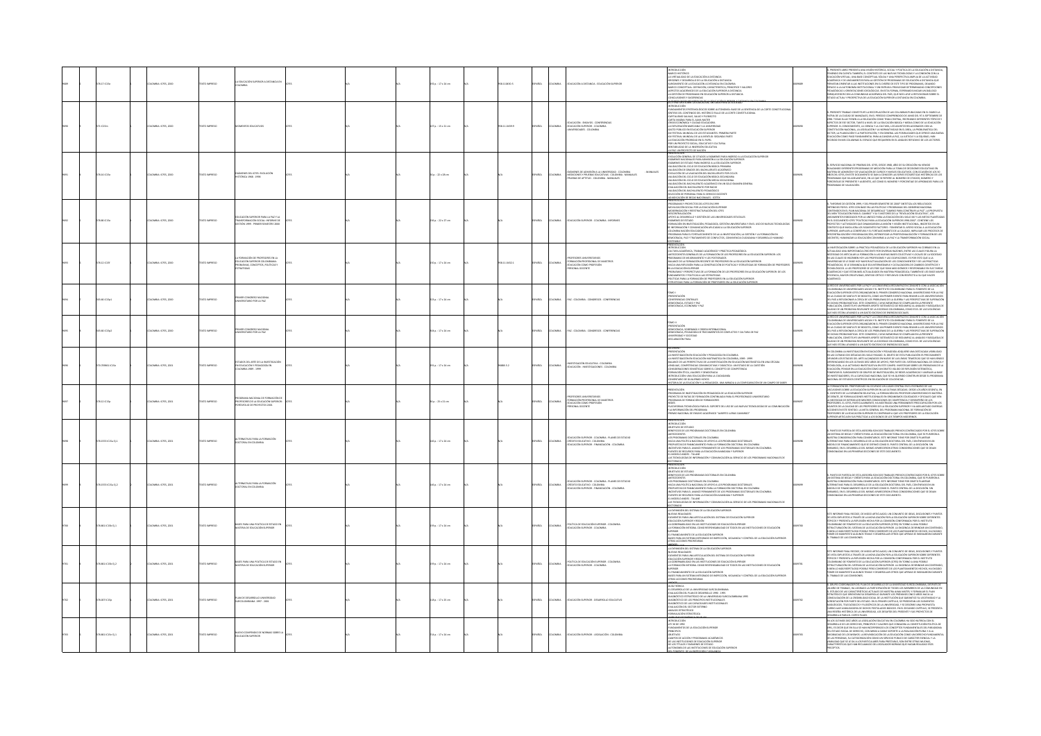| Pie de imprenta | Tipo | Título | Autor corporativo | Idioma | País | Temas |
|---|---|---|---|---|---|---|
| COLOMBIA: ICFES, 2000 | TEXTO IMPRESO | LA EDUCACIÓN SUPERIOR A DISTANCIA EN COLOMBIA | ICFES | ESPAÑOL | COLOMBIA | EDUCACIÓN A DISTANCIA - EDUCACIÓN SUPERIOR |
| COLOMBIA: ICFES, 2000 | TEXTO IMPRESO | MOVIMIENTOS EDUCATIVOS | ICFES | ESPAÑOL | COLOMBIA | EDUCACIÓN - ENSAYOS - CONFERENCIAS; EDUCACIÓN SUPERIOR - COLOMBIA; UNIVERSIDADES - COLOMBIA |
| COLOMBIA: ICFES, 2000 | TEXTO IMPRESO | EXÁMENES DEL ICFES: EVOLUCIÓN HISTÓRICA 1968 - 1998 | ICFES | ESPAÑOL | COLOMBIA | EXÁMENES DE ADMISIÓN A LA UNIVERSIDAD - COLOMBIA - MANUALES; MEDICIONES Y PRUEBAS EDUCATIVAS - COLOMBIA - MANUALES; PRUEBAS DE APTITUD - COLOMBIA - MANUALES |
| COLOMBIA: ICFES, 2000 | TEXTO IMPRESO | EDUCACIÓN SUPERIOR PARA LA PAZ Y LA TRANSFORMACIÓN SOCIAL: INFORME DE GESTIÓN 1999 - PRIMER SEMESTRE 2000 | ICFES | ESPAÑOL | COLOMBIA | EDUCACIÓN SUPERIOR - COLOMBIA - INFORMES |
| COLOMBIA: ICFES, 2000 | TEXTO IMPRESO | LA FORMACIÓN DE PROFESORES EN LA EDUCACIÓN SUPERIOR COLOMBIANA: PROBLEMAS, CONCEPTOS, POLÍTICAS Y ESTRATEGIAS | ICFES | ESPAÑOL | COLOMBIA | PROFESORES UNIVERSITARIOS; FORMACIÓN PROFESIONAL DE MAESTROS; EDUCACIÓN COMO PROFESIÓN; PERSONAL DOCENTE |
| COLOMBIA: ICFES, 2000 | TEXTO IMPRESO | PRIMER CONGRESO NACIONAL UNIVERSITARIO POR LA PAZ | ICFES | ESPAÑOL | COLOMBIA | PAZ - COLOMBIA - CONGRESOS - CONFERENCIAS |
| COLOMBIA: ICFES, 2000 | TEXTO IMPRESO | PRIMER CONGRESO NACIONAL UNIVERSITARIO POR LA PAZ | ICFES | ESPAÑOL | COLOMBIA | PAZ - COLOMBIA - CONGRESOS - CONFERENCIAS |
| COLOMBIA: ICFES, 2001 | TEXTO IMPRESO | ESTADO DEL ARTE DE LA INVESTIGACIÓN EN EDUCACIÓN Y PEDAGOGÍA EN COLOMBIA 1989 - 1999 | ICFES | ESPAÑOL | COLOMBIA | INVESTIGACIÓN EDUCATIVA - COLOMBIA; EDUCACIÓN - INVESTIGACIONES - COLOMBIA |
| COLOMBIA: ICFES, 2001 | TEXTO IMPRESO | PROGRAMA NACIONAL DE FORMACIÓN DE PROFESORES DE LA EDUCACIÓN SUPERIOR: PORTAFOLIO DE PROYECTOS 2001 | ICFES | ESPAÑOL | COLOMBIA | PROFESORES UNIVERSITARIOS; FORMACIÓN PROFESIONAL DE MAESTROS; EDUCACIÓN COMO PROFESIÓN; PERSONAL DOCENTE |
| COLOMBIA: ICFES, 2001 | TEXTO IMPRESO | ALTERNATIVAS PARA LA FORMACIÓN DOCTORAL EN COLOMBIA | ICFES | ESPAÑOL | COLOMBIA | EDUCACIÓN SUPERIOR - COLOMBIA - PLANES DE ESTUDIO; CRÉDITO EDUCATIVO - COLOMBIA; EDUCACIÓN SUPERIOR - FINANCIACIÓN - COLOMBIA |
| COLOMBIA: ICFES, 2001 | TEXTO IMPRESO | ALTERNATIVAS PARA LA FORMACIÓN DOCTORAL EN COLOMBIA | ICFES | ESPAÑOL | COLOMBIA | EDUCACIÓN SUPERIOR - COLOMBIA - PLANES DE ESTUDIO; CRÉDITO EDUCATIVO - COLOMBIA; EDUCACIÓN SUPERIOR - FINANCIACIÓN - COLOMBIA |
| COLOMBIA: ICFES, 2001 | TEXTO IMPRESO | BASES PARA UNA POLÍTICA DE ESTADO EN MATERIA DE EDUCACIÓN SUPERIOR | ICFES | ESPAÑOL | COLOMBIA | POLÍTICA DE EDUCACIÓN SUPERIOR - COLOMBIA; EDUCACIÓN SUPERIOR - COLOMBIA |
| COLOMBIA: ICFES, 2001 | TEXTO IMPRESO | BASES PARA UNA POLÍTICA DE ESTADO EN MATERIA DE EDUCACIÓN SUPERIOR | ICFES | ESPAÑOL | COLOMBIA | POLÍTICA DE EDUCACIÓN SUPERIOR - COLOMBIA; EDUCACIÓN SUPERIOR - COLOMBIA |
| COLOMBIA: ICFES, 2001 | TEXTO IMPRESO | PLAN DE DESARROLLO UNIVERSIDAD SURCOLOMBIANA 1997 - 2001 | ICFES | ESPAÑOL | COLOMBIA | EDUCACIÓN SUPERIOR - DESARROLLO EDUCATIVO |
| COLOMBIA: ICFES, 2001 | TEXTO IMPRESO | NUEVO COMPENDIO DE NORMAS SOBRE LA EDUCACIÓN SUPERIOR | ICFES | ESPAÑOL | COLOMBIA | EDUCACIÓN SUPERIOR - LEGISLACIÓN - COLOMBIA |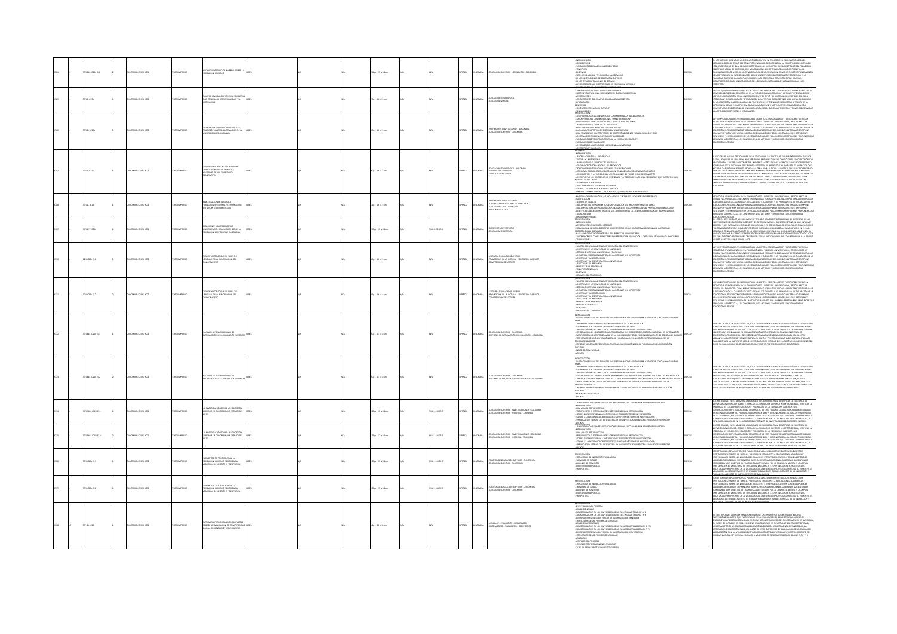| Clasificación | Editorial | Tipo | Título | Autor | Páginas | ISBN | Idioma | País | Temas |
|---|---|---|---|---|---|---|---|---|---|
| 378.861 IC15n Ej.2 | COLOMBIA: ICFES, 2002 | TEXTO IMPRESO | NUEVO COMPENDIO DE NORMAS SOBRE LA EDUCACIÓN SUPERIOR | ICFES | 214 p. ; 17 x 24 cm | N/A | ESPAÑOL | COLOMBIA | EDUCACIÓN SUPERIOR - LEGISLACIÓN - COLOMBIA |
| 378.1 IC15c | COLOMBIA: ICFES, 2002 | TEXTO IMPRESO | CAMPUS BIMODAL: EXPERIENCIA EDUCATIVA EAFIT CON BASE EN LA PRESENCIALIDAD Y LA VIRTUALIDAD | ICFES | 73 p. ; 16 x 23 cm | N/A | ESPAÑOL | COLOMBIA | EDUCACIÓN TECNOLÓGICA; EDUCACIÓN VIRTUAL |
| 378.12 IC15p | COLOMBIA: ICFES, 2002 | TEXTO IMPRESO | EL PROFESOR UNIVERSITARIO: ENTRE LA TRADICIÓN Y LA TRANSFORMACIÓN DE LA UNIVERSIDAD COLOMBIANA | ICFES | 91 p. ; 16 x 23 cm | N/A | ESPAÑOL | COLOMBIA | PROFESORES UNIVERSITARIOS - COLOMBIA; EDUCACIÓN SUPERIOR - COLOMBIA |
| 378.1 IC15u | COLOMBIA: ICFES, 2002 | TEXTO IMPRESO | UNIVERSIDAD, EDUCACIÓN Y NUEVAS TECNOLOGÍAS EN COLOMBIA: LA NECESIDAD DE UN TRASFONDO PEDAGÓGICO | ICFES | 90 p. ; 16 x 23 cm | N/A | ESPAÑOL | COLOMBIA | EDUCACIÓN TECNOLÓGICA - COLOMBIA; TECNOLOGÍA EDUCATIVA; CIENCIA Y TECNOLOGÍA |
| 378.12 IC15i | COLOMBIA: ICFES, 2002 | TEXTO IMPRESO | INVESTIGACIÓN PEDAGÓGICA: FUNDAMENTO CENTRAL DE FORMACIÓN DEL DOCENTE UNIVERSITARIO | ICFES | 51 p. ; 16 x 23 cm | N/A | ESPAÑOL | COLOMBIA | PROFESORES UNIVERSITARIOS; FORMACIÓN PROFESIONAL DE MAESTROS; EDUCACIÓN COMO PROFESIÓN; PERSONAL DOCENTE |
| 378.197 IC15r | COLOMBIA: ICFES, 2002 | TEXTO IMPRESO | REFLEXIONES SOBRE BIENESTAR UNIVERSITARIO: UNA MIRADA DESDE LA EDUCACIÓN A DISTANCIA Y NOCTURNA | ICFES | 198 p. ; 17 x 24 cm | | ESPAÑOL | COLOMBIA | BIENESTAR UNIVERSITARIO; EDUCACIÓN A DISTANCIA |
| 808 IC15c Ej.1 | COLOMBIA: ICFES, 2002 | TEXTO IMPRESO | CIENCIA Y PEDAGOGÍA: EL PAPEL DEL LENGUAJE EN LA APROPIACIÓN DEL CONOCIMIENTO | ICFES | 96 p. ; 16 x 23 cm | N/A | ESPAÑOL | COLOMBIA | LECTURA - EDUCACIÓN SUPERIOR; PROMOCIÓN DE LA LECTURA - EDUCACIÓN SUPERIOR; COMPRENSIÓN DE LECTURA |
| 808 IC15c Ej.2 | COLOMBIA: ICFES, 2002 | TEXTO IMPRESO | CIENCIA Y PEDAGOGÍA: EL PAPEL DEL LENGUAJE EN LA APROPIACIÓN DEL CONOCIMIENTO | ICFES | 96 p. ; 16 x 23 cm | N/A | ESPAÑOL | COLOMBIA | LECTURA - EDUCACIÓN SUPERIOR; PROMOCIÓN DE LA LECTURA - EDUCACIÓN SUPERIOR; COMPRENSIÓN DE LECTURA |
| 378.861 IC15h Ej.1 | COLOMBIA: ICFES, 2002 | TEXTO IMPRESO | HACIA UN SISTEMA NACIONAL DE INFORMACIÓN DE LA EDUCACIÓN SUPERIOR | ICFES | 50 p. ; 21 x 28 cm | N/A | ESPAÑOL | COLOMBIA | EDUCACIÓN SUPERIOR - COLOMBIA; SISTEMAS DE INFORMACIÓN EN EDUCACIÓN - COLOMBIA |
| 378.861 IC15h Ej.2 | COLOMBIA: ICFES, 2002 | TEXTO IMPRESO | HACIA UN SISTEMA NACIONAL DE INFORMACIÓN DE LA EDUCACIÓN SUPERIOR | ICFES | 50 p. ; 21 x 28 cm | N/A | ESPAÑOL | COLOMBIA | EDUCACIÓN SUPERIOR - COLOMBIA; SISTEMAS DE INFORMACIÓN EN EDUCACIÓN - COLOMBIA |
| 378.861 IC15i Ej.1 | COLOMBIA: ICFES, 2002 | TEXTO IMPRESO | LA INVESTIGACIÓN SOBRE LA EDUCACIÓN SUPERIOR EN COLOMBIA: UN ESTADO DEL ARTE | ICFES | 127 p. ; 17 x 24 cm | 958-11-0075-5 | ESPAÑOL | COLOMBIA | EDUCACIÓN SUPERIOR - INVESTIGACIONES - COLOMBIA; EDUCACIÓN SUPERIOR - HISTORIA - COLOMBIA |
| 378.861 IC15i Ej.2 | COLOMBIA: ICFES, 2002 | TEXTO IMPRESO | LA INVESTIGACIÓN SOBRE LA EDUCACIÓN SUPERIOR EN COLOMBIA: UN ESTADO DEL ARTE | ICFES | 127 p. ; 17 x 24 cm | 958-11-0075-5 | ESPAÑOL | COLOMBIA | EDUCACIÓN SUPERIOR - INVESTIGACIONES - COLOMBIA; EDUCACIÓN SUPERIOR - HISTORIA - COLOMBIA |
| 378 IC15e Ej.1 | COLOMBIA: ICFES, 2002 | TEXTO IMPRESO | ELEMENTOS DE POLÍTICA PARA LA EDUCACIÓN SUPERIOR COLOMBIANA: MEMORIAS DE GESTIÓN Y PROSPECTIVA | ICFES | 155 p. ; 17 x 24 cm | 958-11-0074-7 | ESPAÑOL | COLOMBIA | POLÍTICA DE EDUCACIÓN SUPERIOR - COLOMBIA; EDUCACIÓN SUPERIOR - COLOMBIA |
| 378 IC15e Ej.2 | COLOMBIA: ICFES, 2002 | TEXTO IMPRESO | ELEMENTOS DE POLÍTICA PARA LA EDUCACIÓN SUPERIOR COLOMBIANA: MEMORIAS DE GESTIÓN Y PROSPECTIVA | ICFES | 155 p. ; 17 x 24 cm | 958-11-0074-7 | ESPAÑOL | COLOMBIA | POLÍTICA DE EDUCACIÓN SUPERIOR - COLOMBIA; EDUCACIÓN SUPERIOR - COLOMBIA |
| 371.26 IC15i | COLOMBIA: ICFES, 2002 | TEXTO IMPRESO | INFORME INSTITUCIONAL DE RESULTADOS DESDE LA EVALUACIÓN DE COMPETENCIAS BÁSICAS EN LENGUAJE Y MATEMÁTICAS | ICFES | 84 p. ; 22 x 28 cm | N/A | ESPAÑOL | COLOMBIA | LENGUAJE - EVALUACIÓN - RESULTADOS; MATEMÁTICAS - EVALUACIÓN - RESULTADOS |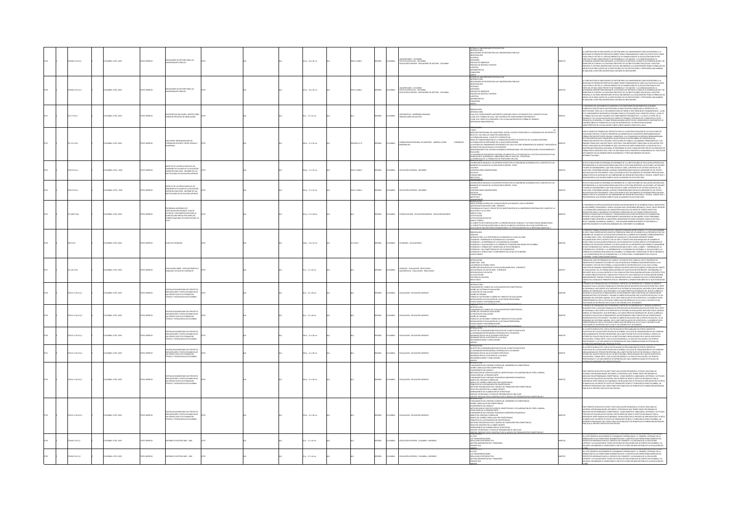| Clasificación | Editorial | Tipo | Título | Autor | Descripción física | ISBN | Idioma | País | Materias |
|---|---|---|---|---|---|---|---|---|---|
| 378.861 IC 55i Ej.1 | COLOMBIA: ICFES, 2003 | TEXTO IMPRESO | INDICADORES DE GESTIÓN PARA LAS UNIVERSIDADES PÚBLICAS | ICFES | 144 p. : 28 x 16 cm | 958-11-0080-1 | ESPAÑOL | COLOMBIA | UNIVERSIDADES - COLOMBIA; POLÍTICA EDUCATIVA - COLOMBIA; EDUCACIÓN SUPERIOR - INDICADORES DE GESTIÓN - COLOMBIA |
| 378.861 IC 55i Ej.2 | COLOMBIA: ICFES, 2003 | TEXTO IMPRESO | INDICADORES DE GESTIÓN PARA LAS UNIVERSIDADES PÚBLICAS | ICFES | 144 p. : 28 x 16 cm | 958-11-0080-1 | ESPAÑOL | COLOMBIA | UNIVERSIDADES - COLOMBIA; POLÍTICA EDUCATIVA - COLOMBIA; EDUCACIÓN SUPERIOR - INDICADORES DE GESTIÓN - COLOMBIA |
| 372.7 IC55m | COLOMBIA: ICFES, 2003 | TEXTO IMPRESO | MATEMÁTICAS ESCOLARES: APORTES PARA ORIENTAR PROCESOS DE INNOVACIÓN | ICFES | 99 p. : 17 x 24 cm | | ESPAÑOL | COLOMBIA | MATEMÁTICAS - ENSEÑANZA PRIMARIA; INNOVACIONES EDUCATIVAS |
| 371.12 IC55e | COLOMBIA: ICFES, 2004 | TEXTO IMPRESO | ENCUENTRO IBEROAMERICANO DE FORMACIÓN DOCENTE: ENTRE ORALIDAD Y MEMORIAS | ICFES | 344 p. : 17 x 24 cm | 958-8220-27-9 | ESPAÑOL | COLOMBIA | FORMACIÓN PROFESIONAL DE MAESTROS - AMÉRICA LATINA - CONGRESOS, CONFERENCIAS |
| 378 IC55i Ej.1 | COLOMBIA: ICFES, 2004 | TEXTO IMPRESO | IMPACTO DE LOS RESULTADOS DE LOS EXÁMENES DE CALIDAD DE LA EDUCACIÓN SUPERIOR ECAES 2003 - INFORME DE LAS INSTITUCIONES DE EDUCACIÓN SUPERIOR | ICFES | 164 p. : 17 x 24 cm | 958-11-0466-6 | ESPAÑOL | COLOMBIA | EDUCACIÓN SUPERIOR - INFORMES |
| 378 IC55i Ej.2 | COLOMBIA: ICFES, 2004 | TEXTO IMPRESO | IMPACTO DE LOS RESULTADOS DE LOS EXÁMENES DE CALIDAD DE LA EDUCACIÓN SUPERIOR ECAES 2003 - INFORME DE LAS INSTITUCIONES DE EDUCACIÓN SUPERIOR | ICFES | 164 p. : 17 x 24 cm | 958-11-0466-6 | ESPAÑOL | COLOMBIA | EDUCACIÓN SUPERIOR - INFORMES |
| 371.8298 IC55p | COLOMBIA: ICFES, 2004 | TEXTO IMPRESO | PROGRAMA ACADÉMICO DE ESPECIALIZACIÓN BILINGÜE: PLAN DE ESTUDIOS Y DOCUMENTACIÓN PARA LA ACREDITACIÓN PREVIA POR PARTE DEL CONSEJO NACIONAL DE ACREDITACIÓN Y EL ICFES | ICFES | N/A p. : 21 x 28 cm | | ESPAÑOL | COLOMBIA | ETNOEDUCACIÓN - EDUCACIÓN INDÍGENA - EDUCACIÓN BILINGÜE |
| 330 IC55e | COLOMBIA: ICFES, 2004 | TEXTO IMPRESO | ECAES DE ECONOMÍA | ICFES | 128 p. : 16 x 23 cm | | ESPAÑOL | COLOMBIA | ECONOMÍA - EVALUACIONES |
| 371.26 IC55e | COLOMBIA: ICFES, 2005 | TEXTO IMPRESO | EVALUACIÓN SABER 2002-2003 MATEMÁTICAS Y LENGUAJE: ESTUDIO DE CONTRASTE | ICFES | 97 p. : 17 x 24 cm | | ESPAÑOL | COLOMBIA | LENGUAJE - EVALUACIÓN - RESULTADOS; MATEMÁTICAS - EVALUACIÓN - RESULTADOS |
| 378.16 IC55s1 Ej.1 | COLOMBIA: ICFES, 2005 | TEXTO IMPRESO | SISTEMA DOCUMENTARIO DEL PROYECTO IMPLANTACIÓN Y PUESTA EN MARCHA DE UN CENTRO PILOTO DE FORMACIÓN TÉCNICA Y TECNOLÓGICA EN COLOMBIA | ICFES | 40 p. : 21 x 28 cm | | ESPAÑOL | COLOMBIA | EVALUACIÓN - EDUCACIÓN SUPERIOR |
| 378.16 IC55s1 Ej.2 | COLOMBIA: ICFES, 2005 | TEXTO IMPRESO | SISTEMA DOCUMENTARIO DEL PROYECTO IMPLANTACIÓN Y PUESTA EN MARCHA DE UN CENTRO PILOTO DE FORMACIÓN TÉCNICA Y TECNOLÓGICA EN COLOMBIA | ICFES | 40 p. : 21 x 28 cm | | ESPAÑOL | COLOMBIA | EVALUACIÓN - EDUCACIÓN SUPERIOR |
| 378.16 IC55s2 Ej.1 | COLOMBIA: ICFES, 2005 | TEXTO IMPRESO | SISTEMA DOCUMENTARIO DEL PROYECTO IMPLANTACIÓN Y PUESTA EN MARCHA DE UN CENTRO PILOTO DE FORMACIÓN TÉCNICA Y TECNOLÓGICA EN COLOMBIA | ICFES | 190 p. : 21 x 28 cm | | ESPAÑOL | COLOMBIA | EVALUACIÓN - EDUCACIÓN SUPERIOR |
| 378.16 IC55s2 Ej.2 | COLOMBIA: ICFES, 2005 | TEXTO IMPRESO | SISTEMA DOCUMENTARIO DEL PROYECTO IMPLANTACIÓN Y PUESTA EN MARCHA DE UN CENTRO PILOTO DE FORMACIÓN TÉCNICA Y TECNOLÓGICA EN COLOMBIA | ICFES | 190 p. : 21 x 28 cm | | ESPAÑOL | COLOMBIA | EVALUACIÓN - EDUCACIÓN SUPERIOR |
| 378.16 IC55s3 Ej.1 | COLOMBIA: ICFES, 2005 | TEXTO IMPRESO | SISTEMA DOCUMENTARIO DEL PROYECTO IMPLANTACIÓN Y PUESTA EN MARCHA DE UN CENTRO PILOTO DE FORMACIÓN TÉCNICA Y TECNOLÓGICA EN COLOMBIA | ICFES | 159 p. : 21 x 28 cm | | ESPAÑOL | COLOMBIA | EVALUACIÓN - EDUCACIÓN SUPERIOR |
| 378.16 IC55s3 Ej.2 | COLOMBIA: ICFES, 2005 | TEXTO IMPRESO | SISTEMA DOCUMENTARIO DEL PROYECTO IMPLANTACIÓN Y PUESTA EN MARCHA DE UN CENTRO PILOTO DE FORMACIÓN TÉCNICA Y TECNOLÓGICA EN COLOMBIA | ICFES | 159 p. : 21 x 28 cm | | ESPAÑOL | COLOMBIA | EVALUACIÓN - EDUCACIÓN SUPERIOR |
| 378.861 IC55i Ej.1 | COLOMBIA: ICFES, 2005 | TEXTO IMPRESO | INFORME DE GESTIÓN 2002 - 2004 | ICFES | 55 p. : 17 x 24 cm | | ESPAÑOL | COLOMBIA | EDUCACIÓN SUPERIOR - COLOMBIA - INFORMES |
| 378.861 IC55i Ej.2 | COLOMBIA: ICFES, 2005 | TEXTO IMPRESO | INFORME DE GESTIÓN 2002 - 2004 | ICFES | 55 p. : 17 x 24 cm | | ESPAÑOL | COLOMBIA | EDUCACIÓN SUPERIOR - COLOMBIA - INFORMES |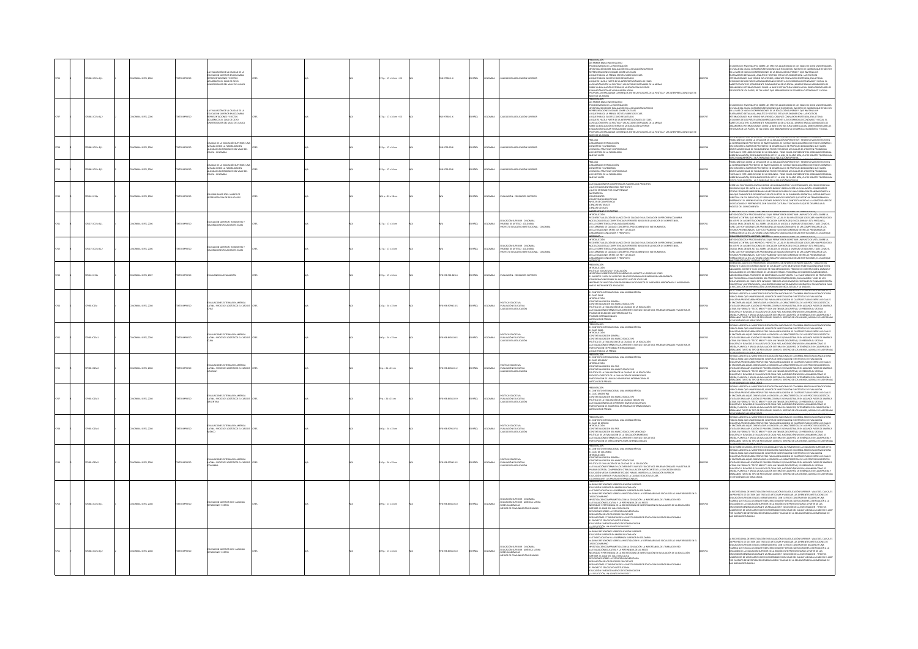| No. | Clasificación | Publicación | Tipo | Título | Autor corporativo | Idioma | País | Materias |
|---|---|---|---|---|---|---|---|---|
| 9736 | 378.861 IC15e Ej.1 | COLOMBIA : ICFES, 2006 | TEXTO IMPRESO | LA EVALUACIÓN DE LA CALIDAD DE LA EDUCACIÓN SUPERIOR EN COLOMBIA: REPRESENTACIONES Y EFECTOS ACADÉMICOS EL CASO DE OCHO UNIVERSIDADES DEL VALLE DEL CAUCA | ICFES | ESPAÑOL | COLOMBIA | CALIDAD DE LA EDUCACIÓN SUPERIOR |
| 9737 | 378.861 IC15e Ej.2 | COLOMBIA : ICFES, 2006 | TEXTO IMPRESO | LA EVALUACIÓN DE LA CALIDAD DE LA EDUCACIÓN SUPERIOR EN COLOMBIA: REPRESENTACIONES Y EFECTOS ACADÉMICOS EL CASO DE OCHO UNIVERSIDADES DEL VALLE DEL CAUCA | ICFES | ESPAÑOL | COLOMBIA | CALIDAD DE LA EDUCACIÓN SUPERIOR |
| 9738 | 378.861 IC15c Ej.1 | COLOMBIA : ICFES, 2006 | TEXTO IMPRESO | CALIDAD DE LA EDUCACIÓN SUPERIOR: UNA MIRADA DESDE LA FLEXIBILIDAD EN ALGUNAS UNIVERSIDADES DEL VALLE DEL CAUCA - COLOMBIA | ICFES | ESPAÑOL | COLOMBIA | CALIDAD DE LA EDUCACIÓN SUPERIOR |
| 9739 | 378.861 IC15c Ej.2 | COLOMBIA : ICFES, 2006 | TEXTO IMPRESO | CALIDAD DE LA EDUCACIÓN SUPERIOR: UNA MIRADA DESDE LA FLEXIBILIDAD EN ALGUNAS UNIVERSIDADES DEL VALLE DEL CAUCA - COLOMBIA | ICFES | ESPAÑOL | COLOMBIA | CALIDAD DE LA EDUCACIÓN SUPERIOR |
| 9740 | 378.16 IC15p | COLOMBIA : ICFES, 2006 | TEXTO IMPRESO | PRUEBAS SABER 2005: MARCO DE INTERPRETACIÓN DE RESULTADOS | ICFES | ESPAÑOL | COLOMBIA | EVALUACIÓN - EDUCACIÓN SUPERIOR |
| 9741 | 378.172 IC15e Ej.1 | COLOMBIA : ICFES, 2006 | TEXTO IMPRESO | EDUCACIÓN SUPERIOR: HORIZONTES Y VALORACIONES RELACIÓN PEI-ECAES | ICFES | ESPAÑOL | COLOMBIA | EDUCACIÓN SUPERIOR - COLOMBIA; PRUEBAS DE APTITUD - COLOMBIA; PROYECTO EDUCATIVO INSTITUCIONAL - COLOMBIA |
| 9742 | 378.172 IC15e Ej.2 | COLOMBIA : ICFES, 2006 | TEXTO IMPRESO | EDUCACIÓN SUPERIOR: HORIZONTES Y VALORACIONES RELACIÓN PEI-ECAES | ICFES | ESPAÑOL | COLOMBIA | EDUCACIÓN SUPERIOR - COLOMBIA; PRUEBAS DE APTITUD - COLOMBIA; PROYECTO EDUCATIVO INSTITUCIONAL - COLOMBIA |
| 9743 | 378.16 IC15e | COLOMBIA : ICFES, 2007 | TEXTO IMPRESO | EVALUANDO LA EVALUACIÓN | ICFES | ESPAÑOL | COLOMBIA | EVALUACIÓN - EDUCACIÓN SUPERIOR |
| 9744 | 379.85 IC15e | COLOMBIA : ICFES, 2008 | TEXTO IMPRESO | EVALUACIONES EXTERNAS EN AMÉRICA LATINA - PROCESOS LOGÍSTICOS EL CASO DE CHILE | ICFES | ESPAÑOL | COLOMBIA | POLÍTICA EDUCATIVA; EVALUACIÓN EDUCATIVA; CALIDAD DE LA EDUCACIÓN |
| 9745 | 379.85 IC15e1 | COLOMBIA : ICFES, 2008 | TEXTO IMPRESO | EVALUACIONES EXTERNAS EN AMÉRICA LATINA - PROCESOS LOGÍSTICOS EL CASO DE CUBA | ICFES | ESPAÑOL | COLOMBIA | POLÍTICA EDUCATIVA; EVALUACIÓN EDUCATIVA; CALIDAD DE LA EDUCACIÓN |
| 9746 | 379.85 IC15e2 | COLOMBIA : ICFES, 2008 | TEXTO IMPRESO | EVALUACIONES EXTERNAS EN AMÉRICA LATINA - PROCESOS LOGÍSTICOS EL CASO DE URUGUAY | ICFES | ESPAÑOL | COLOMBIA | POLÍTICA EDUCATIVA; EVALUACIÓN EDUCATIVA; CALIDAD DE LA EDUCACIÓN |
| 9747 | 379.85 IC15e3 | COLOMBIA : ICFES, 2008 | TEXTO IMPRESO | EVALUACIONES EXTERNAS EN AMÉRICA LATINA - PROCESOS LOGÍSTICOS EL CASO DE ARGENTINA | ICFES | ESPAÑOL | COLOMBIA | POLÍTICA EDUCATIVA; EVALUACIÓN EDUCATIVA; CALIDAD DE LA EDUCACIÓN |
| 9748 | 379.85 IC15e4 | COLOMBIA : ICFES, 2008 | TEXTO IMPRESO | EVALUACIONES EXTERNAS EN AMÉRICA LATINA - PROCESOS LOGÍSTICOS EL CASO DE MÉXICO | ICFES | ESPAÑOL | COLOMBIA | POLÍTICA EDUCATIVA; EVALUACIÓN EDUCATIVA; CALIDAD DE LA EDUCACIÓN |
| 9749 | 379.85 IC15e5 | COLOMBIA : ICFES, 2008 | TEXTO IMPRESO | EVALUACIONES EXTERNAS EN AMÉRICA LATINA - PROCESOS LOGÍSTICOS EL CASO DE COLOMBIA | ICFES | ESPAÑOL | COLOMBIA | POLÍTICA EDUCATIVA; EVALUACIÓN EDUCATIVA; CALIDAD DE LA EDUCACIÓN |
| 9750 | 378.861 IC15e Ej.1 | COLOMBIA : ICFES, 2008 | TEXTO IMPRESO | EDUCACIÓN SUPERIOR HOY: ALGUNAS REFLEXIONES Y RETOS | ICFES | ESPAÑOL | COLOMBIA | EDUCACIÓN SUPERIOR - COLOMBIA; EDUCACIÓN SUPERIOR - AMÉRICA LATINA; REDES ACADÉMICAS; MEDIOS DE COMUNICACIÓN DE MASAS |
| 9751 | 378.861 IC15e Ej.2 | COLOMBIA : ICFES, 2008 | TEXTO IMPRESO | EDUCACIÓN SUPERIOR HOY: ALGUNAS REFLEXIONES Y RETOS | ICFES | ESPAÑOL | COLOMBIA | EDUCACIÓN SUPERIOR - COLOMBIA; EDUCACIÓN SUPERIOR - AMÉRICA LATINA; REDES ACADÉMICAS; MEDIOS DE COMUNICACIÓN DE MASAS |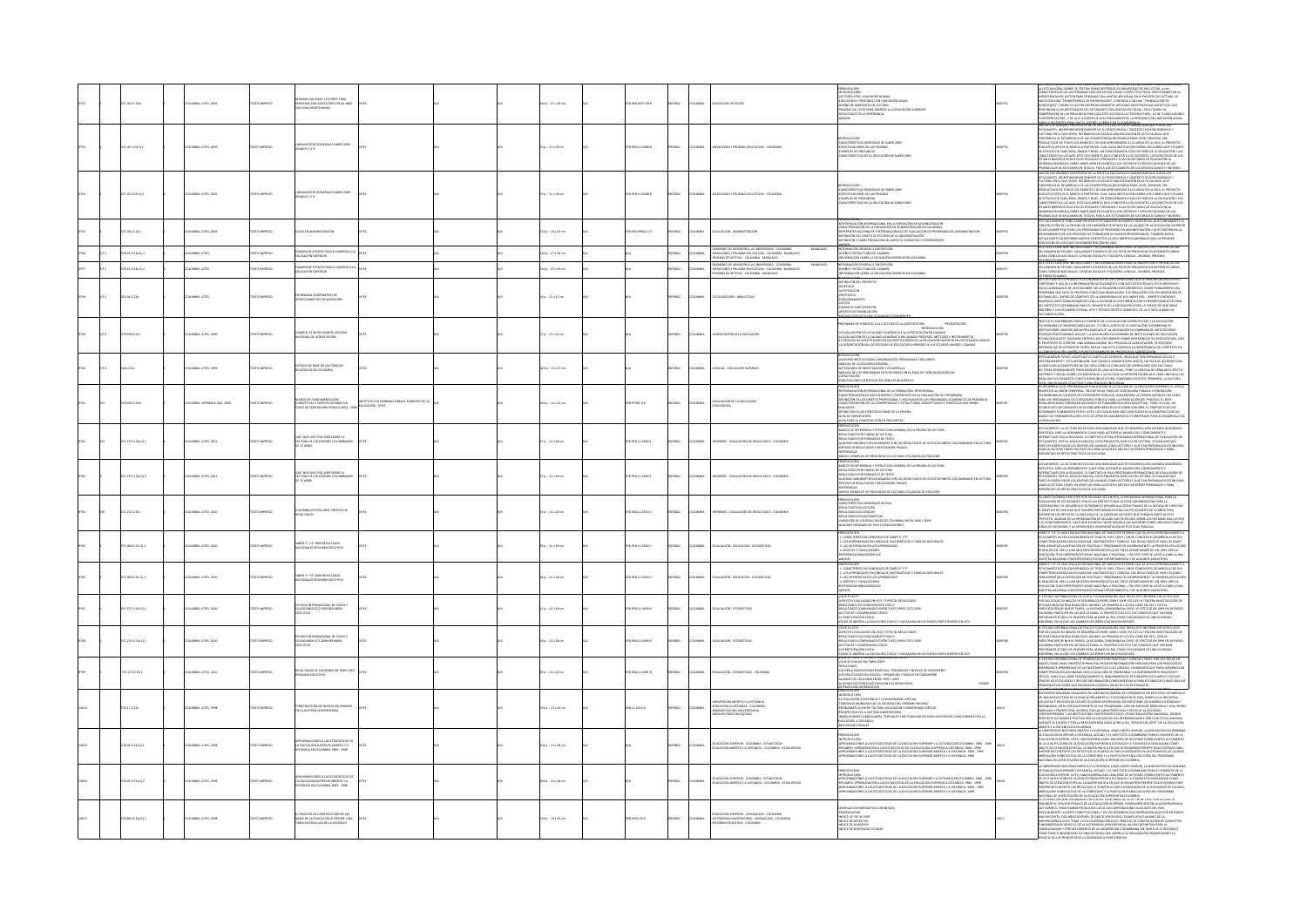| Editorial | Tipo | Título | Tema |
|---|---|---|---|
| COLOMBIA: ICFES, 2009 | TEXTO IMPRESO | LECTORES PARA PERSONAS CON LIMITACIÓN VISUAL, MÁS QUE UNA OPORTUNIDAD | EDUCACIÓN DE CIEGOS |
| COLOMBIA: ICFES, 2009 | TEXTO IMPRESO | LINEAMIENTOS GENERALES SABER 2009 GRADOS 5 Y 9 | MEDICIONES Y PRUEBAS EDUCATIVAS - COLOMBIA |
| COLOMBIA: ICFES, 2009 | TEXTO IMPRESO | LINEAMIENTOS GENERALES SABER 2009 GRADOS 5 Y 9 | MEDICIONES Y PRUEBAS EDUCATIVAS - COLOMBIA |
| COLOMBIA: ICFES, 2009 | TEXTO IMPRESO | ECAES EN ADMINISTRACIÓN | EVALUACIÓN - ADMINISTRACIÓN |
| COLOMBIA: ICFES | TEXTO IMPRESO | EXAMEN DE ESTADO PARA EL INGRESO A LA EDUCACIÓN SUPERIOR | EXÁMENES DE ADMISIÓN A LA UNIVERSIDAD - COLOMBIA - MANUALES |
| COLOMBIA: ICFES | TEXTO IMPRESO | EXAMEN DE ESTADO PARA EL INGRESO A LA EDUCACIÓN SUPERIOR | EXÁMENES DE ADMISIÓN A LA UNIVERSIDAD - COLOMBIA - MANUALES |
| COLOMBIA: ICFES | TEXTO IMPRESO | PROGRAMA COOPERATIVO DE INTERCAMBIO DE CATALOGACIÓN | CATALOGACIÓN - BIBLIOTECAS |
| COLOMBIA: ICFES, 1999 | TEXTO IMPRESO | CANADÁ, ESTADOS UNIDOS: SISTEMA NACIONAL DE ACREDITACIÓN | ACREDITACIÓN DE LA EDUCACIÓN |
| COLOMBIA: ICFES, 1999 | TEXTO IMPRESO | ESTADO DE BASE DE LAS CIENCIAS BIOLÓGICAS EN COLOMBIA | CIENCIAS - EDUCACIÓN SUPERIOR |
| COLOMBIA: ICFES | TEXTO IMPRESO | MARCO DE FUNDAMENTACIÓN CONCEPTUAL Y ESPECIFICACIONES DEL EXAMEN DE CONTADURÍA PÚBLICA 2004 - 2005 | EVALUACIÓN DE LA EDUCACIÓN - CONTADURÍA |
| COLOMBIA: ICFES, 2011 | TEXTO IMPRESO | QUÉ NOS DICE PISA 2009 SOBRE LA LECTURA DE LOS JÓVENES COLOMBIANOS DE 15 AÑOS | INFORMES - EVALUACIÓN DE RESULTADOS - COLOMBIA |
| COLOMBIA: ICFES, 2011 | TEXTO IMPRESO | QUÉ NOS DICE PISA 2009 SOBRE LA LECTURA DE LOS JÓVENES COLOMBIANOS DE 15 AÑOS | INFORMES - EVALUACIÓN DE RESULTADOS - COLOMBIA |
| COLOMBIA: ICFES, 2010 | TEXTO IMPRESO | COLOMBIA EN PISA 2009: SÍNTESIS DE RESULTADOS | INFORMES - EVALUACIÓN DE RESULTADOS - COLOMBIA |
| COLOMBIA: ICFES, 2010 | TEXTO IMPRESO | SABER 5° Y 9° 2009 RESULTADOS NACIONALES RESUMEN EJECUTIVO | EVALUACIÓN - EDUCACIÓN - ESTADÍSTICAS |
| COLOMBIA: ICFES, 2010 | TEXTO IMPRESO | SABER 5° Y 9° 2009 RESULTADOS NACIONALES RESUMEN EJECUTIVO | EVALUACIÓN - EDUCACIÓN - ESTADÍSTICAS |
| COLOMBIA: ICFES, 2010 | TEXTO IMPRESO | ESTUDIO INTERNACIONAL DE CÍVICA Y CIUDADANÍA ICCS 2009 RESUMEN EJECUTIVO | EVALUACIÓN - ESTADÍSTICAS |
| COLOMBIA: ICFES, 2010 | TEXTO IMPRESO | ESTUDIO INTERNACIONAL DE CÍVICA Y CIUDADANÍA ICCS 2009 RESUMEN EJECUTIVO | EVALUACIÓN - ESTADÍSTICAS |
| COLOMBIA: ICFES, 2010 | TEXTO IMPRESO | RESULTADOS DE COLOMBIA EN TIMSS 2007 RESUMEN EJECUTIVO | EVALUACIÓN - ESTADÍSTICAS - COLOMBIA |
| COLOMBIA: ICFES, 1998 | TEXTO IMPRESO | CONSTRUCCIÓN DE NUEVOS ESCENARIOS EN LA GESTIÓN UNIVERSITARIA | UNIVERSIDAD ABIERTA Y A DISTANCIA - ADMINISTRACIÓN UNIVERSITARIA |
| COLOMBIA: ICFES, 1998 | TEXTO IMPRESO | APROXIMACIONES A LAS ESTADÍSTICAS DE LA EDUCACIÓN SUPERIOR ABIERTA Y A DISTANCIA EN COLOMBIA 1984 - 1996 | EDUCACIÓN SUPERIOR - COLOMBIA - ESTADÍSTICAS |
| COLOMBIA: ICFES, 1998 | TEXTO IMPRESO | APROXIMACIONES A LAS ESTADÍSTICAS DE LA EDUCACIÓN SUPERIOR ABIERTA Y A DISTANCIA EN COLOMBIA 1984 - 1996 | EDUCACIÓN SUPERIOR - COLOMBIA - ESTADÍSTICAS |
| COLOMBIA: ICFES, 1998 | TEXTO IMPRESO | EL PROCESO DE CONSTRUCCIÓN DE LAS BASES DE LA EDUCACIÓN SUPERIOR: UNA TAREA INCONCLUSA DE LA SOCIEDAD | EDUCACIÓN SUPERIOR - LEGISLACIÓN - COLOMBIA |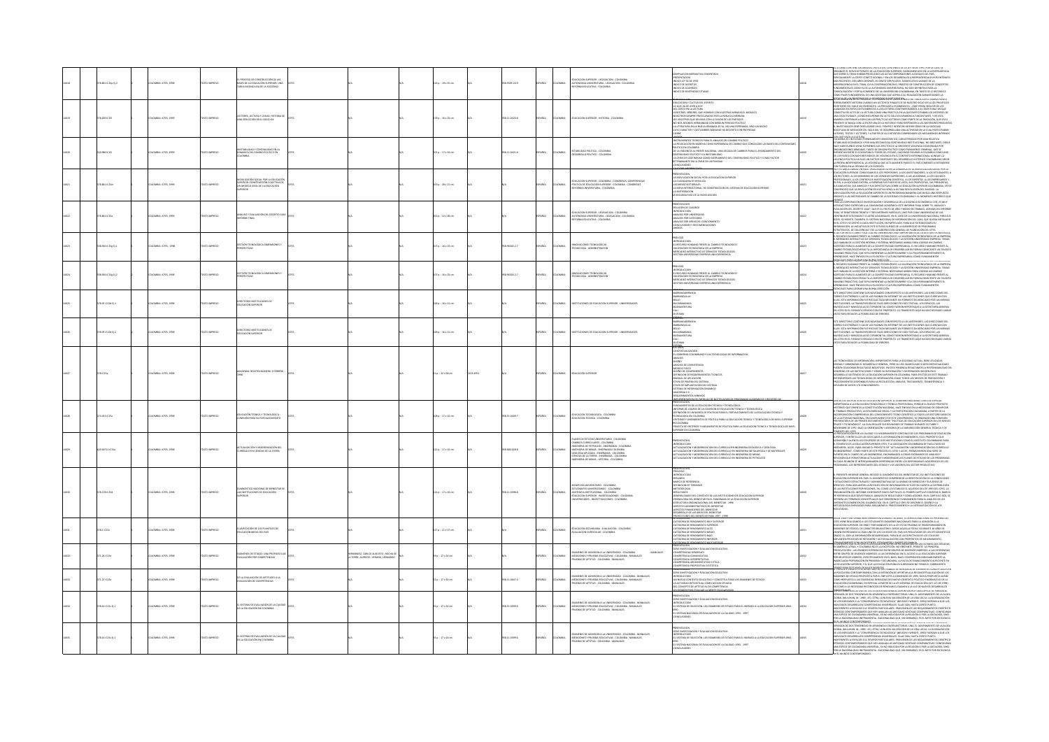| | | | | | | | | | | | | |
|---|---|---|---|---|---|---|---|---|---|---|---|---|
| 10018 | 378.861 IC15p Ej.2 | COLOMBIA: ICFES, 1998 | TEXTO IMPRESO | EL PROCESO DE CONSTRUCCIÓN DE UN MARCO DE LA EDUCACIÓN SUPERIOR: UNA TAREA INCONCLUSA DE LA SOCIEDAD | ICFES | | 264 p. : 28 x 21 cm | | 958-9329-24-9 | ESPAÑOL | COLOMBIA | EDUCACIÓN SUPERIOR - LEGISLACIÓN - COLOMBIA |
| 10019 | 378.009 IC15l | COLOMBIA: ICFES, 1998 | TEXTO IMPRESO | LECTORES, LECTURA Y LEGAS: HISTORIA DE UNA SEDUCCIÓN EN EL SIGLO XIX | ICFES | | 159 p. : 16 x 23 cm | | 958-11-0420-8 | ESPAÑOL | COLOMBIA | EDUCACIÓN SUPERIOR - HISTORIA - COLOMBIA |
| 10020 | 320.986 IC15e | COLOMBIA: ICFES, 1998 | TEXTO IMPRESO | INESTABILIDAD Y CONTINUIDAD EN LA DINÁMICA DEL CAMBIO POLÍTICO EN COLOMBIA | ICFES | | 303 p. : 17 x 24 cm | | 958-11-0421-6 | ESPAÑOL | COLOMBIA | ESTABILIDAD POLÍTICA - COLOMBIA |
| 10021 | 378.861 IC15m | COLOMBIA: ICFES, 1999 | TEXTO IMPRESO | MOVILIZACIÓN SOCIAL POR LA EDUCACIÓN SUPERIOR | ICFES | | | | | ESPAÑOL | COLOMBIA | EDUCACIÓN SUPERIOR - COLOMBIA |
| 10022 | 378.861 IC15a | COLOMBIA: ICFES, 1999 | TEXTO IMPRESO | ANÁLISIS Y EVALUACIÓN DEL DECRETO 1444 INFORME FINAL | ICFES | | | | | ESPAÑOL | COLOMBIA | EDUCACIÓN SUPERIOR - LEGISLACIÓN - COLOMBIA |
| 10023 | 338.064 IC15g Ej.1 | COLOMBIA: ICFES, 1998 | TEXTO IMPRESO | GESTIÓN TECNOLÓGICA DIMENSIONES Y PERSPECTIVAS | ICFES | | 327 p. : 16 x 23 cm | | 958-96058-2-7 | ESPAÑOL | COLOMBIA | INNOVACIONES TECNOLÓGICAS - TECNOLOGÍA - ADMINISTRACIÓN |
| 10024 | 338.064 IC15g Ej.2 | COLOMBIA: ICFES, 1998 | TEXTO IMPRESO | GESTIÓN TECNOLÓGICA DIMENSIONES Y PERSPECTIVAS | ICFES | | 327 p. : 16 x 23 cm | | 958-96058-2-7 | ESPAÑOL | COLOMBIA | INNOVACIONES TECNOLÓGICAS - TECNOLOGÍA - ADMINISTRACIÓN |
| 10025 | 378.05 IC15d Ej.1 | COLOMBIA: ICFES, 1998 | TEXTO IMPRESO | DIRECTORIO INSTITUCIONES DE EDUCACIÓN SUPERIOR | ICFES | | 168 p. : 16 x 21 cm | | | ESPAÑOL | COLOMBIA | INSTITUCIONES DE EDUCACIÓN SUPERIOR - UNIVERSIDADES |
| 10026 | 378.05 IC15d Ej.2 | COLOMBIA: ICFES, 1998 | TEXTO IMPRESO | DIRECTORIO INSTITUCIONES DE EDUCACIÓN SUPERIOR | ICFES | | 168 p. : 16 x 21 cm | | | ESPAÑOL | COLOMBIA | INSTITUCIONES DE EDUCACIÓN SUPERIOR - UNIVERSIDADES |
| 10027 | 378 IC15a | COLOMBIA: ICFES, 1996 | TEXTO IMPRESO | ASESORAL BOLETÍN NÚMERO 3 TERCERO 1996 | ICFES | | 51 p. : 22 x 28 cm | 0123-4951 | | ESPAÑOL | COLOMBIA | EDUCACIÓN SUPERIOR |
| 10028 | 374.013 IC15e | COLOMBIA: ICFES, 1998 | TEXTO IMPRESO | EDUCACIÓN TÉCNICA Y TECNOLÓGICA: COMPROMISO PARA SU FORTALECIMIENTO | ICFES | | 208 p. : 17 x 24 cm | | 958-11-0009-7 | ESPAÑOL | COLOMBIA | EDUCACIÓN TECNOLÓGICA - COLOMBIA |
| 10029 | 620.0071 IC15a | COLOMBIA: ICFES, 1998 | TEXTO IMPRESO | ACTUALIZACIÓN Y MODERNIZACIÓN DEL CURRÍCULO EN CIENCIAS DE LA TIERRA | ICFES | | 112 p. : 17 x 24 cm | | 958-683-028-8 | ESPAÑOL | COLOMBIA | PLANES DE ESTUDIO UNIVERSITARIO - COLOMBIA |
| 10030 | 378.19 IC15d | COLOMBIA: ICFES, 1998 | TEXTO IMPRESO | DIAGNÓSTICO NACIONAL DE BIENESTAR DE LAS INSTITUCIONES DE EDUCACIÓN SUPERIOR | ICFES | | 159 p. : 17 x 24 cm | | 958-11-0098-8 | ESPAÑOL | COLOMBIA | BIENESTAR UNIVERSITARIO - COLOMBIA |
| 10031 | 378.1 IC15c | COLOMBIA: ICFES, 1998 | TEXTO IMPRESO | CLASIFICACIÓN DE LOS PLANTELES DE EDUCACIÓN MEDIA DEL PAÍS | ICFES | | 112 p. : 21 x 27 cm | | | ESPAÑOL | COLOMBIA | EDUCACIÓN SECUNDARIA - EVALUACIÓN - COLOMBIA |
| 10032 | 371.26 IC15e | COLOMBIA: ICFES, 1998 | TEXTO IMPRESO | EXÁMENES DE ESTADO: UNA PROPUESTA DE EVALUACIÓN POR COMPETENCIAS | ICFES | HERNÁNDEZ, CARLOS AUGUSTO / ROCHA DE LA TORRE, ALFREDO / VERANO, LEONARDO | 99 p. : 17 x 24 cm | | | ESPAÑOL | COLOMBIA | EXÁMENES DE ADMISIÓN A LA UNIVERSIDAD - COLOMBIA - MANUALES |
| 10033 | 371.27 IC15a | COLOMBIA: ICFES, 1998 | TEXTO IMPRESO | DE LA EVALUACIÓN DE APTITUDES A LA EVALUACIÓN DE COMPETENCIAS | ICFES | | 59 p. : 17 x 24 cm | | 958-11-0067-6 | ESPAÑOL | COLOMBIA | EXÁMENES DE ADMISIÓN A LA UNIVERSIDAD - COLOMBIA - MANUALES |
| 10034 | 378.61 IC15s Ej.1 | COLOMBIA: ICFES, 1998 | TEXTO IMPRESO | EL SISTEMA DE EVALUACIÓN DE LA CALIDAD DE LA EDUCACIÓN EN COLOMBIA | ICFES | | 95 p. : 17 x 24 cm | | 958-11-0099-6 | ESPAÑOL | COLOMBIA | EXÁMENES DE ADMISIÓN A LA UNIVERSIDAD - COLOMBIA - MANUALES |
| 10035 | 378.61 IC15s Ej.2 | COLOMBIA: ICFES, 1998 | TEXTO IMPRESO | EL SISTEMA DE EVALUACIÓN DE LA CALIDAD DE LA EDUCACIÓN EN COLOMBIA | ICFES | | 95 p. : 17 x 24 cm | | 958-11-0099-6 | ESPAÑOL | COLOMBIA | EXÁMENES DE ADMISIÓN A LA UNIVERSIDAD - COLOMBIA - MANUALES |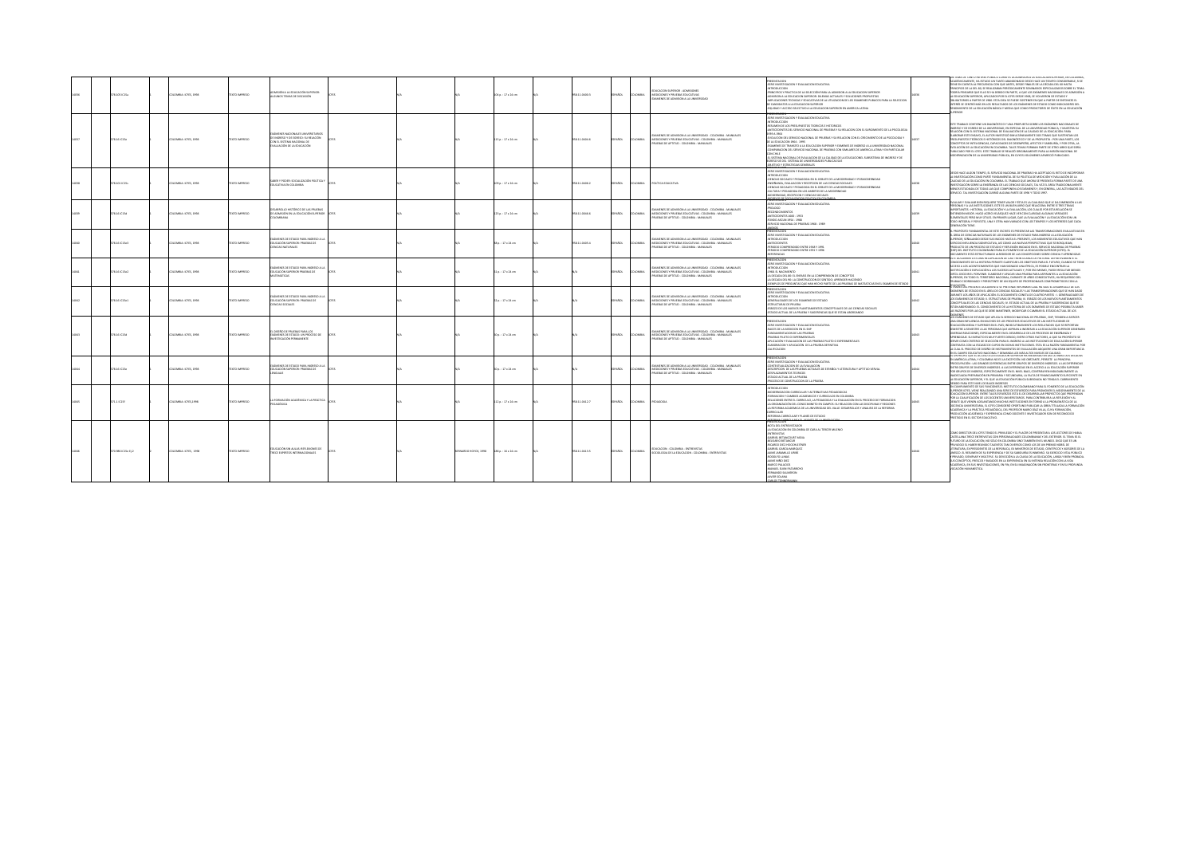| | | | | | | |
|---|---|---|---|---|---|---|
| ADMISIÓN A LA EDUCACIÓN SUPERIOR: ALGUNOS TEMAS DE DISCUSIÓN | COLOMBIA: ICFES, 1998 | TEXTO IMPRESO | 104 p. : 17 x 24 cm | ESPAÑOL | COLOMBIA | EDUCACIÓN SUPERIOR - ADMISIONES; MEDICIONES Y PRUEBAS EDUCATIVAS; EXÁMENES DE ADMISIÓN A LA UNIVERSIDAD |
| EXÁMENES NACIONALES UNIVERSITARIOS DE INGRESO Y DE EGRESO: SU RELACIÓN CON EL SISTEMA NACIONAL DE EVALUACIÓN DE LA EDUCACIÓN | COLOMBIA: ICFES, 1998 | TEXTO IMPRESO | 115 p. : 17 x 24 cm | ESPAÑOL | COLOMBIA | EXÁMENES DE ADMISIÓN A LA UNIVERSIDAD - COLOMBIA - MANUALES; MEDICIONES Y PRUEBAS EDUCATIVAS - COLOMBIA - MANUALES; PRUEBAS DE APTITUD - COLOMBIA - MANUALES |
| SABER Y PODER: SOCIALIZACIÓN POLÍTICA Y EDUCATIVA EN COLOMBIA | COLOMBIA: ICFES, 1998 | TEXTO IMPRESO | 109 p. : 17 x 24 cm | ESPAÑOL | COLOMBIA | POLÍTICA EDUCATIVA |
| DESARROLLO HISTÓRICO DE LAS PRUEBAS DE ADMISIÓN EN LA EDUCACIÓN SUPERIOR COLOMBIANA | COLOMBIA: ICFES, 1998 | TEXTO IMPRESO | 123 p. : 17 x 24 cm | ESPAÑOL | COLOMBIA | EXÁMENES DE ADMISIÓN A LA UNIVERSIDAD - COLOMBIA - MANUALES; MEDICIONES Y PRUEBAS EDUCATIVAS - COLOMBIA - MANUALES; PRUEBAS DE APTITUD - COLOMBIA - MANUALES |
| EXÁMENES DE ESTADO PARA INGRESO A LA EDUCACIÓN SUPERIOR: PRUEBAS DE CIENCIAS NATURALES | COLOMBIA: ICFES, 1998 | TEXTO IMPRESO | 98 p. : 17 x 24 cm | ESPAÑOL | COLOMBIA | EXÁMENES DE ADMISIÓN A LA UNIVERSIDAD - COLOMBIA - MANUALES; MEDICIONES Y PRUEBAS EDUCATIVAS - COLOMBIA - MANUALES; PRUEBAS DE APTITUD - COLOMBIA - MANUALES |
| EXÁMENES DE ESTADO PARA INGRESO A LA EDUCACIÓN SUPERIOR: PRUEBAS DE MATEMÁTICAS | COLOMBIA: ICFES, 1998 | TEXTO IMPRESO | 51 p. : 17 x 24 cm | ESPAÑOL | COLOMBIA | EXÁMENES DE ADMISIÓN A LA UNIVERSIDAD - COLOMBIA - MANUALES; MEDICIONES Y PRUEBAS EDUCATIVAS - COLOMBIA - MANUALES; PRUEBAS DE APTITUD - COLOMBIA - MANUALES |
| EXÁMENES DE ESTADO PARA INGRESO A LA EDUCACIÓN SUPERIOR: PRUEBAS DE CIENCIAS SOCIALES | COLOMBIA: ICFES, 1998 | TEXTO IMPRESO | 62 p. : 17 x 24 cm | ESPAÑOL | COLOMBIA | EXÁMENES DE ADMISIÓN A LA UNIVERSIDAD - COLOMBIA - MANUALES; MEDICIONES Y PRUEBAS EDUCATIVAS - COLOMBIA - MANUALES; PRUEBAS DE APTITUD - COLOMBIA - MANUALES |
| EL DISEÑO DE PRUEBAS PARA LOS EXÁMENES DE ESTADO: UN PROCESO DE INVESTIGACIÓN PERMANENTE | COLOMBIA: ICFES, 1998 | TEXTO IMPRESO | 80 p. : 17 x 24 cm | ESPAÑOL | COLOMBIA | EXÁMENES DE ADMISIÓN A LA UNIVERSIDAD - COLOMBIA - MANUALES; MEDICIONES Y PRUEBAS EDUCATIVAS - COLOMBIA - MANUALES; PRUEBAS DE APTITUD - COLOMBIA - MANUALES |
| EXÁMENES DE ESTADO PARA INGRESO A LA EDUCACIÓN SUPERIOR: PRUEBAS DE LENGUAJE | COLOMBIA: ICFES, 1998 | TEXTO IMPRESO | 80 p. : 17 x 24 cm | ESPAÑOL | COLOMBIA | EXÁMENES DE ADMISIÓN A LA UNIVERSIDAD - COLOMBIA - MANUALES; MEDICIONES Y PRUEBAS EDUCATIVAS - COLOMBIA - MANUALES; PRUEBAS DE APTITUD - COLOMBIA - MANUALES |
| LA FORMACIÓN ACADÉMICA Y LA PRÁCTICA PEDAGÓGICA | COLOMBIA: ICFES, 1998 | TEXTO IMPRESO | 112 p. : 17 x 24 cm | ESPAÑOL | COLOMBIA | PEDAGOGÍA |
| EDUCACIÓN: REFLEXIONES DE TRECE EXPERTOS INTERNACIONALES | COLOMBIA: ICFES, 1998 | TEXTO IMPRESO | BERNARDO HOYOS, 1998; 348 p. : 16 x 24 cm | ESPAÑOL | COLOMBIA | EDUCACIÓN - COLOMBIA - ENTREVISTAS; SOCIOLOGÍA DE LA EDUCACIÓN - COLOMBIA - ENTREVISTAS |